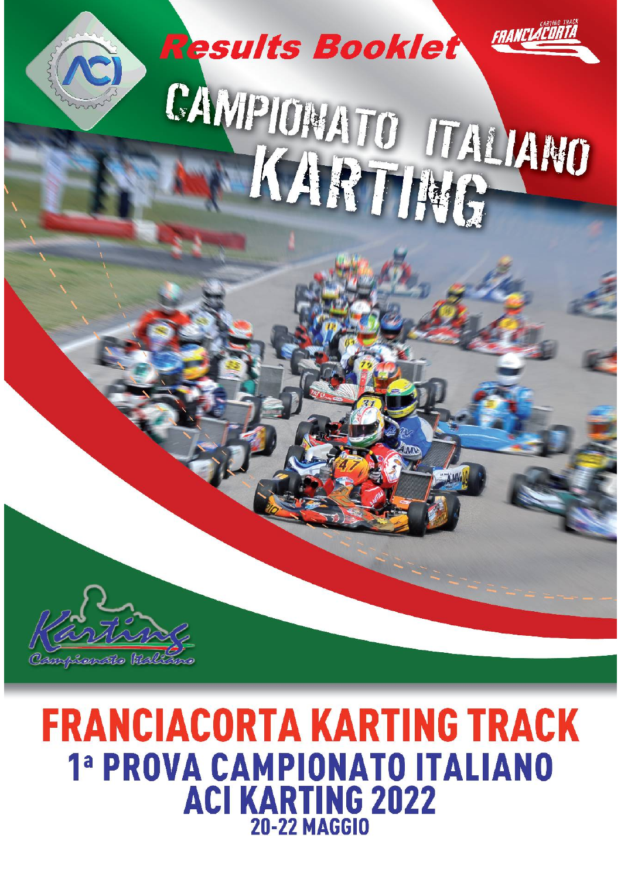# Results Booklet

# CAMPIONATO ITALIANO KARTING

KARTING TRACK FRANCIACORTA

Karting Campionato Italiano

# FRANCIACORTA KARTING TRACK

## 1ª PROVA CAMPIONATO ITALIANO ACI KARTING 2022

### 20-22 MAGGIO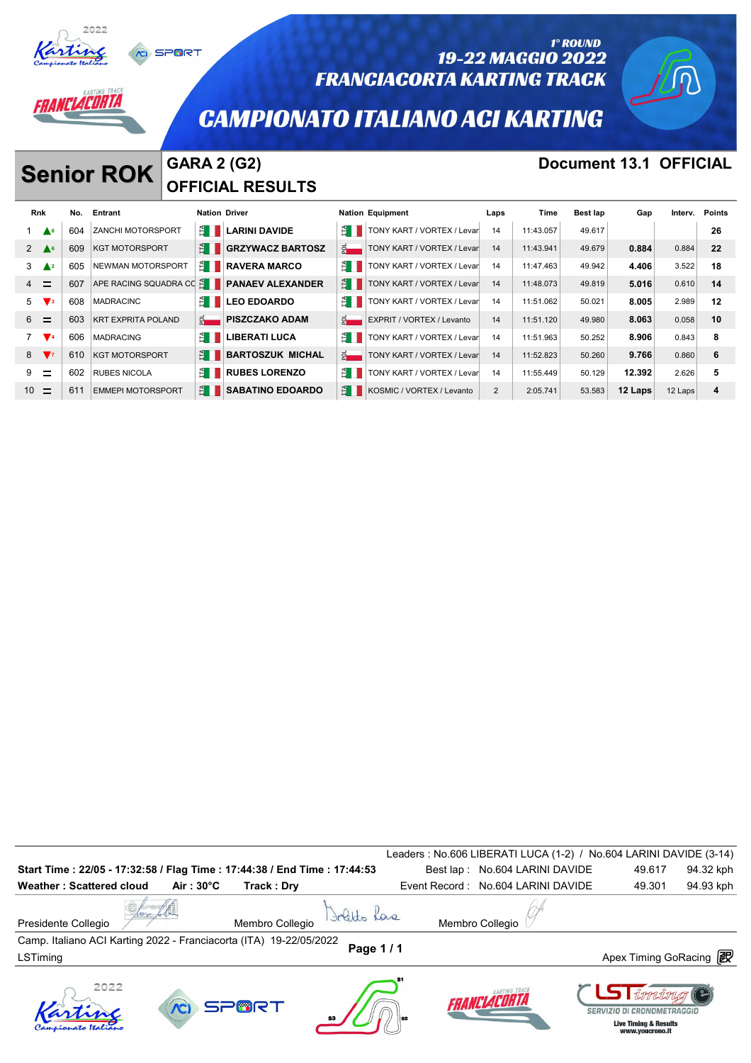# CAMPIONATO ITALIANO ACI KARTING

1° ROUND
19-22 MAGGIO 2022
FRANCIACORTA KARTING TRACK

## Senior ROK

### GARA 2 (G2)
### OFFICIAL RESULTS

**Document 13.1 OFFICIAL**

| Rnk | | No. | Entrant | Nation | Driver | Nation | Equipment | Laps | Time | Best lap | Gap | Interv. | Points |
|---|---|---|---|---|---|---|---|---|---|---|---|---|---|
| 1 | ▲6 | 604 | ZANCHI MOTORSPORT | ITA | **LARINI DAVIDE** | ITA | TONY KART / VORTEX / Levar | 14 | 11:43.057 | 49.617 | | | **26** |
| 2 | ▲6 | 609 | KGT MOTORSPORT | ITA | **GRZYWACZ BARTOSZ** | POL | TONY KART / VORTEX / Levar | 14 | 11:43.941 | 49.679 | **0.884** | 0.884 | **22** |
| 3 | ▲2 | 605 | NEWMAN MOTORSPORT | ITA | **RAVERA MARCO** | ITA | TONY KART / VORTEX / Levar | 14 | 11:47.463 | 49.942 | **4.406** | 3.522 | **18** |
| 4 | = | 607 | APE RACING SQUADRA CC | ITA | **PANAEV ALEXANDER** | ITA | TONY KART / VORTEX / Levar | 14 | 11:48.073 | 49.819 | **5.016** | 0.610 | **14** |
| 5 | ▼3 | 608 | MADRACINC | ITA | **LEO EDOARDO** | ITA | TONY KART / VORTEX / Levar | 14 | 11:51.062 | 50.021 | **8.005** | 2.989 | **12** |
| 6 | = | 603 | KRT EXPRITA POLAND | POL | **PISZCZAKO ADAM** | POL | EXPRIT / VORTEX / Levanto | 14 | 11:51.120 | 49.980 | **8.063** | 0.058 | **10** |
| 7 | ▼4 | 606 | MADRACING | ITA | **LIBERATI LUCA** | ITA | TONY KART / VORTEX / Levar | 14 | 11:51.963 | 50.252 | **8.906** | 0.843 | **8** |
| 8 | ▼7 | 610 | KGT MOTORSPORT | ITA | **BARTOSZUK MICHAL** | POL | TONY KART / VORTEX / Levar | 14 | 11:52.823 | 50.260 | **9.766** | 0.860 | **6** |
| 9 | = | 602 | RUBES NICOLA | ITA | **RUBES LORENZO** | ITA | TONY KART / VORTEX / Levar | 14 | 11:55.449 | 50.129 | **12.392** | 2.626 | **5** |
| 10 | = | 611 | EMMEPI MOTORSPORT | ITA | **SABATINO EDOARDO** | ITA | KOSMIC / VORTEX / Levanto | 2 | 2:05.741 | 53.583 | **12 Laps** | 12 Laps | **4** |

Leaders : No.606 LIBERATI LUCA (1-2) / No.604 LARINI DAVIDE (3-14)

**Start Time : 22/05 - 17:32:58 / Flag Time : 17:44:38 / End Time : 17:44:53**

**Weather : Scattered cloud** **Air : 30°C** **Track : Dry**

Best lap : No.604 LARINI DAVIDE 49.617 94.32 kph

Event Record : No.604 LARINI DAVIDE 49.301 94.93 kph

Presidente Collegio | Membro Collegio | Membro Collegio

Camp. Italiano ACI Karting 2022 - Franciacorta (ITA) 19-22/05/2022

LSTiming

Apex Timing GoRacing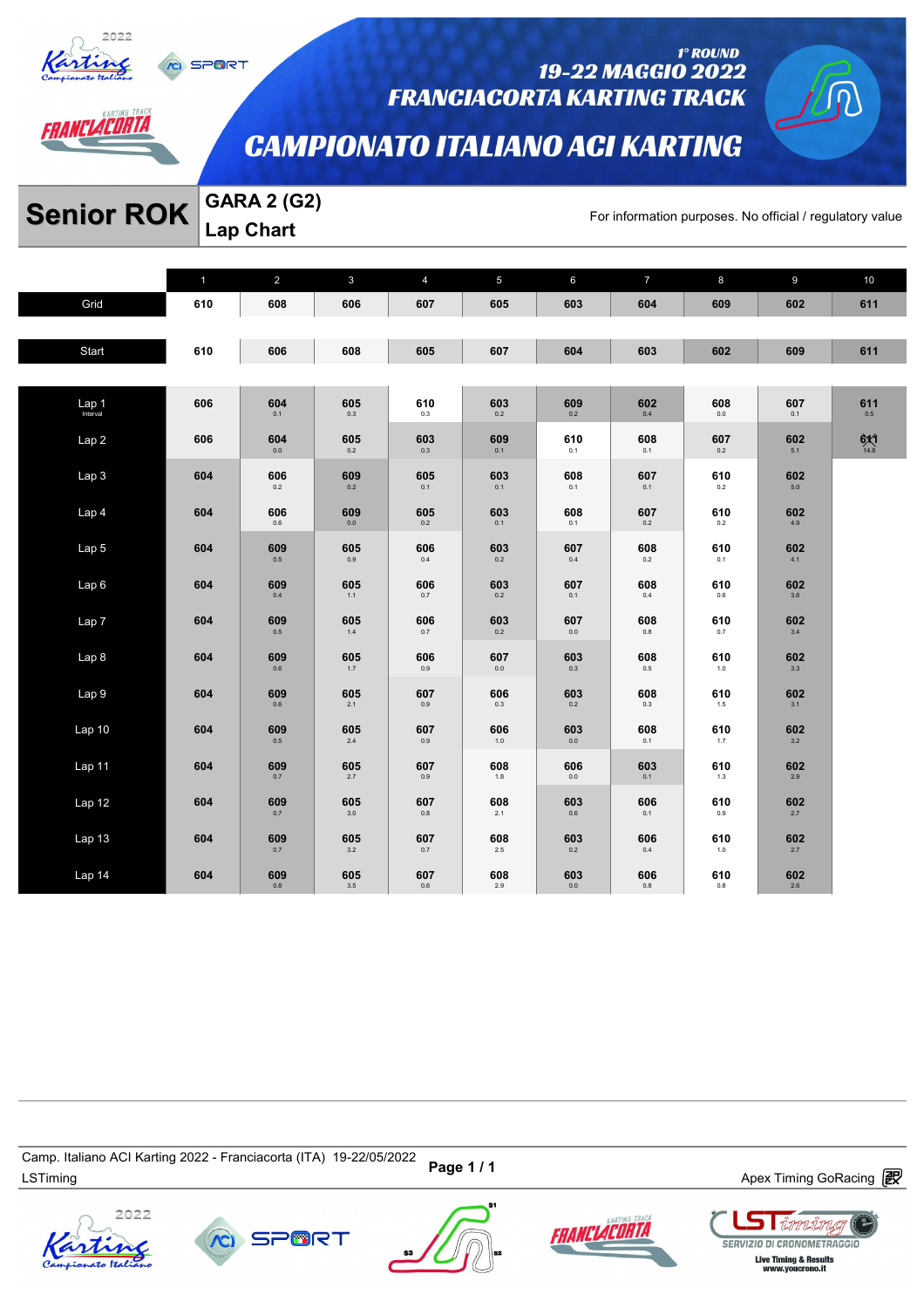# CAMPIONATO ITALIANO ACI KARTING

1° ROUND
19-22 MAGGIO 2022
FRANCIACORTA KARTING TRACK

## Senior ROK

**GARA 2 (G2)**
**Lap Chart**

For information purposes. No official / regulatory value

| | 1 | 2 | 3 | 4 | 5 | 6 | 7 | 8 | 9 | 10 |
|---|---|---|---|---|---|---|---|---|---|---|
| Grid | 610 | 608 | 606 | 607 | 605 | 603 | 604 | 609 | 602 | 611 |
| Start | 610 | 606 | 608 | 605 | 607 | 604 | 603 | 602 | 609 | 611 |
| Lap 1 (Interval) | 606 | 604 0.1 | 605 0.3 | 610 0.3 | 603 0.2 | 609 0.2 | 602 0.4 | 608 0.0 | 607 0.1 | 611 0.5 |
| Lap 2 | 606 | 604 0.0 | 605 0.2 | 603 0.3 | 609 0.1 | 610 0.1 | 608 0.1 | 607 0.2 | 602 5.1 | 611 14.8 |
| Lap 3 | 604 | 606 0.2 | 609 0.2 | 605 0.1 | 603 0.1 | 608 0.1 | 607 0.1 | 610 0.2 | 602 5.0 | |
| Lap 4 | 604 | 606 0.6 | 609 0.0 | 605 0.2 | 603 0.1 | 608 0.1 | 607 0.2 | 610 0.2 | 602 4.9 | |
| Lap 5 | 604 | 609 0.5 | 605 0.9 | 606 0.4 | 603 0.2 | 607 0.4 | 608 0.2 | 610 0.1 | 602 4.1 | |
| Lap 6 | 604 | 609 0.4 | 605 1.1 | 606 0.7 | 603 0.2 | 607 0.1 | 608 0.4 | 610 0.6 | 602 3.6 | |
| Lap 7 | 604 | 609 0.5 | 605 1.4 | 606 0.7 | 603 0.2 | 607 0.0 | 608 0.8 | 610 0.7 | 602 3.4 | |
| Lap 8 | 604 | 609 0.6 | 605 1.7 | 606 0.9 | 607 0.0 | 603 0.3 | 608 0.5 | 610 1.0 | 602 3.3 | |
| Lap 9 | 604 | 609 0.6 | 605 2.1 | 607 0.9 | 606 0.3 | 603 0.2 | 608 0.3 | 610 1.5 | 602 3.1 | |
| Lap 10 | 604 | 609 0.5 | 605 2.4 | 607 0.9 | 606 1.0 | 603 0.0 | 608 0.1 | 610 1.7 | 602 3.2 | |
| Lap 11 | 604 | 609 0.7 | 605 2.7 | 607 0.9 | 608 1.8 | 606 0.0 | 603 0.1 | 610 1.3 | 602 2.9 | |
| Lap 12 | 604 | 609 0.7 | 605 3.0 | 607 0.8 | 608 2.1 | 603 0.6 | 606 0.1 | 610 0.9 | 602 2.7 | |
| Lap 13 | 604 | 609 0.7 | 605 3.2 | 607 0.7 | 608 2.5 | 603 0.2 | 606 0.4 | 610 1.0 | 602 2.7 | |
| Lap 14 | 604 | 609 0.8 | 605 3.5 | 607 0.6 | 608 2.9 | 603 0.0 | 606 0.8 | 610 0.8 | 602 2.6 | |

Camp. Italiano ACI Karting 2022 - Franciacorta (ITA) 19-22/05/2022
LSTiming

Apex Timing GoRacing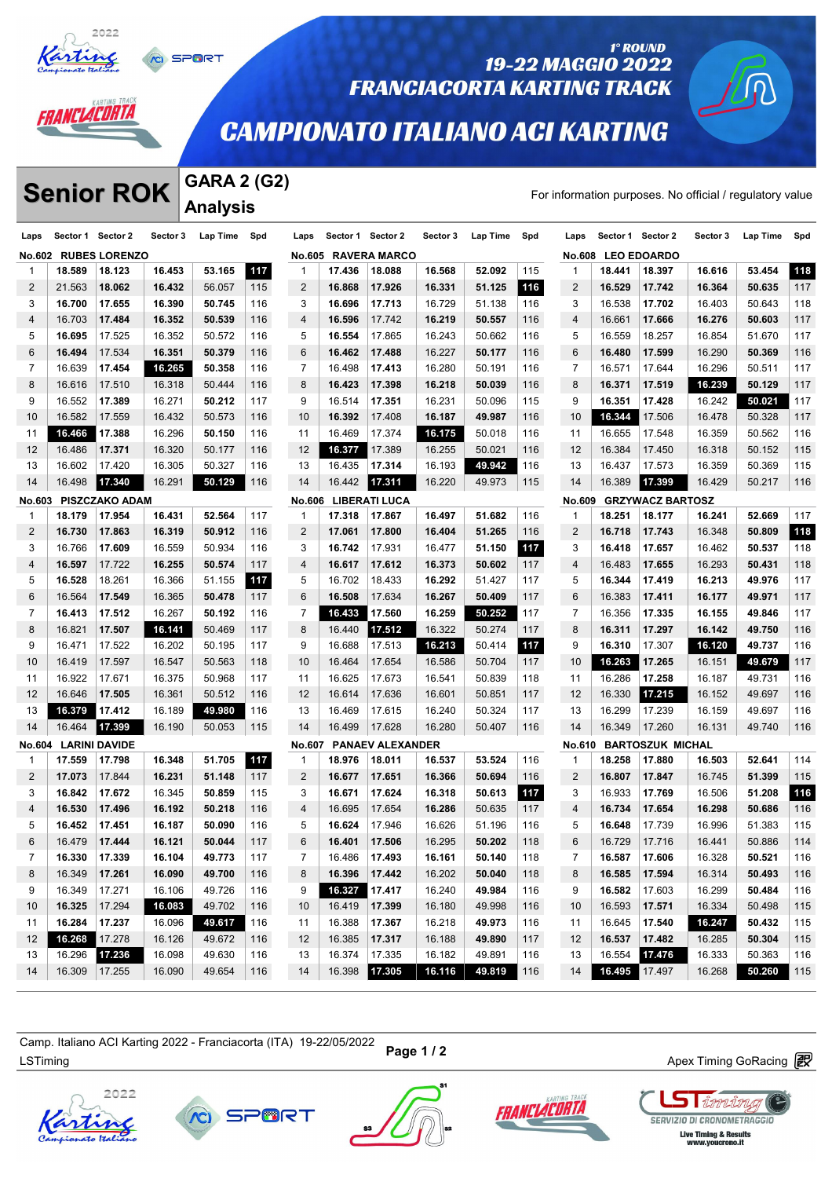# CAMPIONATO ITALIANO ACI KARTING

1° ROUND
19-22 MAGGIO 2022
FRANCIACORTA KARTING TRACK

## Senior ROK

### GARA 2 (G2) Analysis

For information purposes. No official / regulatory value

**No.602 RUBES LORENZO**

| Laps | Sector 1 | Sector 2 | Sector 3 | Lap Time | Spd |
|---|---|---|---|---|---|
| 1 | 18.589 | 18.123 | 16.453 | 53.165 | 117 |
| 2 | 21.563 | 18.062 | 16.432 | 56.057 | 115 |
| 3 | 16.700 | 17.655 | 16.390 | 50.745 | 116 |
| 4 | 16.703 | 17.484 | 16.352 | 50.539 | 116 |
| 5 | 16.695 | 17.525 | 16.352 | 50.572 | 116 |
| 6 | 16.494 | 17.534 | 16.351 | 50.379 | 116 |
| 7 | 16.639 | 17.454 | 16.265 | 50.358 | 116 |
| 8 | 16.616 | 17.510 | 16.318 | 50.444 | 116 |
| 9 | 16.552 | 17.389 | 16.271 | 50.212 | 117 |
| 10 | 16.582 | 17.559 | 16.432 | 50.573 | 116 |
| 11 | 16.466 | 17.388 | 16.296 | 50.150 | 116 |
| 12 | 16.486 | 17.371 | 16.320 | 50.177 | 116 |
| 13 | 16.602 | 17.420 | 16.305 | 50.327 | 116 |
| 14 | 16.498 | 17.340 | 16.291 | 50.129 | 116 |

**No.603 PISZCZAKO ADAM**

| Laps | Sector 1 | Sector 2 | Sector 3 | Lap Time | Spd |
|---|---|---|---|---|---|
| 1 | 18.179 | 17.954 | 16.431 | 52.564 | 117 |
| 2 | 16.730 | 17.863 | 16.319 | 50.912 | 116 |
| 3 | 16.766 | 17.609 | 16.559 | 50.934 | 116 |
| 4 | 16.597 | 17.722 | 16.255 | 50.574 | 117 |
| 5 | 16.528 | 18.261 | 16.366 | 51.155 | 117 |
| 6 | 16.564 | 17.549 | 16.365 | 50.478 | 117 |
| 7 | 16.413 | 17.512 | 16.267 | 50.192 | 116 |
| 8 | 16.821 | 17.507 | 16.141 | 50.469 | 117 |
| 9 | 16.471 | 17.522 | 16.202 | 50.195 | 117 |
| 10 | 16.419 | 17.597 | 16.547 | 50.563 | 118 |
| 11 | 16.922 | 17.671 | 16.375 | 50.968 | 117 |
| 12 | 16.646 | 17.505 | 16.361 | 50.512 | 116 |
| 13 | 16.379 | 17.412 | 16.189 | 49.980 | 116 |
| 14 | 16.464 | 17.399 | 16.190 | 50.053 | 115 |

**No.604 LARINI DAVIDE**

| Laps | Sector 1 | Sector 2 | Sector 3 | Lap Time | Spd |
|---|---|---|---|---|---|
| 1 | 17.559 | 17.798 | 16.348 | 51.705 | 117 |
| 2 | 17.073 | 17.844 | 16.231 | 51.148 | 117 |
| 3 | 16.842 | 17.672 | 16.345 | 50.859 | 115 |
| 4 | 16.530 | 17.496 | 16.192 | 50.218 | 116 |
| 5 | 16.452 | 17.451 | 16.187 | 50.090 | 116 |
| 6 | 16.479 | 17.444 | 16.121 | 50.044 | 117 |
| 7 | 16.330 | 17.339 | 16.104 | 49.773 | 117 |
| 8 | 16.349 | 17.261 | 16.090 | 49.700 | 116 |
| 9 | 16.349 | 17.271 | 16.106 | 49.726 | 116 |
| 10 | 16.325 | 17.294 | 16.083 | 49.702 | 116 |
| 11 | 16.284 | 17.237 | 16.096 | 49.617 | 116 |
| 12 | 16.268 | 17.278 | 16.126 | 49.672 | 116 |
| 13 | 16.296 | 17.236 | 16.098 | 49.630 | 116 |
| 14 | 16.309 | 17.255 | 16.090 | 49.654 | 116 |

**No.605 RAVERA MARCO**

| Laps | Sector 1 | Sector 2 | Sector 3 | Lap Time | Spd |
|---|---|---|---|---|---|
| 1 | 17.436 | 18.088 | 16.568 | 52.092 | 115 |
| 2 | 16.868 | 17.926 | 16.331 | 51.125 | 116 |
| 3 | 16.696 | 17.713 | 16.729 | 51.138 | 116 |
| 4 | 16.596 | 17.742 | 16.219 | 50.557 | 116 |
| 5 | 16.554 | 17.865 | 16.243 | 50.662 | 116 |
| 6 | 16.462 | 17.488 | 16.227 | 50.177 | 116 |
| 7 | 16.498 | 17.413 | 16.280 | 50.191 | 116 |
| 8 | 16.423 | 17.398 | 16.218 | 50.039 | 116 |
| 9 | 16.514 | 17.351 | 16.231 | 50.096 | 115 |
| 10 | 16.392 | 17.408 | 16.187 | 49.987 | 116 |
| 11 | 16.469 | 17.374 | 16.175 | 50.018 | 116 |
| 12 | 16.377 | 17.389 | 16.255 | 50.021 | 116 |
| 13 | 16.435 | 17.314 | 16.193 | 49.942 | 116 |
| 14 | 16.442 | 17.311 | 16.220 | 49.973 | 115 |

**No.606 LIBERATI LUCA**

| Laps | Sector 1 | Sector 2 | Sector 3 | Lap Time | Spd |
|---|---|---|---|---|---|
| 1 | 17.318 | 17.867 | 16.497 | 51.682 | 116 |
| 2 | 17.061 | 17.800 | 16.404 | 51.265 | 116 |
| 3 | 16.742 | 17.931 | 16.477 | 51.150 | 117 |
| 4 | 16.617 | 17.612 | 16.373 | 50.602 | 117 |
| 5 | 16.702 | 18.433 | 16.292 | 51.427 | 117 |
| 6 | 16.508 | 17.634 | 16.267 | 50.409 | 117 |
| 7 | 16.433 | 17.560 | 16.259 | 50.252 | 117 |
| 8 | 16.440 | 17.512 | 16.322 | 50.274 | 117 |
| 9 | 16.688 | 17.513 | 16.213 | 50.414 | 117 |
| 10 | 16.464 | 17.654 | 16.586 | 50.704 | 117 |
| 11 | 16.625 | 17.673 | 16.541 | 50.839 | 118 |
| 12 | 16.614 | 17.636 | 16.601 | 50.851 | 117 |
| 13 | 16.469 | 17.615 | 16.240 | 50.324 | 117 |
| 14 | 16.499 | 17.628 | 16.280 | 50.407 | 116 |

**No.607 PANAEV ALEXANDER**

| Laps | Sector 1 | Sector 2 | Sector 3 | Lap Time | Spd |
|---|---|---|---|---|---|
| 1 | 18.976 | 18.011 | 16.537 | 53.524 | 116 |
| 2 | 16.677 | 17.651 | 16.366 | 50.694 | 116 |
| 3 | 16.671 | 17.624 | 16.318 | 50.613 | 117 |
| 4 | 16.695 | 17.654 | 16.286 | 50.635 | 117 |
| 5 | 16.624 | 17.946 | 16.626 | 51.196 | 116 |
| 6 | 16.401 | 17.506 | 16.295 | 50.202 | 118 |
| 7 | 16.486 | 17.493 | 16.161 | 50.140 | 118 |
| 8 | 16.396 | 17.442 | 16.202 | 50.040 | 118 |
| 9 | 16.327 | 17.417 | 16.240 | 49.984 | 116 |
| 10 | 16.419 | 17.399 | 16.180 | 49.998 | 116 |
| 11 | 16.388 | 17.367 | 16.218 | 49.973 | 116 |
| 12 | 16.385 | 17.317 | 16.188 | 49.890 | 117 |
| 13 | 16.374 | 17.335 | 16.182 | 49.891 | 116 |
| 14 | 16.398 | 17.305 | 16.116 | 49.819 | 116 |

**No.608 LEO EDOARDO**

| Laps | Sector 1 | Sector 2 | Sector 3 | Lap Time | Spd |
|---|---|---|---|---|---|
| 1 | 18.441 | 18.397 | 16.616 | 53.454 | 118 |
| 2 | 16.529 | 17.742 | 16.364 | 50.635 | 117 |
| 3 | 16.538 | 17.702 | 16.403 | 50.643 | 118 |
| 4 | 16.661 | 17.666 | 16.276 | 50.603 | 117 |
| 5 | 16.559 | 18.257 | 16.854 | 51.670 | 117 |
| 6 | 16.480 | 17.599 | 16.290 | 50.369 | 116 |
| 7 | 16.571 | 17.644 | 16.296 | 50.511 | 117 |
| 8 | 16.371 | 17.519 | 16.239 | 50.129 | 117 |
| 9 | 16.351 | 17.428 | 16.242 | 50.021 | 117 |
| 10 | 16.344 | 17.506 | 16.478 | 50.328 | 117 |
| 11 | 16.655 | 17.548 | 16.359 | 50.562 | 116 |
| 12 | 16.384 | 17.450 | 16.318 | 50.152 | 115 |
| 13 | 16.437 | 17.573 | 16.359 | 50.369 | 115 |
| 14 | 16.389 | 17.399 | 16.429 | 50.217 | 116 |

**No.609 GRZYWACZ BARTOSZ**

| Laps | Sector 1 | Sector 2 | Sector 3 | Lap Time | Spd |
|---|---|---|---|---|---|
| 1 | 18.251 | 18.177 | 16.241 | 52.669 | 117 |
| 2 | 16.718 | 17.743 | 16.348 | 50.809 | 118 |
| 3 | 16.418 | 17.657 | 16.462 | 50.537 | 118 |
| 4 | 16.483 | 17.655 | 16.293 | 50.431 | 118 |
| 5 | 16.344 | 17.419 | 16.213 | 49.976 | 117 |
| 6 | 16.383 | 17.411 | 16.177 | 49.971 | 117 |
| 7 | 16.356 | 17.335 | 16.155 | 49.846 | 117 |
| 8 | 16.311 | 17.297 | 16.142 | 49.750 | 116 |
| 9 | 16.310 | 17.307 | 16.120 | 49.737 | 116 |
| 10 | 16.263 | 17.265 | 16.151 | 49.679 | 117 |
| 11 | 16.286 | 17.258 | 16.187 | 49.731 | 116 |
| 12 | 16.330 | 17.215 | 16.152 | 49.697 | 116 |
| 13 | 16.299 | 17.239 | 16.159 | 49.697 | 116 |
| 14 | 16.349 | 17.260 | 16.131 | 49.740 | 116 |

**No.610 BARTOSZUK MICHAL**

| Laps | Sector 1 | Sector 2 | Sector 3 | Lap Time | Spd |
|---|---|---|---|---|---|
| 1 | 18.258 | 17.880 | 16.503 | 52.641 | 114 |
| 2 | 16.807 | 17.847 | 16.745 | 51.399 | 115 |
| 3 | 16.933 | 17.769 | 16.506 | 51.208 | 116 |
| 4 | 16.734 | 17.654 | 16.298 | 50.686 | 116 |
| 5 | 16.648 | 17.739 | 16.996 | 51.383 | 115 |
| 6 | 16.729 | 17.716 | 16.441 | 50.886 | 114 |
| 7 | 16.587 | 17.606 | 16.328 | 50.521 | 116 |
| 8 | 16.585 | 17.594 | 16.314 | 50.493 | 116 |
| 9 | 16.582 | 17.603 | 16.299 | 50.484 | 116 |
| 10 | 16.593 | 17.571 | 16.334 | 50.498 | 115 |
| 11 | 16.645 | 17.540 | 16.247 | 50.432 | 115 |
| 12 | 16.537 | 17.482 | 16.285 | 50.304 | 115 |
| 13 | 16.554 | 17.476 | 16.333 | 50.363 | 116 |
| 14 | 16.495 | 17.497 | 16.268 | 50.260 | 115 |

Camp. Italiano ACI Karting 2022 - Franciacorta (ITA) 19-22/05/2022
LSTiming

Page 1 / 2

Apex Timing GoRacing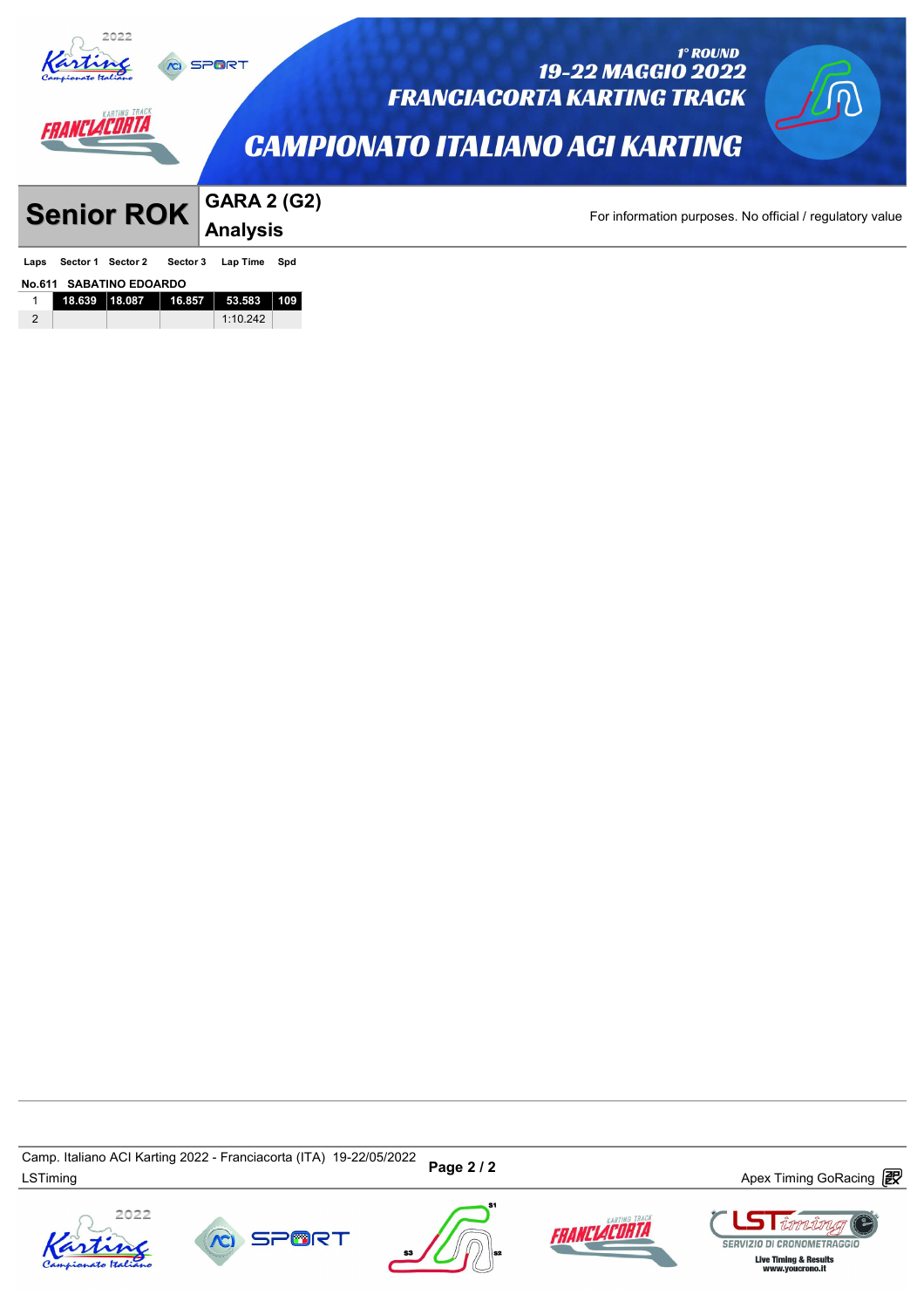# CAMPIONATO ITALIANO ACI KARTING

1° ROUND
19-22 MAGGIO 2022
FRANCIACORTA KARTING TRACK

## Senior ROK

### GARA 2 (G2)
### Analysis

For information purposes. No official / regulatory value

**No.611 SABATINO EDOARDO**

| Laps | Sector 1 | Sector 2 | Sector 3 | Lap Time | Spd |
|---|---|---|---|---|---|
| 1 | 18.639 | 18.087 | 16.857 | 53.583 | 109 |
| 2 | | | | 1:10.242 | |

Camp. Italiano ACI Karting 2022 - Franciacorta (ITA) 19-22/05/2022
LSTiming
Apex Timing GoRacing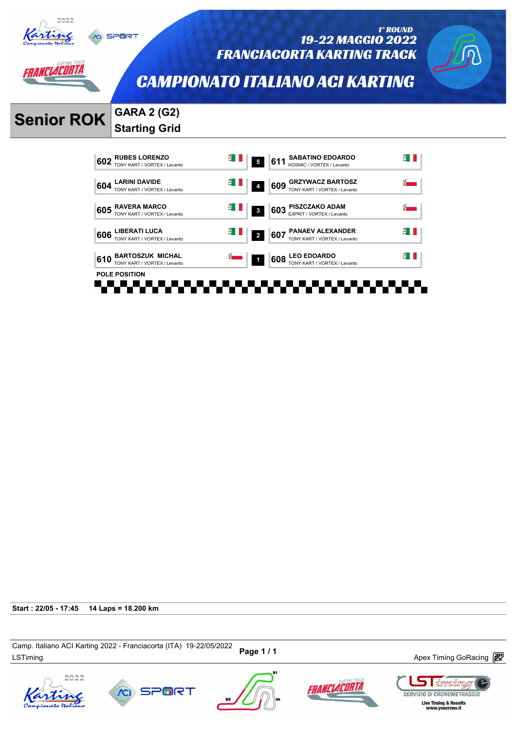# CAMPIONATO ITALIANO ACI KARTING

1° ROUND
19-22 MAGGIO 2022
FRANCIACORTA KARTING TRACK

## Senior ROK

### GARA 2 (G2)
### Starting Grid

| No. | Driver | Team | Nat. | Row | No. | Driver | Team | Nat. |
|---|---|---|---|---|---|---|---|---|
| 602 | RUBES LORENZO | TONY KART / VORTEX / Levanto | ITA | 5 | 611 | SABATINO EDOARDO | KOSMIC / VORTEX / Levanto | ITA |
| 604 | LARINI DAVIDE | TONY KART / VORTEX / Levanto | ITA | 4 | 609 | GRZYWACZ BARTOSZ | TONY KART / VORTEX / Levanto | POL |
| 605 | RAVERA MARCO | TONY KART / VORTEX / Levanto | ITA | 3 | 603 | PISZCZAKO ADAM | EXPRIT / VORTEX / Levanto | POL |
| 606 | LIBERATI LUCA | TONY KART / VORTEX / Levanto | ITA | 2 | 607 | PANAEV ALEXANDER | TONY KART / VORTEX / Levanto | ITA |
| 610 | BARTOSZUK MICHAL | TONY KART / VORTEX / Levanto | POL | 1 | 608 | LEO EDOARDO | TONY KART / VORTEX / Levanto | ITA |

POLE POSITION

**Start : 22/05 - 17:45    14 Laps = 18.200 km**

Camp. Italiano ACI Karting 2022 - Franciacorta (ITA) 19-22/05/2022
LSTiming
Apex Timing GoRacing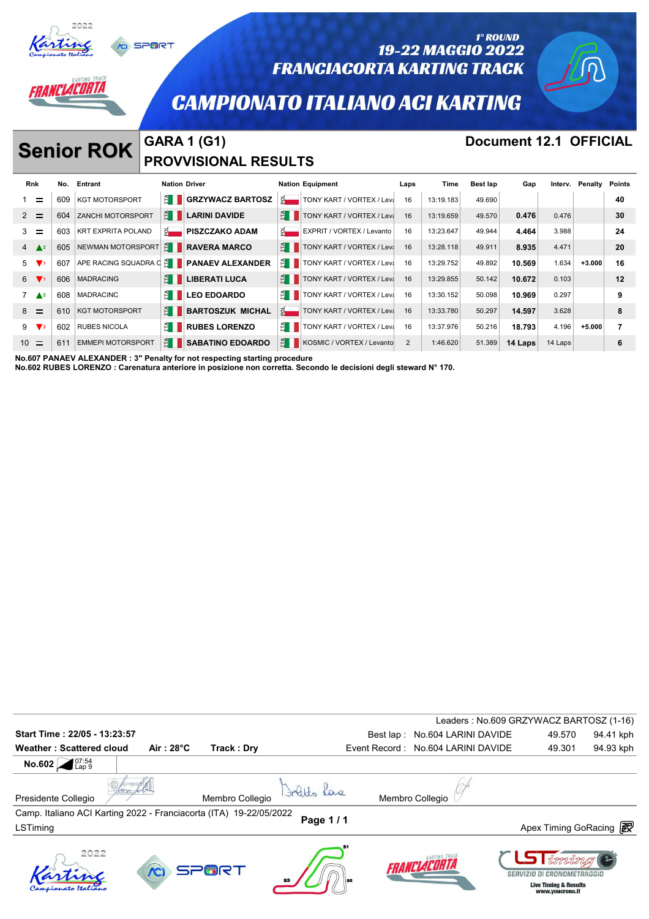# CAMPIONATO ITALIANO ACI KARTING

1° ROUND
19-22 MAGGIO 2022
FRANCIACORTA KARTING TRACK

## Senior ROK

### GARA 1 (G1)
### PROVVISIONAL RESULTS

**Document 12.1 OFFICIAL**

| Rnk | | No. | Entrant | Nation | Driver | Nation | Equipment | Laps | Time | Best lap | Gap | Interv. | Penalty | Points |
|---|---|---|---|---|---|---|---|---|---|---|---|---|---|---|
| 1 | = | 609 | KGT MOTORSPORT | ITA | GRZYWACZ BARTOSZ | POL | TONY KART / VORTEX / Leva | 16 | 13:19.183 | 49.690 | | | | 40 |
| 2 | = | 604 | ZANCHI MOTORSPORT | ITA | LARINI DAVIDE | ITA | TONY KART / VORTEX / Leva | 16 | 13:19.659 | 49.570 | 0.476 | 0.476 | | 30 |
| 3 | = | 603 | KRT EXPRITA POLAND | POL | PISZCZAKO ADAM | POL | EXPRIT / VORTEX / Levanto | 16 | 13:23.647 | 49.944 | 4.464 | 3.988 | | 24 |
| 4 | ▲2 | 605 | NEWMAN MOTORSPORT | ITA | RAVERA MARCO | ITA | TONY KART / VORTEX / Leva | 16 | 13:28.118 | 49.911 | 8.935 | 4.471 | | 20 |
| 5 | ▼1 | 607 | APE RACING SQUADRA C | ITA | PANAEV ALEXANDER | ITA | TONY KART / VORTEX / Leva | 16 | 13:29.752 | 49.892 | 10.569 | 1.634 | +3.000 | 16 |
| 6 | ▼1 | 606 | MADRACING | ITA | LIBERATI LUCA | ITA | TONY KART / VORTEX / Leva | 16 | 13:29.855 | 50.142 | 10.672 | 0.103 | | 12 |
| 7 | ▲2 | 608 | MADRACINC | ITA | LEO EDOARDO | ITA | TONY KART / VORTEX / Leva | 16 | 13:30.152 | 50.098 | 10.969 | 0.297 | | 9 |
| 8 | = | 610 | KGT MOTORSPORT | ITA | BARTOSZUK MICHAL | POL | TONY KART / VORTEX / Leva | 16 | 13:33.780 | 50.297 | 14.597 | 3.628 | | 8 |
| 9 | ▼2 | 602 | RUBES NICOLA | ITA | RUBES LORENZO | ITA | TONY KART / VORTEX / Leva | 16 | 13:37.976 | 50.216 | 18.793 | 4.196 | +5.000 | 7 |
| 10 | = | 611 | EMMEPI MOTORSPORT | ITA | SABATINO EDOARDO | ITA | KOSMIC / VORTEX / Levanto | 2 | 1:46.620 | 51.389 | 14 Laps | 14 Laps | | 6 |

**No.607 PANAEV ALEXANDER : 3" Penalty for not respecting starting procedure**
**No.602 RUBES LORENZO : Carenatura anteriore in posizione non corretta. Secondo le decisioni degli steward N° 170.**

Leaders : No.609 GRZYWACZ BARTOSZ (1-16)

**Start Time : 22/05 - 13:23:57**

**Weather : Scattered cloud** **Air : 28°C** **Track : Dry**

Best lap : No.604 LARINI DAVIDE 49.570 94.41 kph

Event Record : No.604 LARINI DAVIDE 49.301 94.93 kph

**No.602** 07:54 Lap 9

Presidente Collegio — Membro Collegio — Membro Collegio

Camp. Italiano ACI Karting 2022 - Franciacorta (ITA) 19-22/05/2022

LSTiming

Apex Timing GoRacing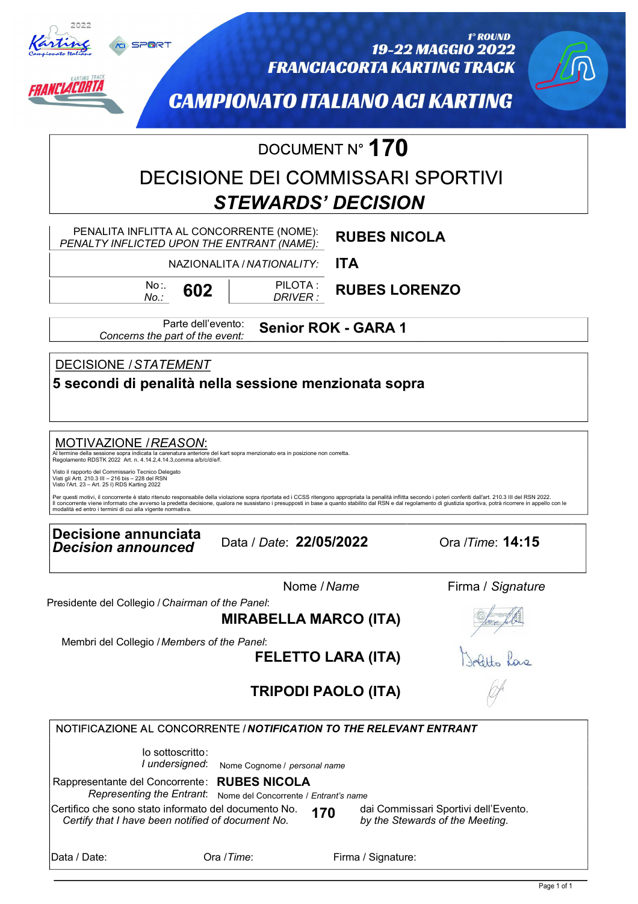2022 Karting Campionato Italiano — ACI SPORT — FRANCIACORTA KARTING TRACK

1° ROUND
19-22 MAGGIO 2022
FRANCIACORTA KARTING TRACK

CAMPIONATO ITALIANO ACI KARTING

# DOCUMENT N° 170

## DECISIONE DEI COMMISSARI SPORTIVI
## *STEWARDS' DECISION*

| | |
|---|---|
| PENALITA INFLITTA AL CONCORRENTE (NOME): *PENALTY INFLICTED UPON THE ENTRANT (NAME):* | **RUBES NICOLA** |
| NAZIONALITA / *NATIONALITY:* | **ITA** |
| No:. *No.:* **602** — PILOTA : *DRIVER :* | **RUBES LORENZO** |

Parte dell'evento: *Concerns the part of the event:* **Senior ROK - GARA 1**

**DECISIONE / *STATEMENT***

**5 secondi di penalità nella sessione menzionata sopra**

**MOTIVAZIONE / *REASON*:**

Al termine della sessione sopra indicata la carenatura anteriore del kart sopra menzionato era in posizione non corretta.
Regolamento RDSTK 2022 Art. n. 4.14.2,4.14.3,comma a/b/c/d/e/f.

Visto il rapporto del Commissario Tecnico Delegato
Visti gli Artt. 210.3 III – 216 bis – 228 del RSN
Visto l'Art. 23 – Art. 25 I) RDS Karting 2022

Per questi motivi, il concorrente è stato ritenuto responsabile della violazione sopra riportata ed i CCSS ritengono appropriata la penalità inflitta secondo i poteri conferiti dall'art. 210.3 III del RSN 2022.
Il concorrente viene informato che avverso la predetta decisione, qualora ne sussistano i presupposti in base a quanto stabilito dal RSN e dal regolamento di giustizia sportiva, potrà ricorrere in appello con le modalità ed entro i termini di cui alla vigente normativa.

**Decisione annunciata** ***Decision announced*** — Data / *Date*: **22/05/2022** — Ora /*Time*: **14:15**

| | Nome / *Name* | Firma / *Signature* |
|---|---|---|
| Presidente del Collegio / *Chairman of the Panel*: | **MIRABELLA MARCO (ITA)** | [signature] |
| Membri del Collegio / *Members of the Panel*: | **FELETTO LARA (ITA)** | [signature] |
| | **TRIPODI PAOLO (ITA)** | [signature] |

**NOTIFICAZIONE AL CONCORRENTE / *NOTIFICATION TO THE RELEVANT ENTRANT***

Io sottoscritto: *I undersigned*: Nome Cognome / *personal name*

Rappresentante del Concorrente: *Representing the Entrant*: **RUBES NICOLA** Nome del Concorrente / *Entrant's name*

Certifico che sono stato informato del documento No. *Certify that I have been notified of document No.* **170** dai Commissari Sportivi dell'Evento. *by the Stewards of the Meeting.*

Data / Date: Ora /*Time*: Firma / Signature: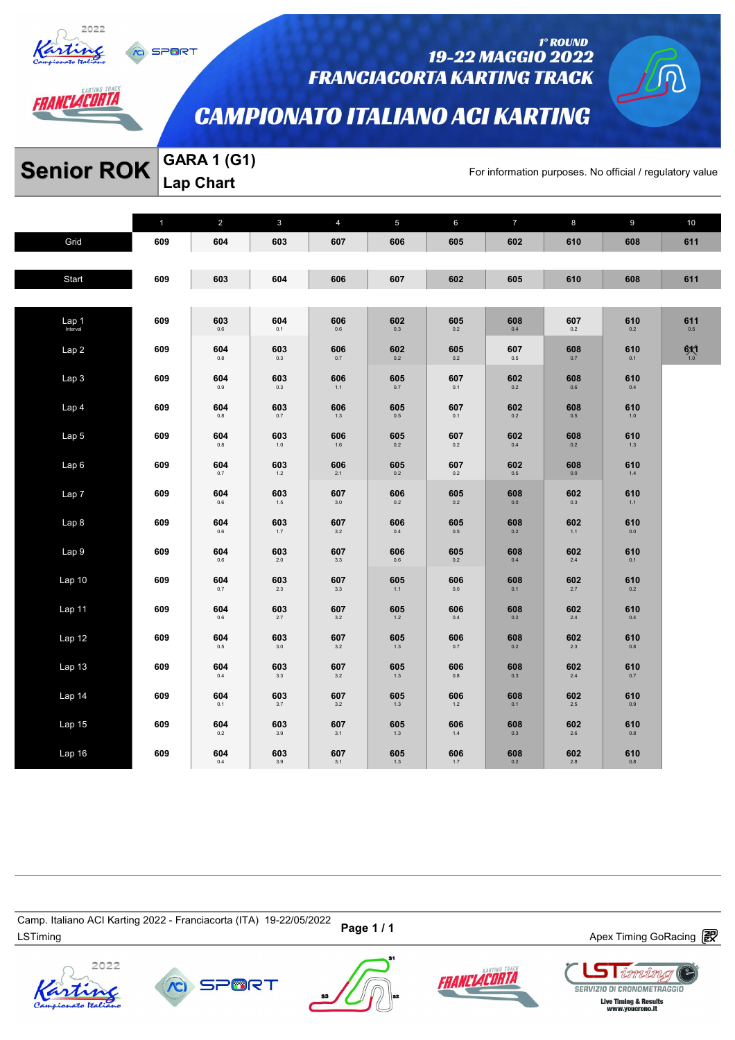1° ROUND
19-22 MAGGIO 2022
FRANCIACORTA KARTING TRACK

# CAMPIONATO ITALIANO ACI KARTING

## Senior ROK

### GARA 1 (G1)
### Lap Chart

For information purposes. No official / regulatory value

| | 1 | 2 | 3 | 4 | 5 | 6 | 7 | 8 | 9 | 10 |
|---|---|---|---|---|---|---|---|---|---|---|
| Grid | 609 | 604 | 603 | 607 | 606 | 605 | 602 | 610 | 608 | 611 |
| Start | 609 | 603 | 604 | 606 | 607 | 602 | 605 | 610 | 608 | 611 |
| Lap 1 Interval | 609 | 603 0.6 | 604 0.1 | 606 0.6 | 602 0.3 | 605 0.2 | 608 0.4 | 607 0.2 | 610 0.2 | 611 0.5 |
| Lap 2 | 609 | 604 0.8 | 603 0.3 | 606 0.7 | 602 0.2 | 605 0.2 | 607 0.5 | 608 0.7 | 610 0.1 | 611 1.0 |
| Lap 3 | 609 | 604 0.9 | 603 0.3 | 606 1.1 | 605 0.7 | 607 0.1 | 602 0.2 | 608 0.6 | 610 0.4 | |
| Lap 4 | 609 | 604 0.8 | 603 0.7 | 606 1.3 | 605 0.5 | 607 0.1 | 602 0.2 | 608 0.5 | 610 1.0 | |
| Lap 5 | 609 | 604 0.8 | 603 1.0 | 606 1.6 | 605 0.2 | 607 0.2 | 602 0.4 | 608 0.2 | 610 1.3 | |
| Lap 6 | 609 | 604 0.7 | 603 1.2 | 606 2.1 | 605 0.2 | 607 0.2 | 602 0.5 | 608 0.0 | 610 1.4 | |
| Lap 7 | 609 | 604 0.6 | 603 1.5 | 607 3.0 | 606 0.2 | 605 0.2 | 608 0.0 | 602 0.3 | 610 1.1 | |
| Lap 8 | 609 | 604 0.6 | 603 1.7 | 607 3.2 | 606 0.4 | 605 0.5 | 608 0.2 | 602 1.1 | 610 0.0 | |
| Lap 9 | 609 | 604 0.6 | 603 2.0 | 607 3.3 | 606 0.6 | 605 0.2 | 608 0.4 | 602 2.4 | 610 0.1 | |
| Lap 10 | 609 | 604 0.7 | 603 2.3 | 607 3.3 | 605 1.1 | 606 0.0 | 608 0.1 | 602 2.7 | 610 0.2 | |
| Lap 11 | 609 | 604 0.6 | 603 2.7 | 607 3.2 | 605 1.2 | 606 0.4 | 608 0.2 | 602 2.4 | 610 0.4 | |
| Lap 12 | 609 | 604 0.5 | 603 3.0 | 607 3.2 | 605 1.3 | 606 0.7 | 608 0.2 | 602 2.3 | 610 0.8 | |
| Lap 13 | 609 | 604 0.4 | 603 3.3 | 607 3.2 | 605 1.3 | 606 0.8 | 608 0.3 | 602 2.4 | 610 0.7 | |
| Lap 14 | 609 | 604 0.1 | 603 3.7 | 607 3.2 | 605 1.3 | 606 1.2 | 608 0.1 | 602 2.5 | 610 0.9 | |
| Lap 15 | 609 | 604 0.2 | 603 3.9 | 607 3.1 | 605 1.3 | 606 1.4 | 608 0.3 | 602 2.6 | 610 0.8 | |
| Lap 16 | 609 | 604 0.4 | 603 3.9 | 607 3.1 | 605 1.3 | 606 1.7 | 608 0.2 | 602 2.8 | 610 0.8 | |

Camp. Italiano ACI Karting 2022 - Franciacorta (ITA) 19-22/05/2022
LSTiming
Apex Timing GoRacing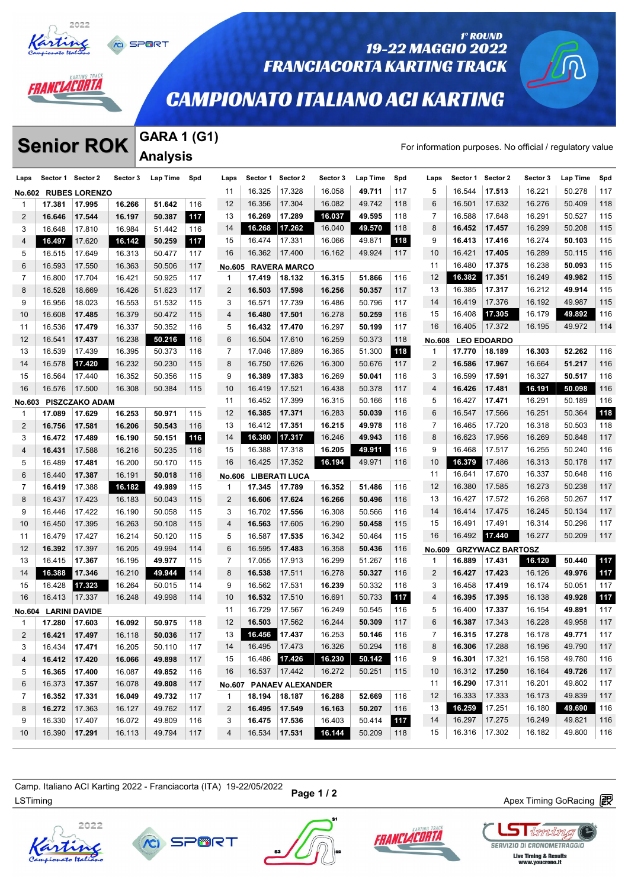# Senior ROK

## GARA 1 (G1) Analysis

1° ROUND
19-22 MAGGIO 2022
FRANCIACORTA KARTING TRACK
CAMPIONATO ITALIANO ACI KARTING

For information purposes. No official / regulatory value

### No.602 RUBES LORENZO

| Laps | Sector 1 | Sector 2 | Sector 3 | Lap Time | Spd |
|---|---|---|---|---|---|
| 1 | 17.381 | 17.995 | 16.266 | 51.642 | 116 |
| 2 | 16.646 | 17.544 | 16.197 | 50.387 | 117 |
| 3 | 16.648 | 17.810 | 16.984 | 51.442 | 116 |
| 4 | 16.497 | 17.620 | 16.142 | 50.259 | 117 |
| 5 | 16.515 | 17.649 | 16.313 | 50.477 | 117 |
| 6 | 16.593 | 17.550 | 16.363 | 50.506 | 117 |
| 7 | 16.800 | 17.704 | 16.421 | 50.925 | 117 |
| 8 | 16.528 | 18.669 | 16.426 | 51.623 | 117 |
| 9 | 16.956 | 18.023 | 16.553 | 51.532 | 115 |
| 10 | 16.608 | 17.485 | 16.379 | 50.472 | 115 |
| 11 | 16.536 | 17.479 | 16.337 | 50.352 | 116 |
| 12 | 16.541 | 17.437 | 16.238 | 50.216 | 116 |
| 13 | 16.539 | 17.439 | 16.395 | 50.373 | 116 |
| 14 | 16.578 | 17.420 | 16.232 | 50.230 | 115 |
| 15 | 16.564 | 17.440 | 16.352 | 50.356 | 115 |
| 16 | 16.576 | 17.500 | 16.308 | 50.384 | 115 |

### No.603 PISZCZAKO ADAM

| Laps | Sector 1 | Sector 2 | Sector 3 | Lap Time | Spd |
|---|---|---|---|---|---|
| 1 | 17.089 | 17.629 | 16.253 | 50.971 | 115 |
| 2 | 16.756 | 17.581 | 16.206 | 50.543 | 116 |
| 3 | 16.472 | 17.489 | 16.190 | 50.151 | 116 |
| 4 | 16.431 | 17.588 | 16.216 | 50.235 | 116 |
| 5 | 16.489 | 17.481 | 16.200 | 50.170 | 115 |
| 6 | 16.440 | 17.387 | 16.191 | 50.018 | 116 |
| 7 | 16.419 | 17.388 | 16.182 | 49.989 | 115 |
| 8 | 16.437 | 17.423 | 16.183 | 50.043 | 115 |
| 9 | 16.446 | 17.422 | 16.190 | 50.058 | 115 |
| 10 | 16.450 | 17.395 | 16.263 | 50.108 | 115 |
| 11 | 16.479 | 17.427 | 16.214 | 50.120 | 115 |
| 12 | 16.392 | 17.397 | 16.205 | 49.994 | 114 |
| 13 | 16.415 | 17.367 | 16.195 | 49.977 | 115 |
| 14 | 16.388 | 17.346 | 16.210 | 49.944 | 114 |
| 15 | 16.428 | 17.323 | 16.264 | 50.015 | 114 |
| 16 | 16.413 | 17.337 | 16.248 | 49.998 | 114 |

### No.604 LARINI DAVIDE

| Laps | Sector 1 | Sector 2 | Sector 3 | Lap Time | Spd |
|---|---|---|---|---|---|
| 1 | 17.280 | 17.603 | 16.092 | 50.975 | 118 |
| 2 | 16.421 | 17.497 | 16.118 | 50.036 | 117 |
| 3 | 16.434 | 17.471 | 16.205 | 50.110 | 117 |
| 4 | 16.412 | 17.420 | 16.066 | 49.898 | 117 |
| 5 | 16.365 | 17.400 | 16.087 | 49.852 | 116 |
| 6 | 16.373 | 17.357 | 16.078 | 49.808 | 117 |
| 7 | 16.352 | 17.331 | 16.049 | 49.732 | 117 |
| 8 | 16.272 | 17.363 | 16.127 | 49.762 | 117 |
| 9 | 16.330 | 17.407 | 16.072 | 49.809 | 116 |
| 10 | 16.390 | 17.291 | 16.113 | 49.794 | 117 |
| 11 | 16.325 | 17.328 | 16.058 | 49.711 | 117 |
| 12 | 16.356 | 17.304 | 16.082 | 49.742 | 118 |
| 13 | 16.269 | 17.289 | 16.037 | 49.595 | 118 |
| 14 | 16.268 | 17.262 | 16.040 | 49.570 | 118 |
| 15 | 16.474 | 17.331 | 16.066 | 49.871 | 118 |
| 16 | 16.362 | 17.400 | 16.162 | 49.924 | 117 |

### No.605 RAVERA MARCO

| Laps | Sector 1 | Sector 2 | Sector 3 | Lap Time | Spd |
|---|---|---|---|---|---|
| 1 | 17.419 | 18.132 | 16.315 | 51.866 | 116 |
| 2 | 16.503 | 17.598 | 16.256 | 50.357 | 117 |
| 3 | 16.571 | 17.739 | 16.486 | 50.796 | 117 |
| 4 | 16.480 | 17.501 | 16.278 | 50.259 | 116 |
| 5 | 16.432 | 17.470 | 16.297 | 50.199 | 117 |
| 6 | 16.504 | 17.610 | 16.259 | 50.373 | 118 |
| 7 | 17.046 | 17.889 | 16.365 | 51.300 | 118 |
| 8 | 16.750 | 17.626 | 16.300 | 50.676 | 117 |
| 9 | 16.389 | 17.383 | 16.269 | 50.041 | 116 |
| 10 | 16.419 | 17.521 | 16.438 | 50.378 | 117 |
| 11 | 16.452 | 17.399 | 16.315 | 50.166 | 116 |
| 12 | 16.385 | 17.371 | 16.283 | 50.039 | 116 |
| 13 | 16.412 | 17.351 | 16.215 | 49.978 | 116 |
| 14 | 16.380 | 17.317 | 16.246 | 49.943 | 116 |
| 15 | 16.388 | 17.318 | 16.205 | 49.911 | 116 |
| 16 | 16.425 | 17.352 | 16.194 | 49.971 | 116 |

### No.606 LIBERATI LUCA

| Laps | Sector 1 | Sector 2 | Sector 3 | Lap Time | Spd |
|---|---|---|---|---|---|
| 1 | 17.345 | 17.789 | 16.352 | 51.486 | 116 |
| 2 | 16.606 | 17.624 | 16.266 | 50.496 | 116 |
| 3 | 16.702 | 17.556 | 16.308 | 50.566 | 116 |
| 4 | 16.563 | 17.605 | 16.290 | 50.458 | 115 |
| 5 | 16.587 | 17.535 | 16.342 | 50.464 | 115 |
| 6 | 16.595 | 17.483 | 16.358 | 50.436 | 116 |
| 7 | 17.055 | 17.913 | 16.299 | 51.267 | 116 |
| 8 | 16.538 | 17.511 | 16.278 | 50.327 | 116 |
| 9 | 16.562 | 17.531 | 16.239 | 50.332 | 116 |
| 10 | 16.532 | 17.510 | 16.691 | 50.733 | 117 |
| 11 | 16.729 | 17.567 | 16.249 | 50.545 | 116 |
| 12 | 16.503 | 17.562 | 16.244 | 50.309 | 117 |
| 13 | 16.456 | 17.437 | 16.253 | 50.146 | 116 |
| 14 | 16.495 | 17.473 | 16.326 | 50.294 | 116 |
| 15 | 16.486 | 17.426 | 16.230 | 50.142 | 116 |
| 16 | 16.537 | 17.442 | 16.272 | 50.251 | 115 |

### No.607 PANAEV ALEXANDER

| Laps | Sector 1 | Sector 2 | Sector 3 | Lap Time | Spd |
|---|---|---|---|---|---|
| 1 | 18.194 | 18.187 | 16.288 | 52.669 | 116 |
| 2 | 16.495 | 17.549 | 16.163 | 50.207 | 116 |
| 3 | 16.475 | 17.536 | 16.403 | 50.414 | 117 |
| 4 | 16.534 | 17.531 | 16.144 | 50.209 | 118 |
| 5 | 16.544 | 17.513 | 16.221 | 50.278 | 117 |
| 6 | 16.501 | 17.632 | 16.276 | 50.409 | 118 |
| 7 | 16.588 | 17.648 | 16.291 | 50.527 | 115 |
| 8 | 16.452 | 17.457 | 16.299 | 50.208 | 115 |
| 9 | 16.413 | 17.416 | 16.274 | 50.103 | 115 |
| 10 | 16.421 | 17.405 | 16.289 | 50.115 | 116 |
| 11 | 16.480 | 17.375 | 16.238 | 50.093 | 115 |
| 12 | 16.382 | 17.351 | 16.249 | 49.982 | 115 |
| 13 | 16.385 | 17.317 | 16.212 | 49.914 | 115 |
| 14 | 16.419 | 17.376 | 16.192 | 49.987 | 115 |
| 15 | 16.408 | 17.305 | 16.179 | 49.892 | 116 |
| 16 | 16.405 | 17.372 | 16.195 | 49.972 | 114 |

### No.608 LEO EDOARDO

| Laps | Sector 1 | Sector 2 | Sector 3 | Lap Time | Spd |
|---|---|---|---|---|---|
| 1 | 17.770 | 18.189 | 16.303 | 52.262 | 116 |
| 2 | 16.586 | 17.967 | 16.664 | 51.217 | 116 |
| 3 | 16.599 | 17.591 | 16.327 | 50.517 | 116 |
| 4 | 16.426 | 17.481 | 16.191 | 50.098 | 116 |
| 5 | 16.427 | 17.471 | 16.291 | 50.189 | 116 |
| 6 | 16.547 | 17.566 | 16.251 | 50.364 | 118 |
| 7 | 16.465 | 17.720 | 16.318 | 50.503 | 118 |
| 8 | 16.623 | 17.956 | 16.269 | 50.848 | 117 |
| 9 | 16.468 | 17.517 | 16.255 | 50.240 | 116 |
| 10 | 16.379 | 17.486 | 16.313 | 50.178 | 117 |
| 11 | 16.641 | 17.670 | 16.337 | 50.648 | 116 |
| 12 | 16.380 | 17.585 | 16.273 | 50.238 | 117 |
| 13 | 16.427 | 17.572 | 16.268 | 50.267 | 117 |
| 14 | 16.414 | 17.475 | 16.245 | 50.134 | 117 |
| 15 | 16.491 | 17.491 | 16.314 | 50.296 | 117 |
| 16 | 16.492 | 17.440 | 16.277 | 50.209 | 117 |

### No.609 GRZYWACZ BARTOSZ

| Laps | Sector 1 | Sector 2 | Sector 3 | Lap Time | Spd |
|---|---|---|---|---|---|
| 1 | 16.889 | 17.431 | 16.120 | 50.440 | 117 |
| 2 | 16.427 | 17.423 | 16.126 | 49.976 | 117 |
| 3 | 16.458 | 17.419 | 16.174 | 50.051 | 117 |
| 4 | 16.395 | 17.395 | 16.138 | 49.928 | 117 |
| 5 | 16.400 | 17.337 | 16.154 | 49.891 | 117 |
| 6 | 16.387 | 17.343 | 16.228 | 49.958 | 117 |
| 7 | 16.315 | 17.278 | 16.178 | 49.771 | 117 |
| 8 | 16.306 | 17.288 | 16.196 | 49.790 | 117 |
| 9 | 16.301 | 17.321 | 16.158 | 49.780 | 116 |
| 10 | 16.312 | 17.250 | 16.164 | 49.726 | 117 |
| 11 | 16.290 | 17.311 | 16.201 | 49.802 | 117 |
| 12 | 16.333 | 17.333 | 16.173 | 49.839 | 117 |
| 13 | 16.259 | 17.251 | 16.180 | 49.690 | 116 |
| 14 | 16.297 | 17.275 | 16.249 | 49.821 | 116 |
| 15 | 16.316 | 17.302 | 16.182 | 49.800 | 116 |

Camp. Italiano ACI Karting 2022 - Franciacorta (ITA) 19-22/05/2022
LSTiming

Apex Timing GoRacing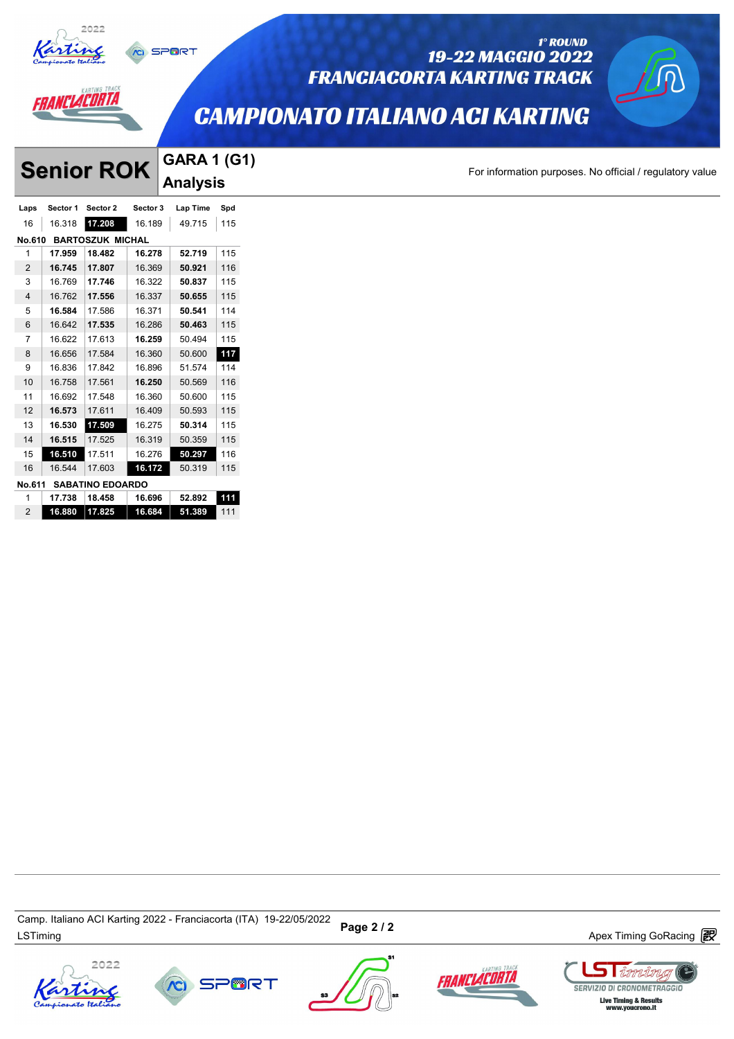# CAMPIONATO ITALIANO ACI KARTING

1° ROUND
19-22 MAGGIO 2022
FRANCIACORTA KARTING TRACK

## Senior ROK

### GARA 1 (G1) Analysis

For information purposes. No official / regulatory value

| Laps | Sector 1 | Sector 2 | Sector 3 | Lap Time | Spd |
|---|---|---|---|---|---|
| 16 | 16.318 | **17.208** | 16.189 | 49.715 | 115 |
| **No.610 BARTOSZUK MICHAL** | | | | | |
| 1 | **17.959** | **18.482** | **16.278** | **52.719** | 115 |
| 2 | **16.745** | **17.807** | 16.369 | **50.921** | 116 |
| 3 | 16.769 | **17.746** | 16.322 | **50.837** | 115 |
| 4 | 16.762 | **17.556** | 16.337 | **50.655** | 115 |
| 5 | **16.584** | 17.586 | 16.371 | **50.541** | 114 |
| 6 | 16.642 | **17.535** | 16.286 | **50.463** | 115 |
| 7 | 16.622 | 17.613 | **16.259** | 50.494 | 115 |
| 8 | 16.656 | 17.584 | 16.360 | 50.600 | **117** |
| 9 | 16.836 | 17.842 | 16.896 | 51.574 | 114 |
| 10 | 16.758 | 17.561 | **16.250** | 50.569 | 116 |
| 11 | 16.692 | 17.548 | 16.360 | 50.600 | 115 |
| 12 | **16.573** | 17.611 | 16.409 | 50.593 | 115 |
| 13 | **16.530** | **17.509** | 16.275 | **50.314** | 115 |
| 14 | **16.515** | 17.525 | 16.319 | 50.359 | 115 |
| 15 | **16.510** | 17.511 | 16.276 | **50.297** | 116 |
| 16 | 16.544 | 17.603 | **16.172** | 50.319 | 115 |
| **No.611 SABATINO EDOARDO** | | | | | |
| 1 | **17.738** | **18.458** | **16.696** | **52.892** | **111** |
| 2 | **16.880** | **17.825** | **16.684** | **51.389** | 111 |

Camp. Italiano ACI Karting 2022 - Franciacorta (ITA) 19-22/05/2022
LSTiming

Apex Timing GoRacing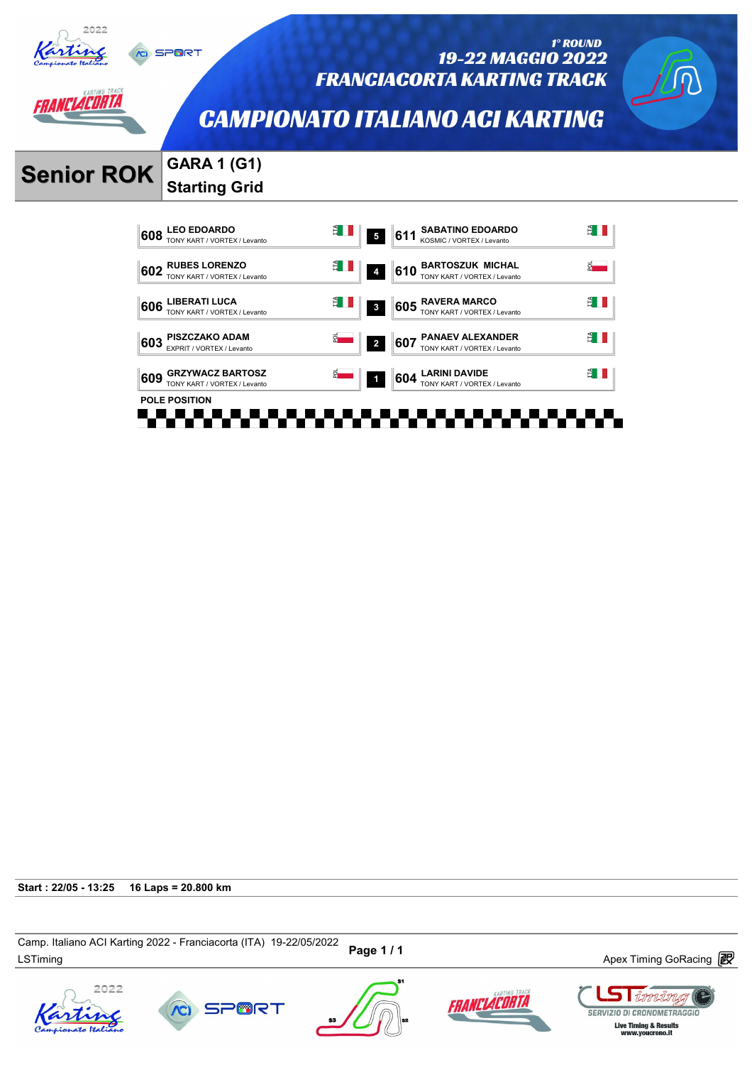# CAMPIONATO ITALIANO ACI KARTING

1° ROUND
19-22 MAGGIO 2022
FRANCIACORTA KARTING TRACK

## Senior ROK

### GARA 1 (G1)
### Starting Grid

| No. | Driver | Team | Nat. | Row | No. | Driver | Team | Nat. |
|---|---|---|---|---|---|---|---|---|
| 608 | LEO EDOARDO | TONY KART / VORTEX / Levanto | ITA | 5 | 611 | SABATINO EDOARDO | KOSMIC / VORTEX / Levanto | ITA |
| 602 | RUBES LORENZO | TONY KART / VORTEX / Levanto | ITA | 4 | 610 | BARTOSZUK MICHAL | TONY KART / VORTEX / Levanto | POL |
| 606 | LIBERATI LUCA | TONY KART / VORTEX / Levanto | ITA | 3 | 605 | RAVERA MARCO | TONY KART / VORTEX / Levanto | ITA |
| 603 | PISZCZAKO ADAM | EXPRIT / VORTEX / Levanto | POL | 2 | 607 | PANAEV ALEXANDER | TONY KART / VORTEX / Levanto | ITA |
| 609 | GRZYWACZ BARTOSZ | TONY KART / VORTEX / Levanto | POL | 1 | 604 | LARINI DAVIDE | TONY KART / VORTEX / Levanto | ITA |

POLE POSITION

**Start : 22/05 - 13:25 16 Laps = 20.800 km**

Camp. Italiano ACI Karting 2022 - Franciacorta (ITA) 19-22/05/2022
LSTiming

Apex Timing GoRacing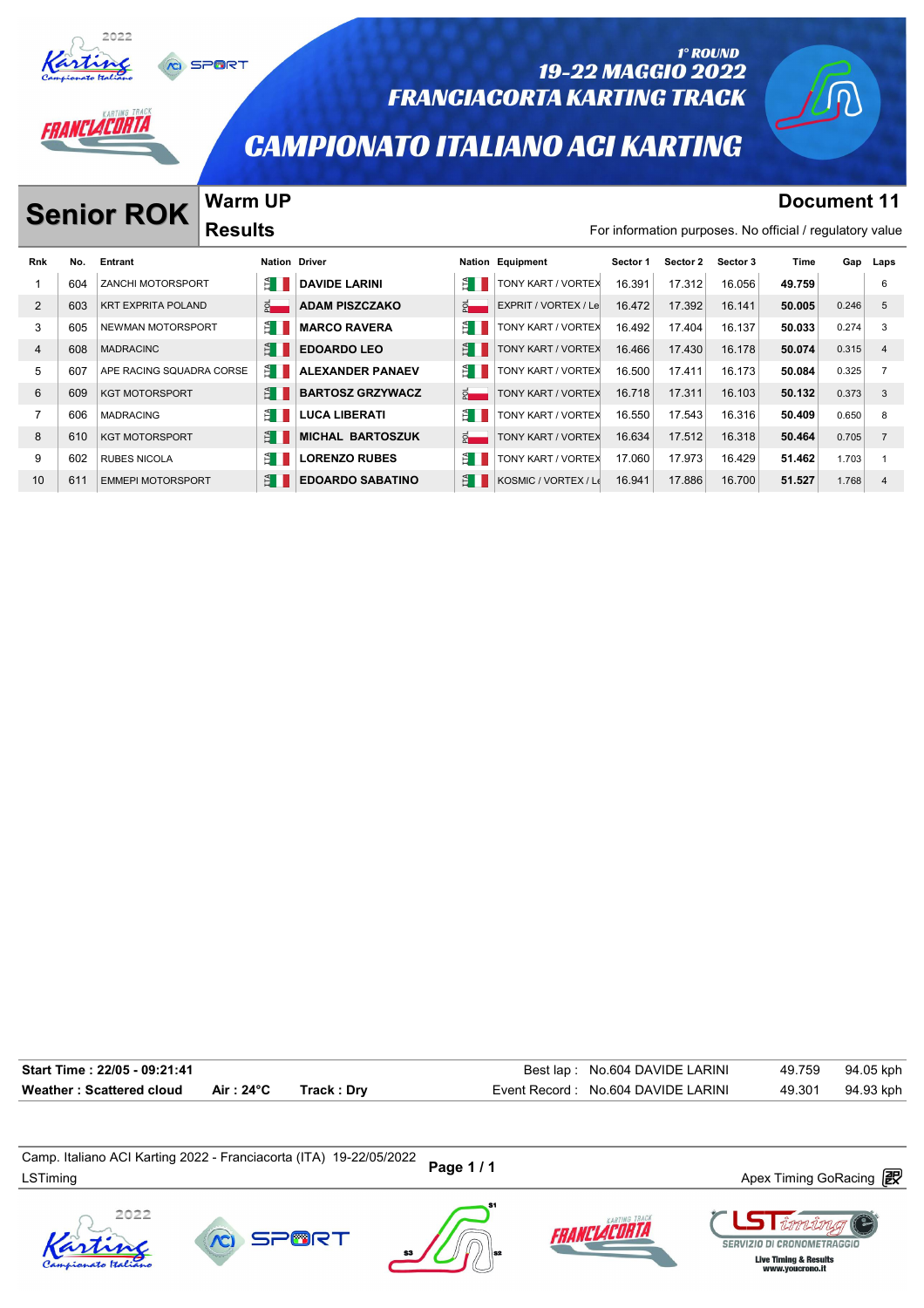# CAMPIONATO ITALIANO ACI KARTING

1° ROUND
19-22 MAGGIO 2022
FRANCIACORTA KARTING TRACK

## Senior ROK

**Warm UP**
**Results**

**Document 11**

For information purposes. No official / regulatory value

| Rnk | No. | Entrant | Nation | Driver | Nation | Equipment | Sector 1 | Sector 2 | Sector 3 | Time | Gap | Laps |
|---|---|---|---|---|---|---|---|---|---|---|---|---|
| 1 | 604 | ZANCHI MOTORSPORT | ITA | **DAVIDE LARINI** | ITA | TONY KART / VORTEX | 16.391 | 17.312 | 16.056 | **49.759** | | 6 |
| 2 | 603 | KRT EXPRITA POLAND | POL | **ADAM PISZCZAKO** | POL | EXPRIT / VORTEX / Le | 16.472 | 17.392 | 16.141 | **50.005** | 0.246 | 5 |
| 3 | 605 | NEWMAN MOTORSPORT | ITA | **MARCO RAVERA** | ITA | TONY KART / VORTEX | 16.492 | 17.404 | 16.137 | **50.033** | 0.274 | 3 |
| 4 | 608 | MADRACINC | ITA | **EDOARDO LEO** | ITA | TONY KART / VORTEX | 16.466 | 17.430 | 16.178 | **50.074** | 0.315 | 4 |
| 5 | 607 | APE RACING SQUADRA CORSE | ITA | **ALEXANDER PANAEV** | ITA | TONY KART / VORTEX | 16.500 | 17.411 | 16.173 | **50.084** | 0.325 | 7 |
| 6 | 609 | KGT MOTORSPORT | ITA | **BARTOSZ GRZYWACZ** | POL | TONY KART / VORTEX | 16.718 | 17.311 | 16.103 | **50.132** | 0.373 | 3 |
| 7 | 606 | MADRACING | ITA | **LUCA LIBERATI** | ITA | TONY KART / VORTEX | 16.550 | 17.543 | 16.316 | **50.409** | 0.650 | 8 |
| 8 | 610 | KGT MOTORSPORT | ITA | **MICHAL BARTOSZUK** | POL | TONY KART / VORTEX | 16.634 | 17.512 | 16.318 | **50.464** | 0.705 | 7 |
| 9 | 602 | RUBES NICOLA | ITA | **LORENZO RUBES** | ITA | TONY KART / VORTEX | 17.060 | 17.973 | 16.429 | **51.462** | 1.703 | 1 |
| 10 | 611 | EMMEPI MOTORSPORT | ITA | **EDOARDO SABATINO** | ITA | KOSMIC / VORTEX / Le | 16.941 | 17.886 | 16.700 | **51.527** | 1.768 | 4 |

**Start Time : 22/05 - 09:21:41**
**Weather : Scattered cloud** **Air : 24°C** **Track : Dry**

Best lap : No.604 DAVIDE LARINI 49.759 94.05 kph
Event Record : No.604 DAVIDE LARINI 49.301 94.93 kph

Camp. Italiano ACI Karting 2022 - Franciacorta (ITA) 19-22/05/2022
LSTiming
Apex Timing GoRacing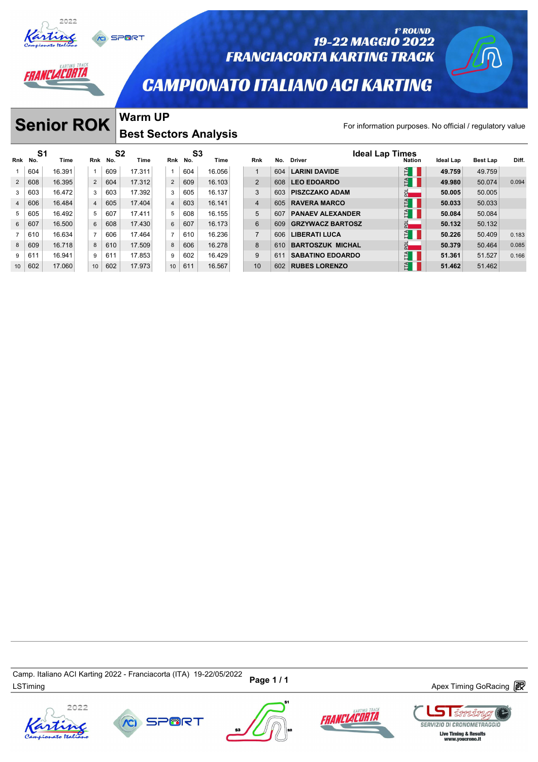# CAMPIONATO ITALIANO ACI KARTING

1° ROUND
19-22 MAGGIO 2022
FRANCIACORTA KARTING TRACK

## Senior ROK

### Warm UP
### Best Sectors Analysis

For information purposes. No official / regulatory value

| S1 Rnk | S1 No. | S1 Time | S2 Rnk | S2 No. | S2 Time | S3 Rnk | S3 No. | S3 Time | Rnk | No. | Driver | Nation | Ideal Lap | Best Lap | Diff. |
|---|---|---|---|---|---|---|---|---|---|---|---|---|---|---|---|
| 1 | 604 | 16.391 | 1 | 609 | 17.311 | 1 | 604 | 16.056 | 1 | 604 | LARINI DAVIDE | ITA | 49.759 | 49.759 | |
| 2 | 608 | 16.395 | 2 | 604 | 17.312 | 2 | 609 | 16.103 | 2 | 608 | LEO EDOARDO | ITA | 49.980 | 50.074 | 0.094 |
| 3 | 603 | 16.472 | 3 | 603 | 17.392 | 3 | 605 | 16.137 | 3 | 603 | PISZCZAKO ADAM | POL | 50.005 | 50.005 | |
| 4 | 606 | 16.484 | 4 | 605 | 17.404 | 4 | 603 | 16.141 | 4 | 605 | RAVERA MARCO | ITA | 50.033 | 50.033 | |
| 5 | 605 | 16.492 | 5 | 607 | 17.411 | 5 | 608 | 16.155 | 5 | 607 | PANAEV ALEXANDER | ITA | 50.084 | 50.084 | |
| 6 | 607 | 16.500 | 6 | 608 | 17.430 | 6 | 607 | 16.173 | 6 | 609 | GRZYWACZ BARTOSZ | POL | 50.132 | 50.132 | |
| 7 | 610 | 16.634 | 7 | 606 | 17.464 | 7 | 610 | 16.236 | 7 | 606 | LIBERATI LUCA | ITA | 50.226 | 50.409 | 0.183 |
| 8 | 609 | 16.718 | 8 | 610 | 17.509 | 8 | 606 | 16.278 | 8 | 610 | BARTOSZUK MICHAL | POL | 50.379 | 50.464 | 0.085 |
| 9 | 611 | 16.941 | 9 | 611 | 17.853 | 9 | 602 | 16.429 | 9 | 611 | SABATINO EDOARDO | ITA | 51.361 | 51.527 | 0.166 |
| 10 | 602 | 17.060 | 10 | 602 | 17.973 | 10 | 611 | 16.567 | 10 | 602 | RUBES LORENZO | ITA | 51.462 | 51.462 | |

Camp. Italiano ACI Karting 2022 - Franciacorta (ITA) 19-22/05/2022
LSTiming

Apex Timing GoRacing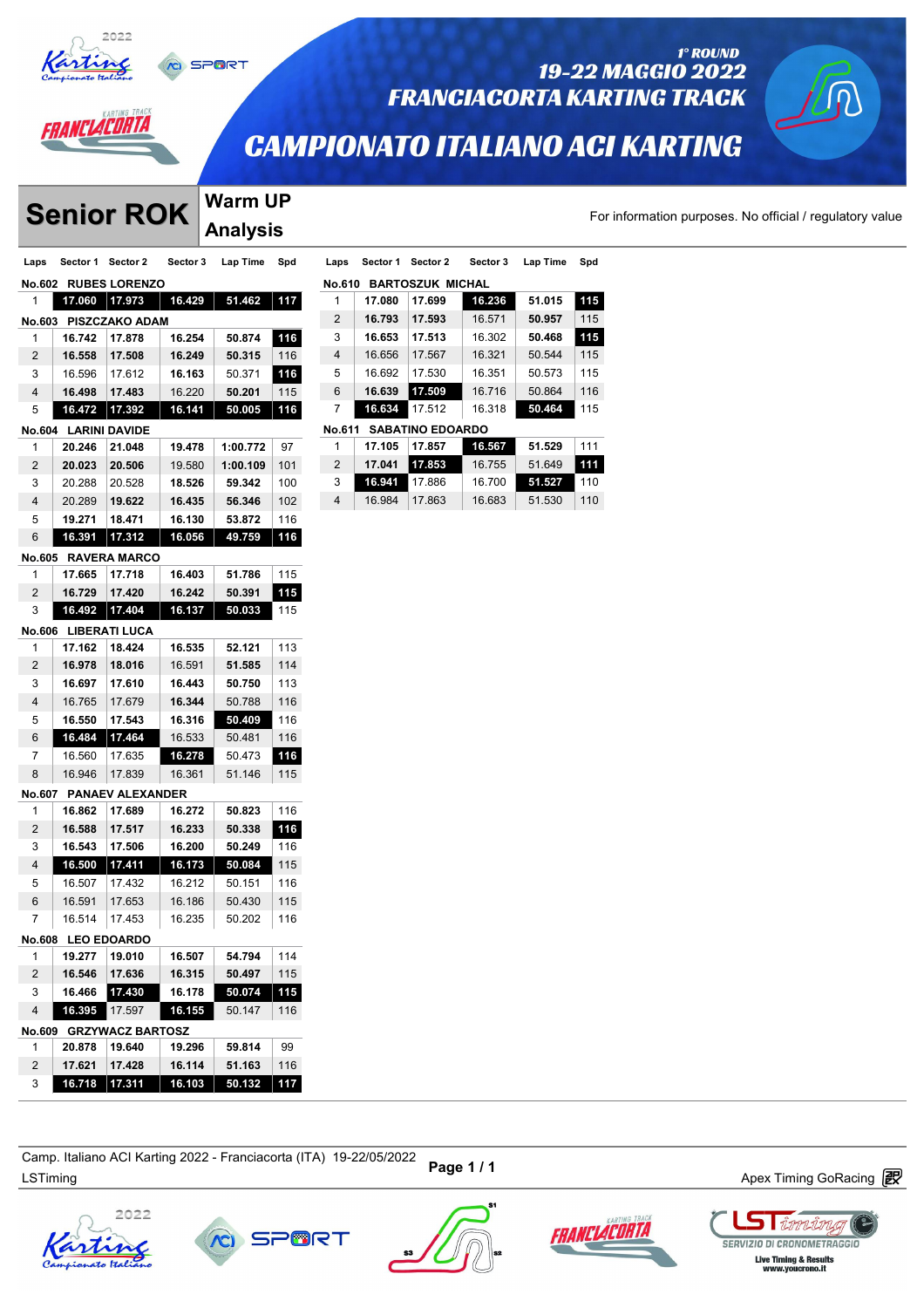# 1° ROUND
## 19-22 MAGGIO 2022
## FRANCIACORTA KARTING TRACK
# CAMPIONATO ITALIANO ACI KARTING

## Senior ROK — Warm UP Analysis

For information purposes. No official / regulatory value

| Laps | Sector 1 | Sector 2 | Sector 3 | Lap Time | Spd |
|---|---|---|---|---|---|
| **No.602 RUBES LORENZO** | | | | | |
| 1 | 17.060 | 17.973 | 16.429 | 51.462 | 117 |
| **No.603 PISZCZAKO ADAM** | | | | | |
| 1 | 16.742 | 17.878 | 16.254 | 50.874 | 116 |
| 2 | 16.558 | 17.508 | 16.249 | 50.315 | 116 |
| 3 | 16.596 | 17.612 | 16.163 | 50.371 | 116 |
| 4 | 16.498 | 17.483 | 16.220 | 50.201 | 115 |
| 5 | 16.472 | 17.392 | 16.141 | 50.005 | 116 |
| **No.604 LARINI DAVIDE** | | | | | |
| 1 | 20.246 | 21.048 | 19.478 | 1:00.772 | 97 |
| 2 | 20.023 | 20.506 | 19.580 | 1:00.109 | 101 |
| 3 | 20.288 | 20.528 | 18.526 | 59.342 | 100 |
| 4 | 20.289 | 19.622 | 16.435 | 56.346 | 102 |
| 5 | 19.271 | 18.471 | 16.130 | 53.872 | 116 |
| 6 | 16.391 | 17.312 | 16.056 | 49.759 | 116 |
| **No.605 RAVERA MARCO** | | | | | |
| 1 | 17.665 | 17.718 | 16.403 | 51.786 | 115 |
| 2 | 16.729 | 17.420 | 16.242 | 50.391 | 115 |
| 3 | 16.492 | 17.404 | 16.137 | 50.033 | 115 |
| **No.606 LIBERATI LUCA** | | | | | |
| 1 | 17.162 | 18.424 | 16.535 | 52.121 | 113 |
| 2 | 16.978 | 18.016 | 16.591 | 51.585 | 114 |
| 3 | 16.697 | 17.610 | 16.443 | 50.750 | 113 |
| 4 | 16.765 | 17.679 | 16.344 | 50.788 | 116 |
| 5 | 16.550 | 17.543 | 16.316 | 50.409 | 116 |
| 6 | 16.484 | 17.464 | 16.533 | 50.481 | 116 |
| 7 | 16.560 | 17.635 | 16.278 | 50.473 | 116 |
| 8 | 16.946 | 17.839 | 16.361 | 51.146 | 115 |
| **No.607 PANAEV ALEXANDER** | | | | | |
| 1 | 16.862 | 17.689 | 16.272 | 50.823 | 116 |
| 2 | 16.588 | 17.517 | 16.233 | 50.338 | 116 |
| 3 | 16.543 | 17.506 | 16.200 | 50.249 | 116 |
| 4 | 16.500 | 17.411 | 16.173 | 50.084 | 115 |
| 5 | 16.507 | 17.432 | 16.212 | 50.151 | 116 |
| 6 | 16.591 | 17.653 | 16.186 | 50.430 | 115 |
| 7 | 16.514 | 17.453 | 16.235 | 50.202 | 116 |
| **No.608 LEO EDOARDO** | | | | | |
| 1 | 19.277 | 19.010 | 16.507 | 54.794 | 114 |
| 2 | 16.546 | 17.636 | 16.315 | 50.497 | 115 |
| 3 | 16.466 | 17.430 | 16.178 | 50.074 | 115 |
| 4 | 16.395 | 17.597 | 16.155 | 50.147 | 116 |
| **No.609 GRZYWACZ BARTOSZ** | | | | | |
| 1 | 20.878 | 19.640 | 19.296 | 59.814 | 99 |
| 2 | 17.621 | 17.428 | 16.114 | 51.163 | 116 |
| 3 | 16.718 | 17.311 | 16.103 | 50.132 | 117 |
| **No.610 BARTOSZUK MICHAL** | | | | | |
| 1 | 17.080 | 17.699 | 16.236 | 51.015 | 115 |
| 2 | 16.793 | 17.593 | 16.571 | 50.957 | 115 |
| 3 | 16.653 | 17.513 | 16.302 | 50.468 | 115 |
| 4 | 16.656 | 17.567 | 16.321 | 50.544 | 115 |
| 5 | 16.692 | 17.530 | 16.351 | 50.573 | 115 |
| 6 | 16.639 | 17.509 | 16.716 | 50.864 | 116 |
| 7 | 16.634 | 17.512 | 16.318 | 50.464 | 115 |
| **No.611 SABATINO EDOARDO** | | | | | |
| 1 | 17.105 | 17.857 | 16.567 | 51.529 | 111 |
| 2 | 17.041 | 17.853 | 16.755 | 51.649 | 111 |
| 3 | 16.941 | 17.886 | 16.700 | 51.527 | 110 |
| 4 | 16.984 | 17.863 | 16.683 | 51.530 | 110 |

Camp. Italiano ACI Karting 2022 - Franciacorta (ITA) 19-22/05/2022
LSTiming

Apex Timing GoRacing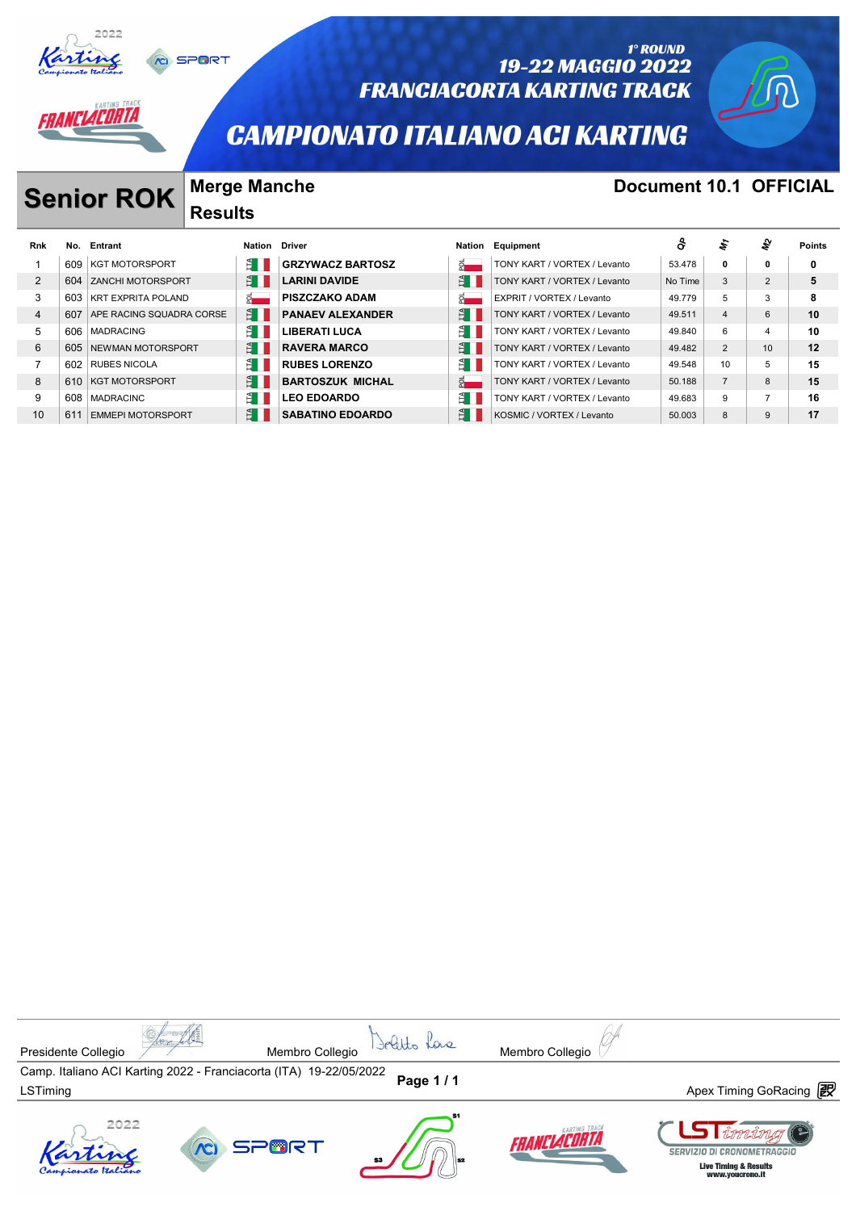# CAMPIONATO ITALIANO ACI KARTING

1° ROUND
19-22 MAGGIO 2022
FRANCIACORTA KARTING TRACK

## Senior ROK

**Merge Manche**
**Results**

**Document 10.1 OFFICIAL**

| Rnk | No. | Entrant | Nation | Driver | Nation | Equipment | QP | M1 | M2 | Points |
|---|---|---|---|---|---|---|---|---|---|---|
| 1 | 609 | KGT MOTORSPORT | ITA | **GRZYWACZ BARTOSZ** | POL | TONY KART / VORTEX / Levanto | 53.478 | **0** | **0** | **0** |
| 2 | 604 | ZANCHI MOTORSPORT | ITA | **LARINI DAVIDE** | ITA | TONY KART / VORTEX / Levanto | No Time | 3 | 2 | **5** |
| 3 | 603 | KRT EXPRITA POLAND | POL | **PISZCZAKO ADAM** | POL | EXPRIT / VORTEX / Levanto | 49.779 | 5 | 3 | **8** |
| 4 | 607 | APE RACING SQUADRA CORSE | ITA | **PANAEV ALEXANDER** | ITA | TONY KART / VORTEX / Levanto | 49.511 | 4 | 6 | **10** |
| 5 | 606 | MADRACING | ITA | **LIBERATI LUCA** | ITA | TONY KART / VORTEX / Levanto | 49.840 | 6 | 4 | **10** |
| 6 | 605 | NEWMAN MOTORSPORT | ITA | **RAVERA MARCO** | ITA | TONY KART / VORTEX / Levanto | 49.482 | 2 | 10 | **12** |
| 7 | 602 | RUBES NICOLA | ITA | **RUBES LORENZO** | ITA | TONY KART / VORTEX / Levanto | 49.548 | 10 | 5 | **15** |
| 8 | 610 | KGT MOTORSPORT | ITA | **BARTOSZUK MICHAL** | POL | TONY KART / VORTEX / Levanto | 50.188 | 7 | 8 | **15** |
| 9 | 608 | MADRACINC | ITA | **LEO EDOARDO** | ITA | TONY KART / VORTEX / Levanto | 49.683 | 9 | 7 | **16** |
| 10 | 611 | EMMEPI MOTORSPORT | ITA | **SABATINO EDOARDO** | ITA | KOSMIC / VORTEX / Levanto | 50.003 | 8 | 9 | **17** |

Presidente Collegio &nbsp;&nbsp;&nbsp;&nbsp; Membro Collegio &nbsp;&nbsp;&nbsp;&nbsp; Membro Collegio

Camp. Italiano ACI Karting 2022 - Franciacorta (ITA) 19-22/05/2022

LSTiming &nbsp;&nbsp;&nbsp;&nbsp; Apex Timing GoRacing

SERVIZIO DI CRONOMETRAGGIO
Live Timing & Results
www.youcrono.it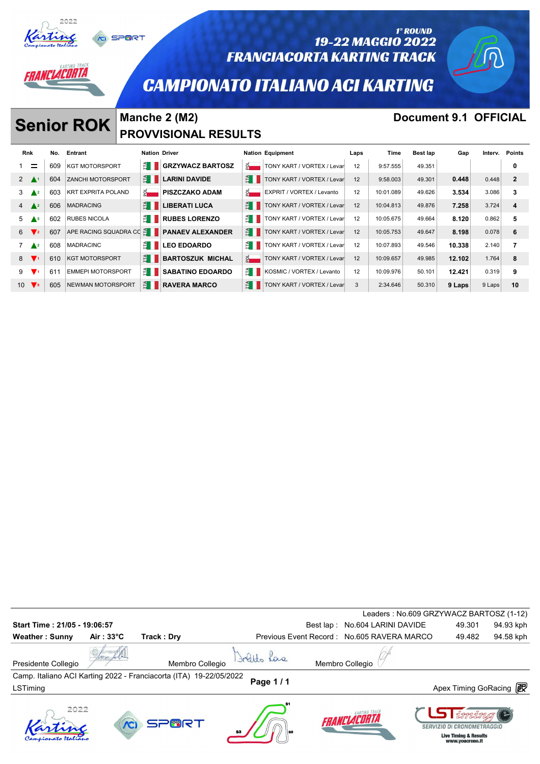# CAMPIONATO ITALIANO ACI KARTING

1° ROUND
19-22 MAGGIO 2022
FRANCIACORTA KARTING TRACK

## Senior ROK

### Manche 2 (M2)
### PROVVISIONAL RESULTS

**Document 9.1 OFFICIAL**

| Rnk | | No. | Entrant | Nation | Driver | Nation | Equipment | Laps | Time | Best lap | Gap | Interv. | Points |
|---|---|---|---|---|---|---|---|---|---|---|---|---|---|
| 1 | = | 609 | KGT MOTORSPORT | ITA | GRZYWACZ BARTOSZ | POL | TONY KART / VORTEX / Levar | 12 | 9:57.555 | 49.351 | | | 0 |
| 2 | ▲1 | 604 | ZANCHI MOTORSPORT | ITA | LARINI DAVIDE | ITA | TONY KART / VORTEX / Levar | 12 | 9:58.003 | 49.301 | 0.448 | 0.448 | 2 |
| 3 | ▲2 | 603 | KRT EXPRITA POLAND | POL | PISZCZAKO ADAM | POL | EXPRIT / VORTEX / Levanto | 12 | 10:01.089 | 49.626 | 3.534 | 3.086 | 3 |
| 4 | ▲2 | 606 | MADRACING | ITA | LIBERATI LUCA | ITA | TONY KART / VORTEX / Levar | 12 | 10:04.813 | 49.876 | 7.258 | 3.724 | 4 |
| 5 | ▲5 | 602 | RUBES NICOLA | ITA | RUBES LORENZO | ITA | TONY KART / VORTEX / Levar | 12 | 10:05.675 | 49.664 | 8.120 | 0.862 | 5 |
| 6 | ▼2 | 607 | APE RACING SQUADRA CC | ITA | PANAEV ALEXANDER | ITA | TONY KART / VORTEX / Levar | 12 | 10:05.753 | 49.647 | 8.198 | 0.078 | 6 |
| 7 | ▲2 | 608 | MADRACINC | ITA | LEO EDOARDO | ITA | TONY KART / VORTEX / Levar | 12 | 10:07.893 | 49.546 | 10.338 | 2.140 | 7 |
| 8 | ▼1 | 610 | KGT MOTORSPORT | ITA | BARTOSZUK MICHAL | POL | TONY KART / VORTEX / Levar | 12 | 10:09.657 | 49.985 | 12.102 | 1.764 | 8 |
| 9 | ▼1 | 611 | EMMEPI MOTORSPORT | ITA | SABATINO EDOARDO | ITA | KOSMIC / VORTEX / Levanto | 12 | 10:09.976 | 50.101 | 12.421 | 0.319 | 9 |
| 10 | ▼8 | 605 | NEWMAN MOTORSPORT | ITA | RAVERA MARCO | ITA | TONY KART / VORTEX / Levar | 3 | 2:34.646 | 50.310 | 9 Laps | 9 Laps | 10 |

Leaders : No.609 GRZYWACZ BARTOSZ (1-12)

**Start Time : 21/05 - 19:06:57**

**Weather : Sunny** **Air : 33°C** **Track : Dry**

Best lap : No.604 LARINI DAVIDE 49.301 94.93 kph

Previous Event Record : No.605 RAVERA MARCO 49.482 94.58 kph

Presidente Collegio — Membro Collegio — Membro Collegio

Camp. Italiano ACI Karting 2022 - Franciacorta (ITA) 19-22/05/2022

LSTiming

Apex Timing GoRacing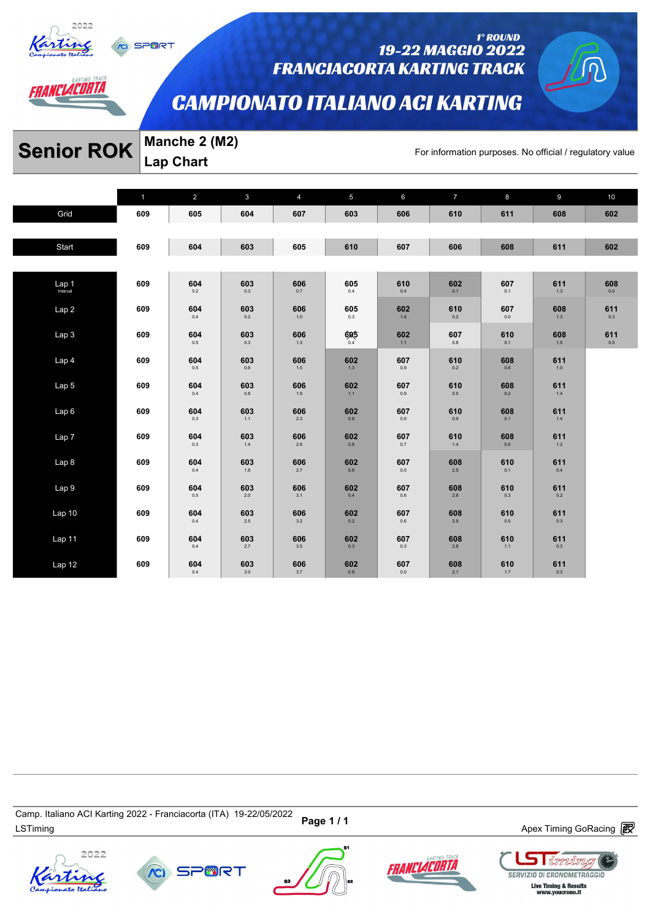# Senior ROK

## Manche 2 (M2)
## Lap Chart

For information purposes. No official / regulatory value

|  | 1 | 2 | 3 | 4 | 5 | 6 | 7 | 8 | 9 | 10 |
|---|---|---|---|---|---|---|---|---|---|---|
| Grid | 609 | 605 | 604 | 607 | 603 | 606 | 610 | 611 | 608 | 602 |
| Start | 609 | 604 | 603 | 605 | 610 | 607 | 606 | 608 | 611 | 602 |
| Lap 1 Interval | 609 | 604 0.2 | 603 0.3 | 606 0.7 | 605 0.4 | 610 0.4 | 602 0.1 | 607 0.1 | 611 1.3 | 608 0.0 |
| Lap 2 | 609 | 604 0.4 | 603 0.2 | 606 1.0 | 605 0.3 | 602 1.4 | 610 0.2 | 607 0.0 | 608 1.3 | 611 0.3 |
| Lap 3 | 609 | 604 0.5 | 603 0.3 | 606 1.3 | 605 0.4 | 602 1.1 | 607 0.8 | 610 0.1 | 608 1.0 | 611 0.5 |
| Lap 4 | 609 | 604 0.5 | 603 0.6 | 606 1.5 | 602 1.3 | 607 0.9 | 610 0.2 | 608 0.6 | 611 1.0 | |
| Lap 5 | 609 | 604 0.4 | 603 0.8 | 606 1.9 | 602 1.1 | 607 0.9 | 610 0.5 | 608 0.2 | 611 1.4 | |
| Lap 6 | 609 | 604 0.3 | 603 1.1 | 606 2.3 | 602 0.8 | 607 0.9 | 610 0.9 | 608 0.1 | 611 1.4 | |
| Lap 7 | 609 | 604 0.3 | 603 1.4 | 606 2.6 | 602 0.8 | 607 0.7 | 610 1.4 | 608 0.0 | 611 1.2 | |
| Lap 8 | 609 | 604 0.4 | 603 1.8 | 606 2.7 | 602 0.8 | 607 0.5 | 608 2.5 | 610 0.1 | 611 0.4 | |
| Lap 9 | 609 | 604 0.5 | 603 2.0 | 606 3.1 | 602 0.4 | 607 0.6 | 608 2.8 | 610 0.3 | 611 0.2 | |
| Lap 10 | 609 | 604 0.4 | 603 2.5 | 606 3.2 | 602 0.2 | 607 0.6 | 608 2.9 | 610 0.5 | 611 0.3 | |
| Lap 11 | 609 | 604 0.4 | 603 2.7 | 606 3.5 | 602 0.3 | 607 0.3 | 608 2.8 | 610 1.1 | 611 0.3 | |
| Lap 12 | 609 | 604 0.4 | 603 3.0 | 606 3.7 | 602 0.8 | 607 0.0 | 608 2.1 | 610 1.7 | 611 0.3 | |

Camp. Italiano ACI Karting 2022 - Franciacorta (ITA) 19-22/05/2022
LSTiming
Apex Timing GoRacing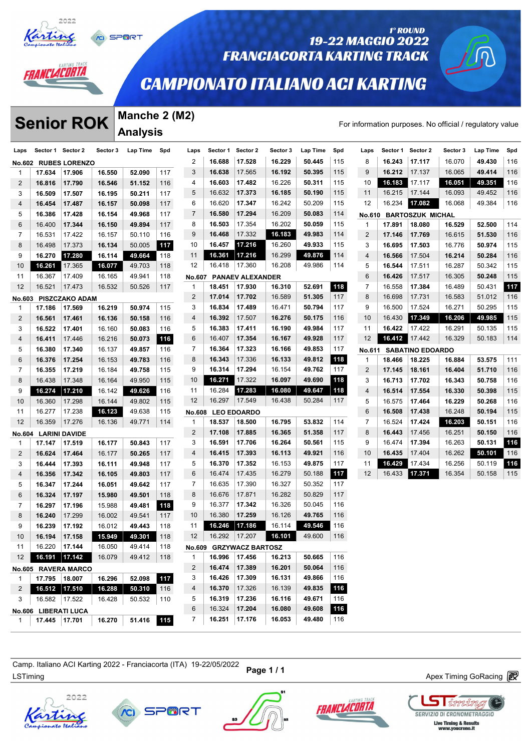# CAMPIONATO ITALIANO ACI KARTING

1° ROUND
19-22 MAGGIO 2022
FRANCIACORTA KARTING TRACK

## Senior ROK

**Manche 2 (M2)**
**Analysis**

For information purposes. No official / regulatory value

| Laps | Sector 1 | Sector 2 | Sector 3 | Lap Time | Spd |
|---|---|---|---|---|---|
| **No.602 RUBES LORENZO** | | | | | |
| 1 | 17.634 | 17.906 | 16.550 | 52.090 | 117 |
| 2 | 16.816 | 17.790 | 16.546 | 51.152 | 116 |
| 3 | 16.509 | 17.507 | 16.195 | 50.211 | 117 |
| 4 | 16.454 | 17.487 | 16.157 | 50.098 | 117 |
| 5 | 16.386 | 17.428 | 16.154 | 49.968 | 117 |
| 6 | 16.400 | 17.344 | 16.150 | 49.894 | 117 |
| 7 | 16.531 | 17.422 | 16.157 | 50.110 | 116 |
| 8 | 16.498 | 17.373 | 16.134 | 50.005 | 117 |
| 9 | 16.270 | 17.280 | 16.114 | 49.664 | 118 |
| 10 | 16.261 | 17.365 | 16.077 | 49.703 | 118 |
| 11 | 16.367 | 17.409 | 16.165 | 49.941 | 118 |
| 12 | 16.521 | 17.473 | 16.532 | 50.526 | 117 |
| **No.603 PISZCZAKO ADAM** | | | | | |
| 1 | 17.186 | 17.569 | 16.219 | 50.974 | 115 |
| 2 | 16.561 | 17.461 | 16.136 | 50.158 | 116 |
| 3 | 16.522 | 17.401 | 16.160 | 50.083 | 116 |
| 4 | 16.411 | 17.446 | 16.216 | 50.073 | 116 |
| 5 | 16.380 | 17.340 | 16.137 | 49.857 | 116 |
| 6 | 16.376 | 17.254 | 16.153 | 49.783 | 116 |
| 7 | 16.355 | 17.219 | 16.184 | 49.758 | 115 |
| 8 | 16.438 | 17.348 | 16.164 | 49.950 | 115 |
| 9 | 16.274 | 17.210 | 16.142 | 49.626 | 116 |
| 10 | 16.360 | 17.298 | 16.144 | 49.802 | 115 |
| 11 | 16.277 | 17.238 | 16.123 | 49.638 | 115 |
| 12 | 16.359 | 17.276 | 16.136 | 49.771 | 114 |
| **No.604 LARINI DAVIDE** | | | | | |
| 1 | 17.147 | 17.519 | 16.177 | 50.843 | 117 |
| 2 | 16.624 | 17.464 | 16.177 | 50.265 | 117 |
| 3 | 16.444 | 17.393 | 16.111 | 49.948 | 117 |
| 4 | 16.356 | 17.342 | 16.105 | 49.803 | 117 |
| 5 | 16.347 | 17.244 | 16.051 | 49.642 | 117 |
| 6 | 16.324 | 17.197 | 15.980 | 49.501 | 118 |
| 7 | 16.297 | 17.196 | 15.988 | 49.481 | 118 |
| 8 | 16.240 | 17.299 | 16.002 | 49.541 | 117 |
| 9 | 16.239 | 17.192 | 16.012 | 49.443 | 118 |
| 10 | 16.194 | 17.158 | 15.949 | 49.301 | 118 |
| 11 | 16.220 | 17.144 | 16.050 | 49.414 | 118 |
| 12 | 16.191 | 17.142 | 16.079 | 49.412 | 118 |
| **No.605 RAVERA MARCO** | | | | | |
| 1 | 17.795 | 18.007 | 16.296 | 52.098 | 117 |
| 2 | 16.512 | 17.510 | 16.288 | 50.310 | 116 |
| 3 | 16.582 | 17.522 | 16.428 | 50.532 | 110 |
| **No.606 LIBERATI LUCA** | | | | | |
| 1 | 17.445 | 17.701 | 16.270 | 51.416 | 115 |
| 2 | 16.688 | 17.528 | 16.229 | 50.445 | 115 |
| 3 | 16.638 | 17.565 | 16.192 | 50.395 | 115 |
| 4 | 16.603 | 17.482 | 16.226 | 50.311 | 115 |
| 5 | 16.632 | 17.373 | 16.185 | 50.190 | 115 |
| 6 | 16.620 | 17.347 | 16.242 | 50.209 | 115 |
| 7 | 16.580 | 17.294 | 16.209 | 50.083 | 114 |
| 8 | 16.503 | 17.354 | 16.202 | 50.059 | 115 |
| 9 | 16.468 | 17.332 | 16.183 | 49.983 | 114 |
| 10 | 16.457 | 17.216 | 16.260 | 49.933 | 115 |
| 11 | 16.361 | 17.216 | 16.299 | 49.876 | 114 |
| 12 | 16.418 | 17.360 | 16.208 | 49.986 | 114 |
| **No.607 PANAEV ALEXANDER** | | | | | |
| 1 | 18.451 | 17.930 | 16.310 | 52.691 | 118 |
| 2 | 17.014 | 17.702 | 16.589 | 51.305 | 117 |
| 3 | 16.834 | 17.489 | 16.471 | 50.794 | 117 |
| 4 | 16.392 | 17.507 | 16.276 | 50.175 | 116 |
| 5 | 16.383 | 17.411 | 16.190 | 49.984 | 117 |
| 6 | 16.407 | 17.354 | 16.167 | 49.928 | 117 |
| 7 | 16.364 | 17.323 | 16.166 | 49.853 | 117 |
| 8 | 16.343 | 17.336 | 16.133 | 49.812 | 118 |
| 9 | 16.314 | 17.294 | 16.154 | 49.762 | 117 |
| 10 | 16.271 | 17.322 | 16.097 | 49.690 | 118 |
| 11 | 16.284 | 17.283 | 16.080 | 49.647 | 118 |
| 12 | 16.297 | 17.549 | 16.438 | 50.284 | 117 |
| **No.608 LEO EDOARDO** | | | | | |
| 1 | 18.537 | 18.500 | 16.795 | 53.832 | 114 |
| 2 | 17.108 | 17.885 | 16.365 | 51.358 | 117 |
| 3 | 16.591 | 17.706 | 16.264 | 50.561 | 115 |
| 4 | 16.415 | 17.393 | 16.113 | 49.921 | 116 |
| 5 | 16.370 | 17.352 | 16.153 | 49.875 | 117 |
| 6 | 16.474 | 17.435 | 16.279 | 50.188 | 117 |
| 7 | 16.635 | 17.390 | 16.327 | 50.352 | 117 |
| 8 | 16.676 | 17.871 | 16.282 | 50.829 | 117 |
| 9 | 16.377 | 17.342 | 16.326 | 50.045 | 116 |
| 10 | 16.380 | 17.259 | 16.126 | 49.765 | 116 |
| 11 | 16.246 | 17.186 | 16.114 | 49.546 | 116 |
| 12 | 16.292 | 17.207 | 16.101 | 49.600 | 116 |
| **No.609 GRZYWACZ BARTOSZ** | | | | | |
| 1 | 16.996 | 17.456 | 16.213 | 50.665 | 116 |
| 2 | 16.474 | 17.389 | 16.201 | 50.064 | 116 |
| 3 | 16.426 | 17.309 | 16.131 | 49.866 | 116 |
| 4 | 16.370 | 17.326 | 16.139 | 49.835 | 116 |
| 5 | 16.319 | 17.236 | 16.116 | 49.671 | 116 |
| 6 | 16.324 | 17.204 | 16.080 | 49.608 | 116 |
| 7 | 16.251 | 17.176 | 16.053 | 49.480 | 116 |
| 8 | 16.243 | 17.117 | 16.070 | 49.430 | 116 |
| 9 | 16.212 | 17.137 | 16.065 | 49.414 | 116 |
| 10 | 16.183 | 17.117 | 16.051 | 49.351 | 116 |
| 11 | 16.215 | 17.144 | 16.093 | 49.452 | 116 |
| 12 | 16.234 | 17.082 | 16.068 | 49.384 | 116 |
| **No.610 BARTOSZUK MICHAL** | | | | | |
| 1 | 17.891 | 18.080 | 16.529 | 52.500 | 114 |
| 2 | 17.146 | 17.769 | 16.615 | 51.530 | 116 |
| 3 | 16.695 | 17.503 | 16.776 | 50.974 | 115 |
| 4 | 16.566 | 17.504 | 16.214 | 50.284 | 116 |
| 5 | 16.544 | 17.511 | 16.287 | 50.342 | 115 |
| 6 | 16.426 | 17.517 | 16.305 | 50.248 | 115 |
| 7 | 16.558 | 17.384 | 16.489 | 50.431 | 117 |
| 8 | 16.698 | 17.731 | 16.583 | 51.012 | 116 |
| 9 | 16.500 | 17.524 | 16.271 | 50.295 | 115 |
| 10 | 16.430 | 17.349 | 16.206 | 49.985 | 115 |
| 11 | 16.422 | 17.422 | 16.291 | 50.135 | 115 |
| 12 | 16.412 | 17.442 | 16.329 | 50.183 | 114 |
| **No.611 SABATINO EDOARDO** | | | | | |
| 1 | 18.466 | 18.225 | 16.884 | 53.575 | 111 |
| 2 | 17.145 | 18.161 | 16.404 | 51.710 | 116 |
| 3 | 16.713 | 17.702 | 16.343 | 50.758 | 116 |
| 4 | 16.514 | 17.554 | 16.330 | 50.398 | 115 |
| 5 | 16.575 | 17.464 | 16.229 | 50.268 | 116 |
| 6 | 16.508 | 17.438 | 16.248 | 50.194 | 115 |
| 7 | 16.524 | 17.424 | 16.203 | 50.151 | 116 |
| 8 | 16.443 | 17.456 | 16.251 | 50.150 | 116 |
| 9 | 16.474 | 17.394 | 16.263 | 50.131 | 116 |
| 10 | 16.435 | 17.404 | 16.262 | 50.101 | 116 |
| 11 | 16.429 | 17.434 | 16.256 | 50.119 | 116 |
| 12 | 16.433 | 17.371 | 16.354 | 50.158 | 115 |

Camp. Italiano ACI Karting 2022 - Franciacorta (ITA) 19-22/05/2022
LSTiming

Page 1 / 1

Apex Timing GoRacing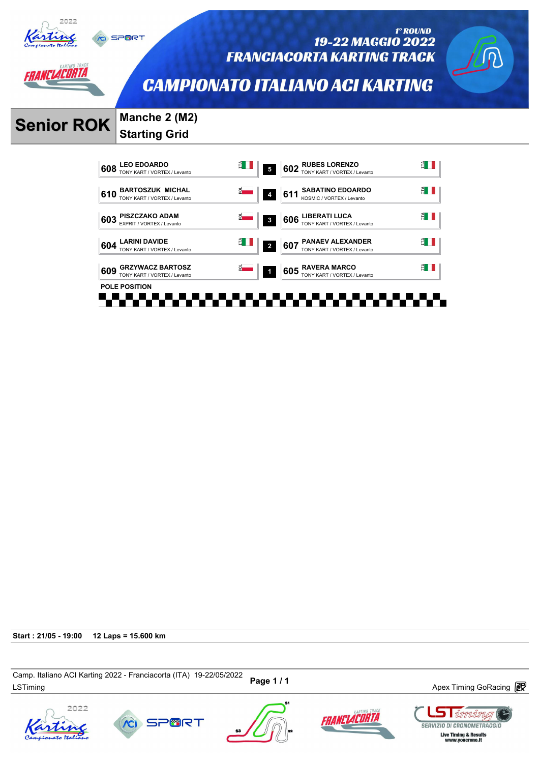1° ROUND
19-22 MAGGIO 2022
FRANCIACORTA KARTING TRACK

# CAMPIONATO ITALIANO ACI KARTING

## Senior ROK

### Manche 2 (M2)
### Starting Grid

| No. | Driver | Team | Nat | Row | No. | Driver | Team | Nat |
|---|---|---|---|---|---|---|---|---|
| 608 | LEO EDOARDO | TONY KART / VORTEX / Levanto | ITA | 5 | 602 | RUBES LORENZO | TONY KART / VORTEX / Levanto | ITA |
| 610 | BARTOSZUK MICHAL | TONY KART / VORTEX / Levanto | POL | 4 | 611 | SABATINO EDOARDO | KOSMIC / VORTEX / Levanto | ITA |
| 603 | PISZCZAKO ADAM | EXPRIT / VORTEX / Levanto | POL | 3 | 606 | LIBERATI LUCA | TONY KART / VORTEX / Levanto | ITA |
| 604 | LARINI DAVIDE | TONY KART / VORTEX / Levanto | ITA | 2 | 607 | PANAEV ALEXANDER | TONY KART / VORTEX / Levanto | ITA |
| 609 | GRZYWACZ BARTOSZ | TONY KART / VORTEX / Levanto | POL | 1 | 605 | RAVERA MARCO | TONY KART / VORTEX / Levanto | ITA |

POLE POSITION

**Start : 21/05 - 19:00** **12 Laps = 15.600 km**

Camp. Italiano ACI Karting 2022 - Franciacorta (ITA) 19-22/05/2022
LSTiming

Apex Timing GoRacing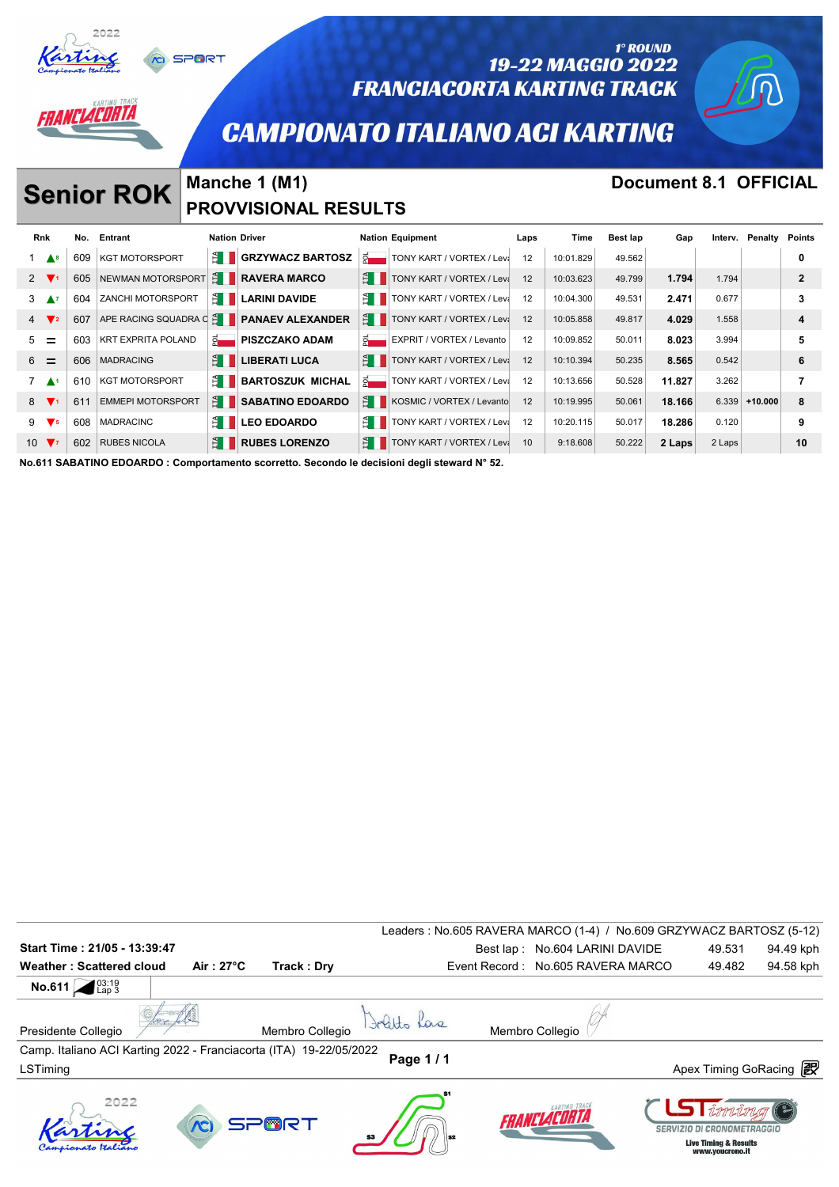# CAMPIONATO ITALIANO ACI KARTING

1° ROUND
19-22 MAGGIO 2022
FRANCIACORTA KARTING TRACK

## Senior ROK

### Manche 1 (M1)
### PROVVISIONAL RESULTS

**Document 8.1 OFFICIAL**

| Rnk | | No. | Entrant | Nation | Driver | Nation | Equipment | Laps | Time | Best lap | Gap | Interv. | Penalty | Points |
|---|---|---|---|---|---|---|---|---|---|---|---|---|---|---|
| 1 | ▲8 | 609 | KGT MOTORSPORT | ITA | GRZYWACZ BARTOSZ | POL | TONY KART / VORTEX / Leva | 12 | 10:01.829 | 49.562 | | | | 0 |
| 2 | ▼1 | 605 | NEWMAN MOTORSPORT | ITA | RAVERA MARCO | ITA | TONY KART / VORTEX / Leva | 12 | 10:03.623 | 49.799 | 1.794 | 1.794 | | 2 |
| 3 | ▲7 | 604 | ZANCHI MOTORSPORT | ITA | LARINI DAVIDE | ITA | TONY KART / VORTEX / Leva | 12 | 10:04.300 | 49.531 | 2.471 | 0.677 | | 3 |
| 4 | ▼2 | 607 | APE RACING SQUADRA C | ITA | PANAEV ALEXANDER | ITA | TONY KART / VORTEX / Leva | 12 | 10:05.858 | 49.817 | 4.029 | 1.558 | | 4 |
| 5 | = | 603 | KRT EXPRITA POLAND | POL | PISZCZAKO ADAM | POL | EXPRIT / VORTEX / Levanto | 12 | 10:09.852 | 50.011 | 8.023 | 3.994 | | 5 |
| 6 | = | 606 | MADRACING | ITA | LIBERATI LUCA | ITA | TONY KART / VORTEX / Leva | 12 | 10:10.394 | 50.235 | 8.565 | 0.542 | | 6 |
| 7 | ▲1 | 610 | KGT MOTORSPORT | ITA | BARTOSZUK MICHAL | POL | TONY KART / VORTEX / Leva | 12 | 10:13.656 | 50.528 | 11.827 | 3.262 | | 7 |
| 8 | ▼1 | 611 | EMMEPI MOTORSPORT | ITA | SABATINO EDOARDO | ITA | KOSMIC / VORTEX / Levanto | 12 | 10:19.995 | 50.061 | 18.166 | 6.339 | +10.000 | 8 |
| 9 | ▼5 | 608 | MADRACINC | ITA | LEO EDOARDO | ITA | TONY KART / VORTEX / Leva | 12 | 10:20.115 | 50.017 | 18.286 | 0.120 | | 9 |
| 10 | ▼7 | 602 | RUBES NICOLA | ITA | RUBES LORENZO | ITA | TONY KART / VORTEX / Leva | 10 | 9:18.608 | 50.222 | 2 Laps | 2 Laps | | 10 |

**No.611 SABATINO EDOARDO : Comportamento scorretto. Secondo le decisioni degli steward N° 52.**

Leaders : No.605 RAVERA MARCO (1-4) / No.609 GRZYWACZ BARTOSZ (5-12)

**Start Time : 21/05 - 13:39:47**

**Weather : Scattered cloud** **Air : 27°C** **Track : Dry**

Best lap : No.604 LARINI DAVIDE 49.531 94.49 kph

Event Record : No.605 RAVERA MARCO 49.482 94.58 kph

**No.611** 03:19 Lap 3

Presidente Collegio — Membro Collegio — Membro Collegio

Camp. Italiano ACI Karting 2022 - Franciacorta (ITA) 19-22/05/2022

LSTiming

Apex Timing GoRacing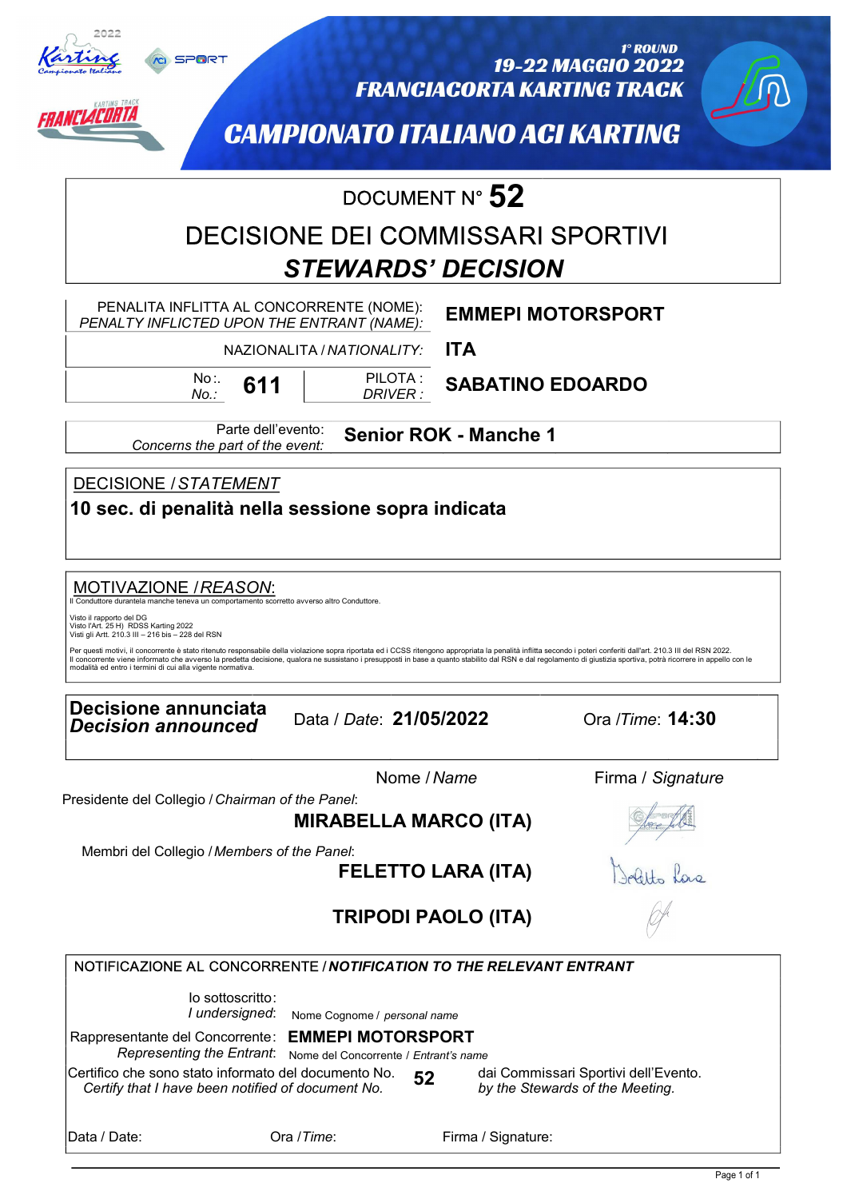2022 Karting Campionato Italiano

ACI SPORT

KARTING TRACK FRANCIACORTA

1° ROUND
19-22 MAGGIO 2022
FRANCIACORTA KARTING TRACK

CAMPIONATO ITALIANO ACI KARTING

# DOCUMENT N° 52

## DECISIONE DEI COMMISSARI SPORTIVI
## *STEWARDS' DECISION*

| | |
|---|---|
| PENALITA INFLITTA AL CONCORRENTE (NOME): *PENALTY INFLICTED UPON THE ENTRANT (NAME):* | **EMMEPI MOTORSPORT** |
| NAZIONALITA / *NATIONALITY:* | **ITA** |
| No:. *No.:* **611** — PILOTA : *DRIVER :* | **SABATINO EDOARDO** |

Parte dell'evento: *Concerns the part of the event:* **Senior ROK - Manche 1**

DECISIONE / *STATEMENT*

**10 sec. di penalità nella sessione sopra indicata**

MOTIVAZIONE / *REASON*:

Il Conduttore durantela manche teneva un comportamento scorretto avverso altro Conduttore.

Visto il rapporto del DG
Visto l'Art. 25 H) RDSS Karting 2022
Visti gli Artt. 210.3 III – 216 bis – 228 del RSN

Per questi motivi, il concorrente è stato ritenuto responsabile della violazione sopra riportata ed i CCSS ritengono appropriata la penalità inflitta secondo i poteri conferiti dall'art. 210.3 III del RSN 2022.
Il concorrente viene informato che avverso la predetta decisione, qualora ne sussistano i presupposti in base a quanto stabilito dal RSN e dal regolamento di giustizia sportiva, potrà ricorrere in appello con le modalità ed entro i termini di cui alla vigente normativa.

**Decisione annunciata** *Decision announced* — Data / *Date*: **21/05/2022** — Ora / *Time*: **14:30**

| | Nome / *Name* | Firma / *Signature* |
|---|---|---|
| Presidente del Collegio / *Chairman of the Panel*: | **MIRABELLA MARCO (ITA)** | |
| Membri del Collegio / *Members of the Panel*: | **FELETTO LARA (ITA)** | |
| | **TRIPODI PAOLO (ITA)** | |

NOTIFICAZIONE AL CONCORRENTE / ***NOTIFICATION TO THE RELEVANT ENTRANT***

Io sottoscritto: *I undersigned*: Nome Cognome / *personal name*

Rappresentante del Concorrente: *Representing the Entrant*: **EMMEPI MOTORSPORT** Nome del Concorrente / *Entrant's name*

Certifico che sono stato informato del documento No. *Certify that I have been notified of document No.* **52** dai Commissari Sportivi dell'Evento. *by the Stewards of the Meeting.*

Data / Date: Ora / *Time*: Firma / Signature: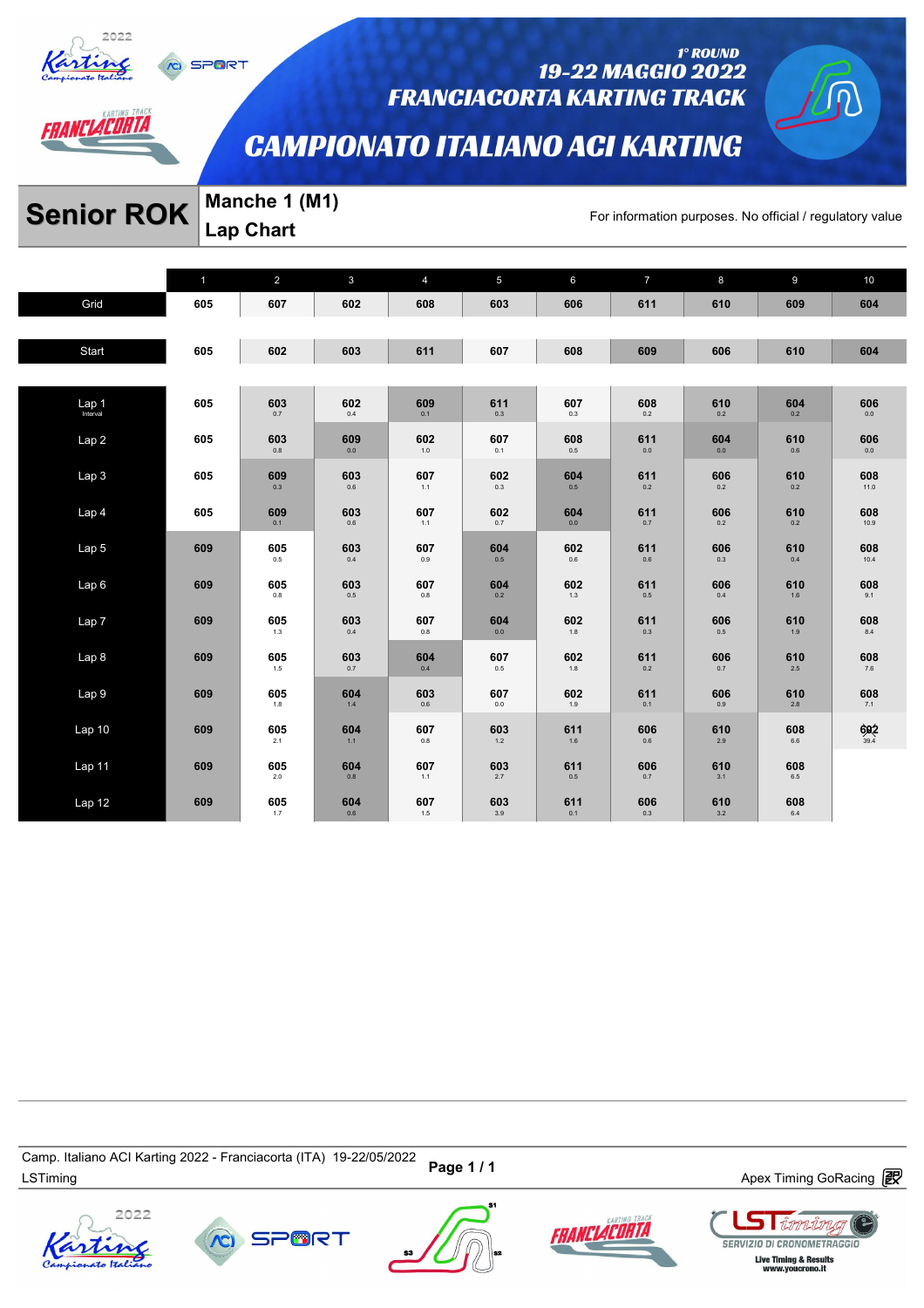1° ROUND
19-22 MAGGIO 2022
FRANCIACORTA KARTING TRACK

# CAMPIONATO ITALIANO ACI KARTING

## Senior ROK

**Manche 1 (M1)**
**Lap Chart**

For information purposes. No official / regulatory value

| | 1 | 2 | 3 | 4 | 5 | 6 | 7 | 8 | 9 | 10 |
|---|---|---|---|---|---|---|---|---|---|---|
| Grid | 605 | 607 | 602 | 608 | 603 | 606 | 611 | 610 | 609 | 604 |
| Start | 605 | 602 | 603 | 611 | 607 | 608 | 609 | 606 | 610 | 604 |
| Lap 1 (Interval) | 605 | 603 0.7 | 602 0.4 | 609 0.1 | 611 0.3 | 607 0.3 | 608 0.2 | 610 0.2 | 604 0.2 | 606 0.0 |
| Lap 2 | 605 | 603 0.8 | 609 0.0 | 602 1.0 | 607 0.1 | 608 0.5 | 611 0.0 | 604 0.0 | 610 0.6 | 606 0.0 |
| Lap 3 | 605 | 609 0.3 | 603 0.6 | 607 1.1 | 602 0.3 | 604 0.5 | 611 0.2 | 606 0.2 | 610 0.2 | 608 11.0 |
| Lap 4 | 605 | 609 0.1 | 603 0.6 | 607 1.1 | 602 0.7 | 604 0.0 | 611 0.7 | 606 0.2 | 610 0.2 | 608 10.9 |
| Lap 5 | 609 | 605 0.5 | 603 0.4 | 607 0.9 | 604 0.5 | 602 0.6 | 611 0.6 | 606 0.3 | 610 0.4 | 608 10.4 |
| Lap 6 | 609 | 605 0.8 | 603 0.5 | 607 0.8 | 604 0.2 | 602 1.3 | 611 0.5 | 606 0.4 | 610 1.6 | 608 9.1 |
| Lap 7 | 609 | 605 1.3 | 603 0.4 | 607 0.8 | 604 0.0 | 602 1.8 | 611 0.3 | 606 0.5 | 610 1.9 | 608 8.4 |
| Lap 8 | 609 | 605 1.5 | 603 0.7 | 604 0.4 | 607 0.5 | 602 1.8 | 611 0.2 | 606 0.7 | 610 2.5 | 608 7.6 |
| Lap 9 | 609 | 605 1.8 | 604 1.4 | 603 0.6 | 607 0.0 | 602 1.9 | 611 0.1 | 606 0.9 | 610 2.8 | 608 7.1 |
| Lap 10 | 609 | 605 2.1 | 604 1.1 | 607 0.8 | 603 1.2 | 611 1.6 | 606 0.6 | 610 2.9 | 608 6.6 | 602 39.4 |
| Lap 11 | 609 | 605 2.0 | 604 0.8 | 607 1.1 | 603 2.7 | 611 0.5 | 606 0.7 | 610 3.1 | 608 6.5 | |
| Lap 12 | 609 | 605 1.7 | 604 0.6 | 607 1.5 | 603 3.9 | 611 0.1 | 606 0.3 | 610 3.2 | 608 6.4 | |

Camp. Italiano ACI Karting 2022 - Franciacorta (ITA) 19-22/05/2022
LSTiming
Apex Timing GoRacing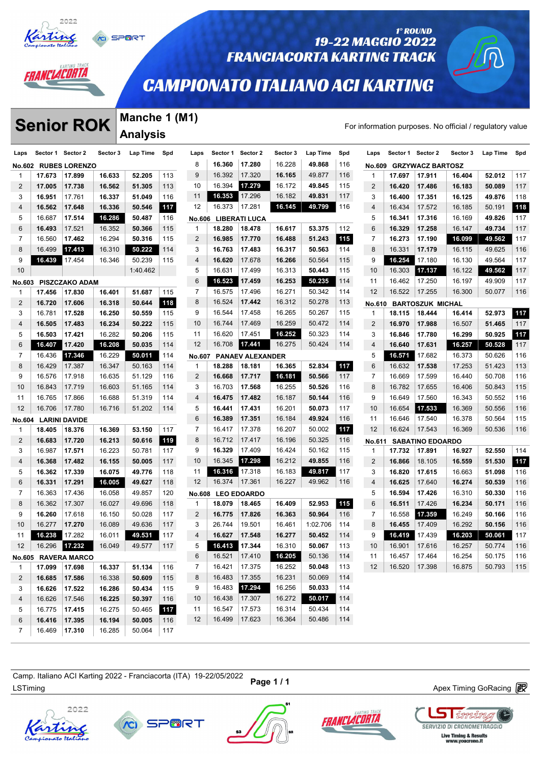# CAMPIONATO ITALIANO ACI KARTING

1° ROUND
19-22 MAGGIO 2022
FRANCIACORTA KARTING TRACK

## Senior ROK

**Manche 1 (M1)**
**Analysis**

For information purposes. No official / regulatory value

### No.602 RUBES LORENZO

| Laps | Sector 1 | Sector 2 | Sector 3 | Lap Time | Spd |
|---|---|---|---|---|---|
| 1 | 17.673 | 17.899 | 16.633 | 52.205 | 113 |
| 2 | 17.005 | 17.738 | 16.562 | 51.305 | 113 |
| 3 | 16.951 | 17.761 | 16.337 | 51.049 | 116 |
| 4 | 16.562 | 17.648 | 16.336 | 50.546 | 117 |
| 5 | 16.687 | 17.514 | 16.286 | 50.487 | 116 |
| 6 | 16.493 | 17.521 | 16.352 | 50.366 | 115 |
| 7 | 16.560 | 17.462 | 16.294 | 50.316 | 115 |
| 8 | 16.499 | 17.413 | 16.310 | 50.222 | 114 |
| 9 | 16.439 | 17.454 | 16.346 | 50.239 | 115 |
| 10 | | | | 1:40.462 | |

### No.603 PISZCZAKO ADAM

| Laps | Sector 1 | Sector 2 | Sector 3 | Lap Time | Spd |
|---|---|---|---|---|---|
| 1 | 17.456 | 17.830 | 16.401 | 51.687 | 115 |
| 2 | 16.720 | 17.606 | 16.318 | 50.644 | 118 |
| 3 | 16.781 | 17.528 | 16.250 | 50.559 | 115 |
| 4 | 16.505 | 17.483 | 16.234 | 50.222 | 115 |
| 5 | 16.503 | 17.421 | 16.282 | 50.206 | 115 |
| 6 | 16.407 | 17.420 | 16.208 | 50.035 | 114 |
| 7 | 16.436 | 17.346 | 16.229 | 50.011 | 114 |
| 8 | 16.429 | 17.387 | 16.347 | 50.163 | 114 |
| 9 | 16.576 | 17.918 | 16.635 | 51.129 | 116 |
| 10 | 16.843 | 17.719 | 16.603 | 51.165 | 114 |
| 11 | 16.765 | 17.866 | 16.688 | 51.319 | 114 |
| 12 | 16.706 | 17.780 | 16.716 | 51.202 | 114 |

### No.604 LARINI DAVIDE

| Laps | Sector 1 | Sector 2 | Sector 3 | Lap Time | Spd |
|---|---|---|---|---|---|
| 1 | 18.405 | 18.376 | 16.369 | 53.150 | 117 |
| 2 | 16.683 | 17.720 | 16.213 | 50.616 | 119 |
| 3 | 16.987 | 17.571 | 16.223 | 50.781 | 117 |
| 4 | 16.368 | 17.482 | 16.155 | 50.005 | 117 |
| 5 | 16.362 | 17.339 | 16.075 | 49.776 | 118 |
| 6 | 16.331 | 17.291 | 16.005 | 49.627 | 118 |
| 7 | 16.363 | 17.436 | 16.058 | 49.857 | 120 |
| 8 | 16.362 | 17.307 | 16.027 | 49.696 | 118 |
| 9 | 16.260 | 17.618 | 16.150 | 50.028 | 117 |
| 10 | 16.277 | 17.270 | 16.089 | 49.636 | 117 |
| 11 | 16.238 | 17.282 | 16.011 | 49.531 | 117 |
| 12 | 16.296 | 17.232 | 16.049 | 49.577 | 117 |

### No.605 RAVERA MARCO

| Laps | Sector 1 | Sector 2 | Sector 3 | Lap Time | Spd |
|---|---|---|---|---|---|
| 1 | 17.099 | 17.698 | 16.337 | 51.134 | 116 |
| 2 | 16.685 | 17.586 | 16.338 | 50.609 | 115 |
| 3 | 16.626 | 17.522 | 16.286 | 50.434 | 115 |
| 4 | 16.626 | 17.546 | 16.225 | 50.397 | 116 |
| 5 | 16.775 | 17.415 | 16.275 | 50.465 | 117 |
| 6 | 16.416 | 17.395 | 16.194 | 50.005 | 116 |
| 7 | 16.469 | 17.310 | 16.285 | 50.064 | 117 |
| 8 | 16.360 | 17.280 | 16.228 | 49.868 | 116 |
| 9 | 16.392 | 17.320 | 16.165 | 49.877 | 116 |
| 10 | 16.394 | 17.279 | 16.172 | 49.845 | 115 |
| 11 | 16.353 | 17.296 | 16.182 | 49.831 | 117 |
| 12 | 16.373 | 17.281 | 16.145 | 49.799 | 116 |

### No.606 LIBERATI LUCA

| Laps | Sector 1 | Sector 2 | Sector 3 | Lap Time | Spd |
|---|---|---|---|---|---|
| 1 | 18.280 | 18.478 | 16.617 | 53.375 | 112 |
| 2 | 16.985 | 17.770 | 16.488 | 51.243 | 115 |
| 3 | 16.763 | 17.483 | 16.317 | 50.563 | 114 |
| 4 | 16.620 | 17.678 | 16.266 | 50.564 | 115 |
| 5 | 16.631 | 17.499 | 16.313 | 50.443 | 115 |
| 6 | 16.523 | 17.459 | 16.253 | 50.235 | 114 |
| 7 | 16.575 | 17.496 | 16.271 | 50.342 | 114 |
| 8 | 16.524 | 17.442 | 16.312 | 50.278 | 113 |
| 9 | 16.544 | 17.458 | 16.265 | 50.267 | 115 |
| 10 | 16.744 | 17.469 | 16.259 | 50.472 | 114 |
| 11 | 16.620 | 17.451 | 16.252 | 50.323 | 114 |
| 12 | 16.708 | 17.441 | 16.275 | 50.424 | 114 |

### No.607 PANAEV ALEXANDER

| Laps | Sector 1 | Sector 2 | Sector 3 | Lap Time | Spd |
|---|---|---|---|---|---|
| 1 | 18.288 | 18.181 | 16.365 | 52.834 | 117 |
| 2 | 16.668 | 17.717 | 16.181 | 50.566 | 117 |
| 3 | 16.703 | 17.568 | 16.255 | 50.526 | 116 |
| 4 | 16.475 | 17.482 | 16.187 | 50.144 | 116 |
| 5 | 16.441 | 17.431 | 16.201 | 50.073 | 117 |
| 6 | 16.389 | 17.351 | 16.184 | 49.924 | 116 |
| 7 | 16.417 | 17.378 | 16.207 | 50.002 | 117 |
| 8 | 16.712 | 17.417 | 16.196 | 50.325 | 116 |
| 9 | 16.329 | 17.409 | 16.424 | 50.162 | 115 |
| 10 | 16.345 | 17.298 | 16.212 | 49.855 | 116 |
| 11 | 16.316 | 17.318 | 16.183 | 49.817 | 117 |
| 12 | 16.374 | 17.361 | 16.227 | 49.962 | 116 |

### No.608 LEO EDOARDO

| Laps | Sector 1 | Sector 2 | Sector 3 | Lap Time | Spd |
|---|---|---|---|---|---|
| 1 | 18.079 | 18.465 | 16.409 | 52.953 | 115 |
| 2 | 16.775 | 17.826 | 16.363 | 50.964 | 116 |
| 3 | 26.744 | 19.501 | 16.461 | 1:02.706 | 114 |
| 4 | 16.627 | 17.548 | 16.277 | 50.452 | 114 |
| 5 | 16.413 | 17.344 | 16.310 | 50.067 | 113 |
| 6 | 16.521 | 17.410 | 16.205 | 50.136 | 114 |
| 7 | 16.421 | 17.375 | 16.252 | 50.048 | 113 |
| 8 | 16.483 | 17.355 | 16.231 | 50.069 | 114 |
| 9 | 16.483 | 17.294 | 16.256 | 50.033 | 114 |
| 10 | 16.438 | 17.307 | 16.272 | 50.017 | 114 |
| 11 | 16.547 | 17.573 | 16.314 | 50.434 | 114 |
| 12 | 16.499 | 17.623 | 16.364 | 50.486 | 114 |

### No.609 GRZYWACZ BARTOSZ

| Laps | Sector 1 | Sector 2 | Sector 3 | Lap Time | Spd |
|---|---|---|---|---|---|
| 1 | 17.697 | 17.911 | 16.404 | 52.012 | 117 |
| 2 | 16.420 | 17.486 | 16.183 | 50.089 | 117 |
| 3 | 16.400 | 17.351 | 16.125 | 49.876 | 118 |
| 4 | 16.434 | 17.572 | 16.185 | 50.191 | 118 |
| 5 | 16.341 | 17.316 | 16.169 | 49.826 | 117 |
| 6 | 16.329 | 17.258 | 16.147 | 49.734 | 117 |
| 7 | 16.273 | 17.190 | 16.099 | 49.562 | 117 |
| 8 | 16.331 | 17.179 | 16.115 | 49.625 | 116 |
| 9 | 16.254 | 17.180 | 16.130 | 49.564 | 117 |
| 10 | 16.303 | 17.137 | 16.122 | 49.562 | 117 |
| 11 | 16.462 | 17.250 | 16.197 | 49.909 | 117 |
| 12 | 16.522 | 17.255 | 16.300 | 50.077 | 116 |

### No.610 BARTOSZUK MICHAL

| Laps | Sector 1 | Sector 2 | Sector 3 | Lap Time | Spd |
|---|---|---|---|---|---|
| 1 | 18.115 | 18.444 | 16.414 | 52.973 | 117 |
| 2 | 16.970 | 17.988 | 16.507 | 51.465 | 117 |
| 3 | 16.846 | 17.780 | 16.299 | 50.925 | 117 |
| 4 | 16.640 | 17.631 | 16.257 | 50.528 | 117 |
| 5 | 16.571 | 17.682 | 16.373 | 50.626 | 116 |
| 6 | 16.632 | 17.538 | 17.253 | 51.423 | 113 |
| 7 | 16.669 | 17.599 | 16.440 | 50.708 | 116 |
| 8 | 16.782 | 17.655 | 16.406 | 50.843 | 115 |
| 9 | 16.649 | 17.560 | 16.343 | 50.552 | 116 |
| 10 | 16.654 | 17.533 | 16.369 | 50.556 | 116 |
| 11 | 16.646 | 17.540 | 16.378 | 50.564 | 115 |
| 12 | 16.624 | 17.543 | 16.369 | 50.536 | 116 |

### No.611 SABATINO EDOARDO

| Laps | Sector 1 | Sector 2 | Sector 3 | Lap Time | Spd |
|---|---|---|---|---|---|
| 1 | 17.732 | 17.891 | 16.927 | 52.550 | 114 |
| 2 | 16.866 | 18.105 | 16.559 | 51.530 | 117 |
| 3 | 16.820 | 17.615 | 16.663 | 51.098 | 116 |
| 4 | 16.625 | 17.640 | 16.274 | 50.539 | 116 |
| 5 | 16.594 | 17.426 | 16.310 | 50.330 | 116 |
| 6 | 16.511 | 17.426 | 16.234 | 50.171 | 116 |
| 7 | 16.558 | 17.359 | 16.249 | 50.166 | 116 |
| 8 | 16.455 | 17.409 | 16.292 | 50.156 | 116 |
| 9 | 16.419 | 17.439 | 16.203 | 50.061 | 117 |
| 10 | 16.901 | 17.616 | 16.257 | 50.774 | 116 |
| 11 | 16.457 | 17.464 | 16.254 | 50.175 | 116 |
| 12 | 16.520 | 17.398 | 16.875 | 50.793 | 115 |

Camp. Italiano ACI Karting 2022 - Franciacorta (ITA) 19-22/05/2022
LSTiming

Page 1 / 1

Apex Timing GoRacing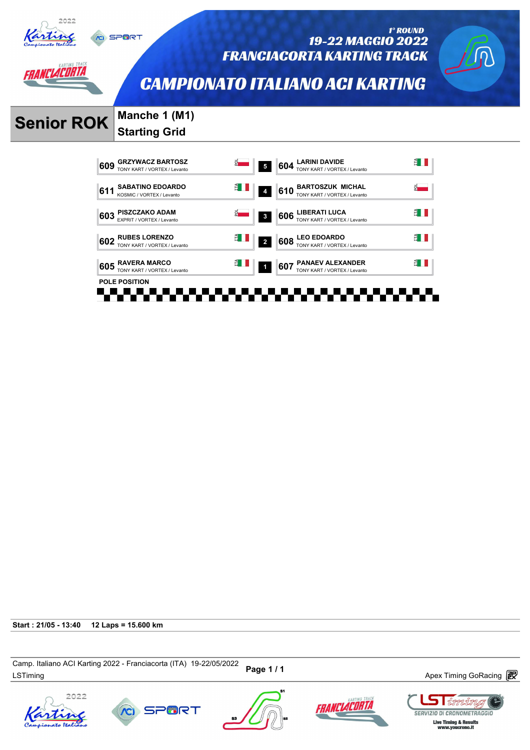1° ROUND
19-22 MAGGIO 2022
FRANCIACORTA KARTING TRACK

# CAMPIONATO ITALIANO ACI KARTING

## Senior ROK

### Manche 1 (M1)
### Starting Grid

| No. | Driver | Team | Nat. | Row | No. | Driver | Team | Nat. |
|---|---|---|---|---|---|---|---|---|
| 609 | GRZYWACZ BARTOSZ | TONY KART / VORTEX / Levanto | POL | 5 | 604 | LARINI DAVIDE | TONY KART / VORTEX / Levanto | ITA |
| 611 | SABATINO EDOARDO | KOSMIC / VORTEX / Levanto | ITA | 4 | 610 | BARTOSZUK MICHAL | TONY KART / VORTEX / Levanto | POL |
| 603 | PISZCZAKO ADAM | EXPRIT / VORTEX / Levanto | POL | 3 | 606 | LIBERATI LUCA | TONY KART / VORTEX / Levanto | ITA |
| 602 | RUBES LORENZO | TONY KART / VORTEX / Levanto | ITA | 2 | 608 | LEO EDOARDO | TONY KART / VORTEX / Levanto | ITA |
| 605 | RAVERA MARCO | TONY KART / VORTEX / Levanto | ITA | 1 | 607 | PANAEV ALEXANDER | TONY KART / VORTEX / Levanto | ITA |

POLE POSITION

**Start : 21/05 - 13:40 12 Laps = 15.600 km**

Camp. Italiano ACI Karting 2022 - Franciacorta (ITA) 19-22/05/2022
LSTiming

Apex Timing GoRacing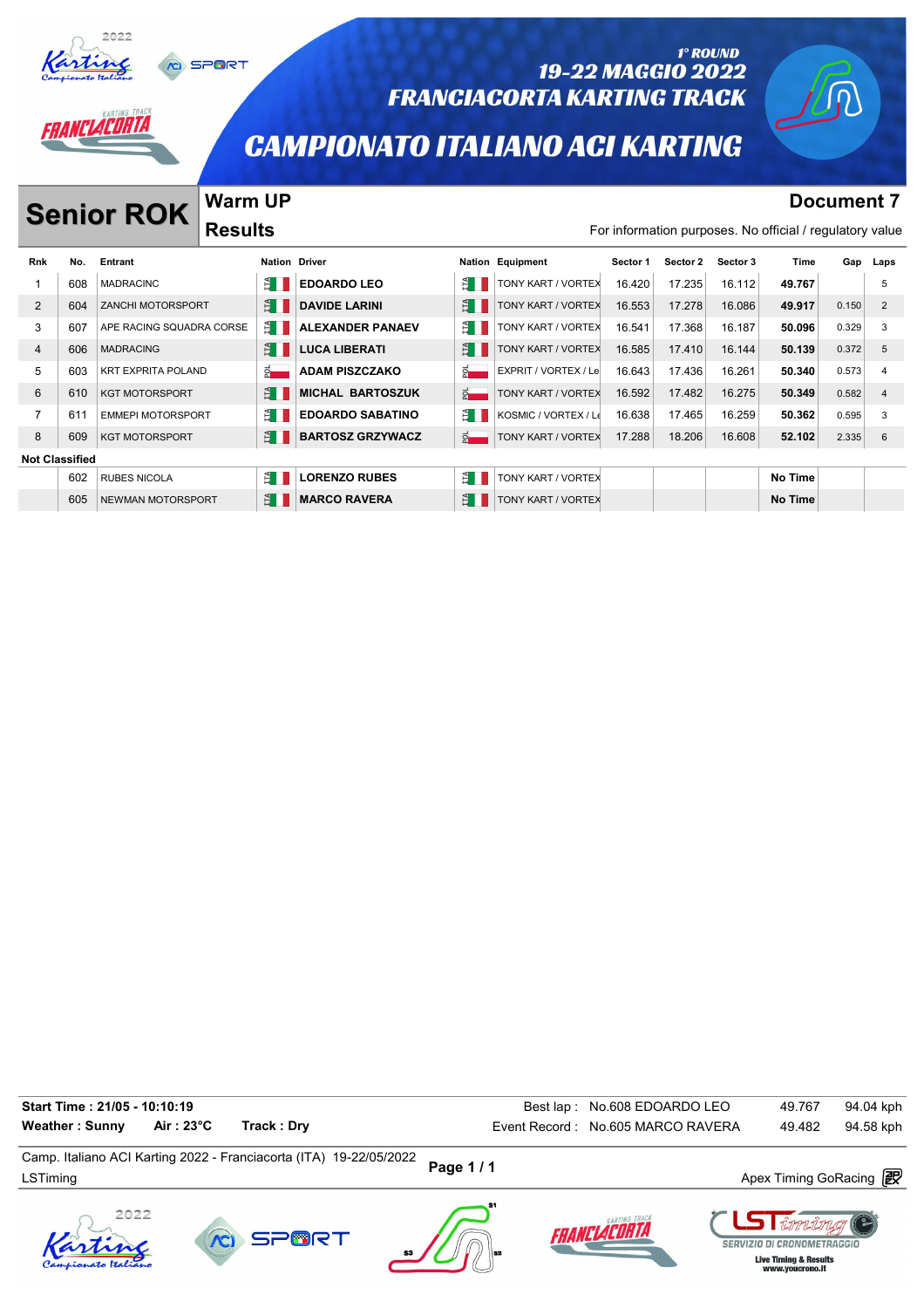# CAMPIONATO ITALIANO ACI KARTING

1° ROUND
19-22 MAGGIO 2022
FRANCIACORTA KARTING TRACK

## Senior ROK

### Warm UP Results

**Document 7**

For information purposes. No official / regulatory value

| Rnk | No. | Entrant | Nation | Driver | Nation | Equipment | Sector 1 | Sector 2 | Sector 3 | Time | Gap | Laps |
|---|---|---|---|---|---|---|---|---|---|---|---|---|
| 1 | 608 | MADRACINC | ITA | **EDOARDO LEO** | ITA | TONY KART / VORTEX | 16.420 | 17.235 | 16.112 | **49.767** | | 5 |
| 2 | 604 | ZANCHI MOTORSPORT | ITA | **DAVIDE LARINI** | ITA | TONY KART / VORTEX | 16.553 | 17.278 | 16.086 | **49.917** | 0.150 | 2 |
| 3 | 607 | APE RACING SQUADRA CORSE | ITA | **ALEXANDER PANAEV** | ITA | TONY KART / VORTEX | 16.541 | 17.368 | 16.187 | **50.096** | 0.329 | 3 |
| 4 | 606 | MADRACING | ITA | **LUCA LIBERATI** | ITA | TONY KART / VORTEX | 16.585 | 17.410 | 16.144 | **50.139** | 0.372 | 5 |
| 5 | 603 | KRT EXPRITA POLAND | POL | **ADAM PISZCZAKO** | POL | EXPRIT / VORTEX / Le | 16.643 | 17.436 | 16.261 | **50.340** | 0.573 | 4 |
| 6 | 610 | KGT MOTORSPORT | ITA | **MICHAL BARTOSZUK** | POL | TONY KART / VORTEX | 16.592 | 17.482 | 16.275 | **50.349** | 0.582 | 4 |
| 7 | 611 | EMMEPI MOTORSPORT | ITA | **EDOARDO SABATINO** | ITA | KOSMIC / VORTEX / Le | 16.638 | 17.465 | 16.259 | **50.362** | 0.595 | 3 |
| 8 | 609 | KGT MOTORSPORT | ITA | **BARTOSZ GRZYWACZ** | POL | TONY KART / VORTEX | 17.288 | 18.206 | 16.608 | **52.102** | 2.335 | 6 |
| **Not Classified** | | | | | | | | | | | | |
| | 602 | RUBES NICOLA | ITA | **LORENZO RUBES** | ITA | TONY KART / VORTEX | | | | **No Time** | | |
| | 605 | NEWMAN MOTORSPORT | ITA | **MARCO RAVERA** | ITA | TONY KART / VORTEX | | | | **No Time** | | |

**Start Time : 21/05 - 10:10:19**
**Weather : Sunny** **Air : 23°C** **Track : Dry**

Best lap : No.608 EDOARDO LEO 49.767 94.04 kph
Event Record : No.605 MARCO RAVERA 49.482 94.58 kph

Camp. Italiano ACI Karting 2022 - Franciacorta (ITA) 19-22/05/2022
LSTiming

Apex Timing GoRacing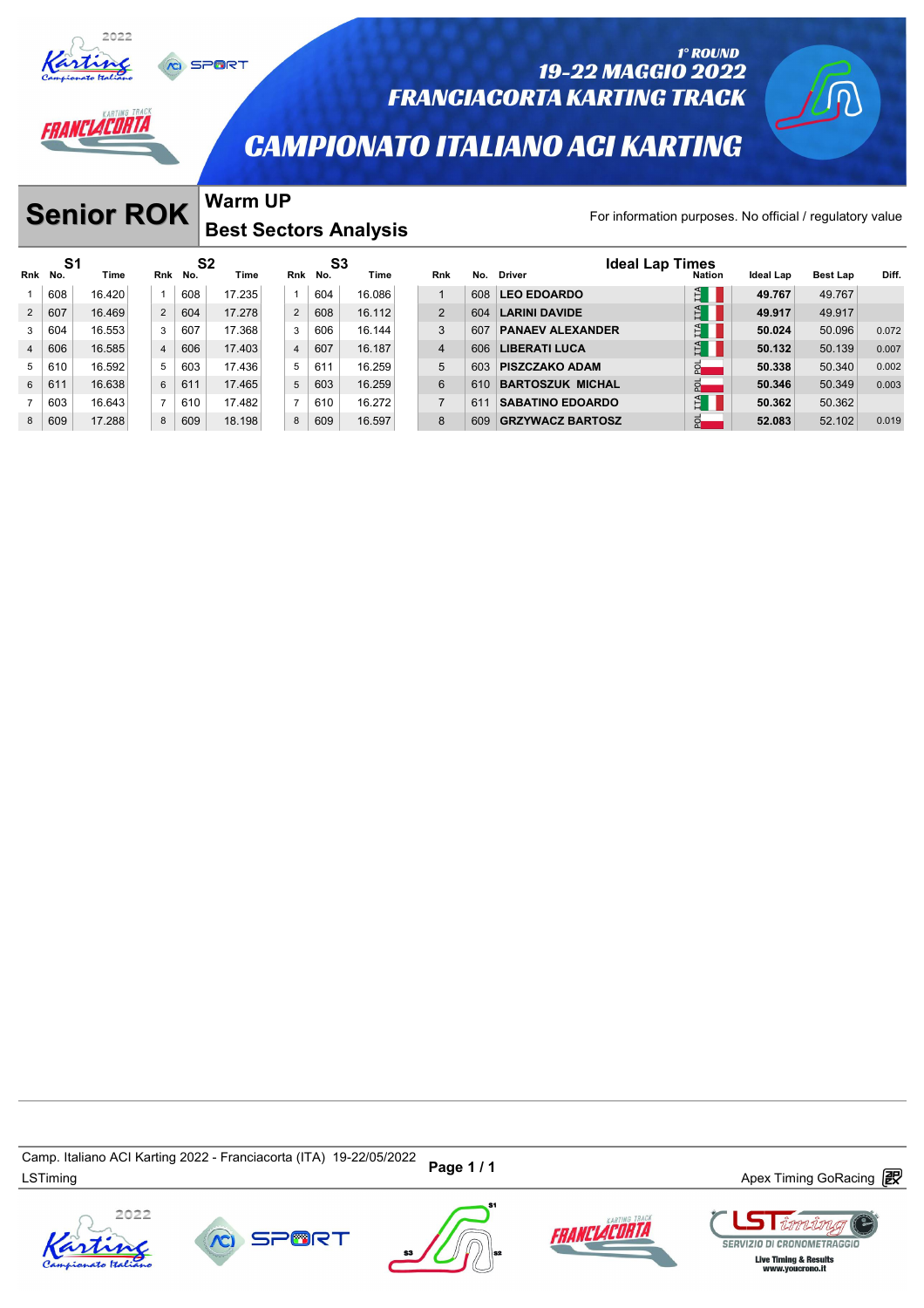1° ROUND
19-22 MAGGIO 2022
FRANCIACORTA KARTING TRACK

# CAMPIONATO ITALIANO ACI KARTING

## Senior ROK

### Warm UP
### Best Sectors Analysis

For information purposes. No official / regulatory value

| S1 Rnk | S1 No. | S1 Time | S2 Rnk | S2 No. | S2 Time | S3 Rnk | S3 No. | S3 Time |
|---|---|---|---|---|---|---|---|---|
| 1 | 608 | 16.420 | 1 | 608 | 17.235 | 1 | 604 | 16.086 |
| 2 | 607 | 16.469 | 2 | 604 | 17.278 | 2 | 608 | 16.112 |
| 3 | 604 | 16.553 | 3 | 607 | 17.368 | 3 | 606 | 16.144 |
| 4 | 606 | 16.585 | 4 | 606 | 17.403 | 4 | 607 | 16.187 |
| 5 | 610 | 16.592 | 5 | 603 | 17.436 | 5 | 611 | 16.259 |
| 6 | 611 | 16.638 | 6 | 611 | 17.465 | 5 | 603 | 16.259 |
| 7 | 603 | 16.643 | 7 | 610 | 17.482 | 7 | 610 | 16.272 |
| 8 | 609 | 17.288 | 8 | 609 | 18.198 | 8 | 609 | 16.597 |

**Ideal Lap Times**

| Rnk | No. | Driver | Nation | Ideal Lap | Best Lap | Diff. |
|---|---|---|---|---|---|---|
| 1 | 608 | LEO EDOARDO | ITA | 49.767 | 49.767 | |
| 2 | 604 | LARINI DAVIDE | ITA | 49.917 | 49.917 | |
| 3 | 607 | PANAEV ALEXANDER | ITA | 50.024 | 50.096 | 0.072 |
| 4 | 606 | LIBERATI LUCA | ITA | 50.132 | 50.139 | 0.007 |
| 5 | 603 | PISZCZAKO ADAM | POL | 50.338 | 50.340 | 0.002 |
| 6 | 610 | BARTOSZUK MICHAL | POL | 50.346 | 50.349 | 0.003 |
| 7 | 611 | SABATINO EDOARDO | ITA | 50.362 | 50.362 | |
| 8 | 609 | GRZYWACZ BARTOSZ | POL | 52.083 | 52.102 | 0.019 |

Camp. Italiano ACI Karting 2022 - Franciacorta (ITA) 19-22/05/2022
LSTiming
Apex Timing GoRacing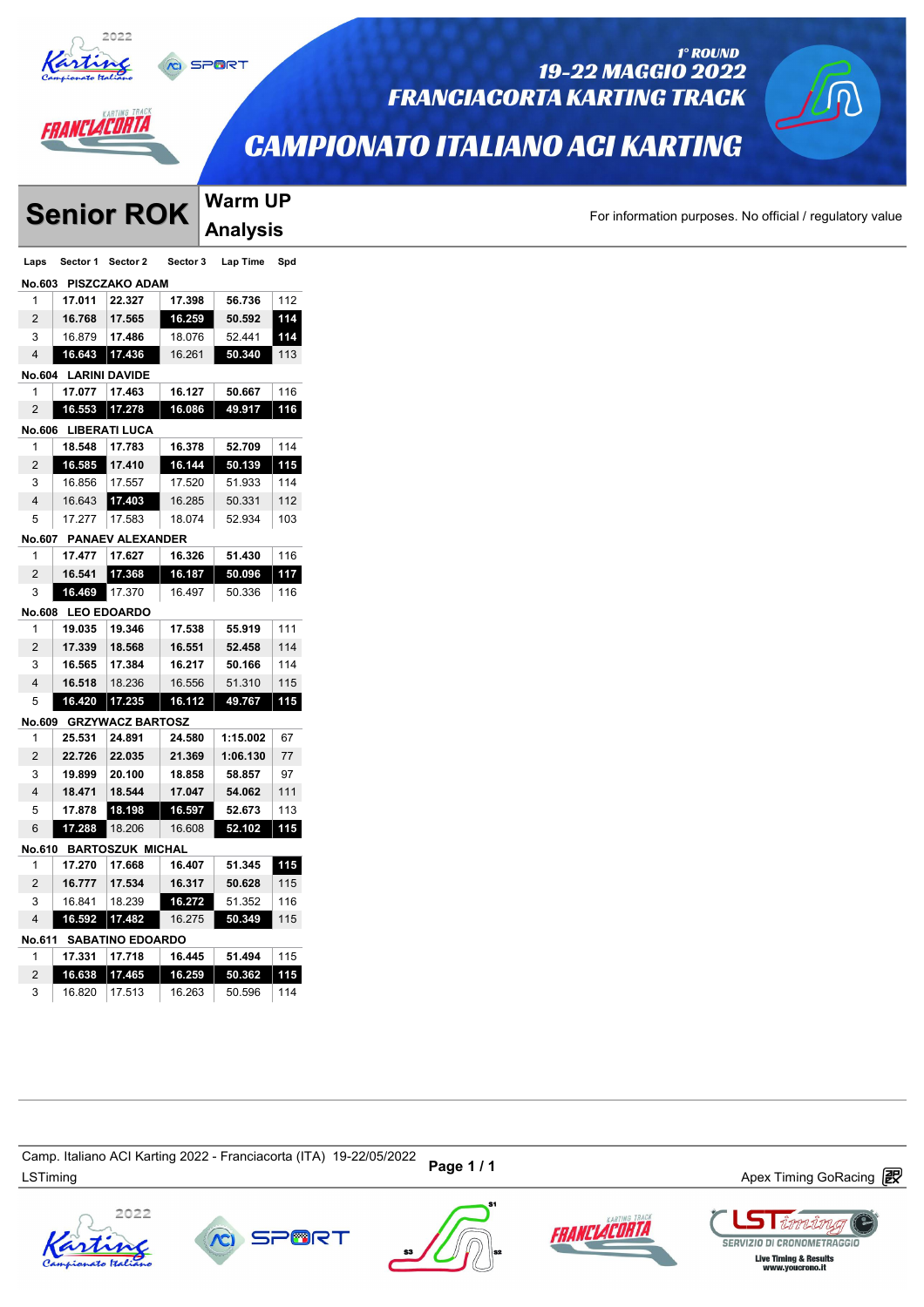# CAMPIONATO ITALIANO ACI KARTING

1° ROUND
19-22 MAGGIO 2022
FRANCIACORTA KARTING TRACK

## Senior ROK — Warm UP Analysis

For information purposes. No official / regulatory value

| Laps | Sector 1 | Sector 2 | Sector 3 | Lap Time | Spd |
|---|---|---|---|---|---|
| **No.603 PISZCZAKO ADAM** | | | | | |
| 1 | 17.011 | 22.327 | 17.398 | 56.736 | 112 |
| 2 | 16.768 | 17.565 | 16.259 | 50.592 | 114 |
| 3 | 16.879 | 17.486 | 18.076 | 52.441 | 114 |
| 4 | 16.643 | 17.436 | 16.261 | 50.340 | 113 |
| **No.604 LARINI DAVIDE** | | | | | |
| 1 | 17.077 | 17.463 | 16.127 | 50.667 | 116 |
| 2 | 16.553 | 17.278 | 16.086 | 49.917 | 116 |
| **No.606 LIBERATI LUCA** | | | | | |
| 1 | 18.548 | 17.783 | 16.378 | 52.709 | 114 |
| 2 | 16.585 | 17.410 | 16.144 | 50.139 | 115 |
| 3 | 16.856 | 17.557 | 17.520 | 51.933 | 114 |
| 4 | 16.643 | 17.403 | 16.285 | 50.331 | 112 |
| 5 | 17.277 | 17.583 | 18.074 | 52.934 | 103 |
| **No.607 PANAEV ALEXANDER** | | | | | |
| 1 | 17.477 | 17.627 | 16.326 | 51.430 | 116 |
| 2 | 16.541 | 17.368 | 16.187 | 50.096 | 117 |
| 3 | 16.469 | 17.370 | 16.497 | 50.336 | 116 |
| **No.608 LEO EDOARDO** | | | | | |
| 1 | 19.035 | 19.346 | 17.538 | 55.919 | 111 |
| 2 | 17.339 | 18.568 | 16.551 | 52.458 | 114 |
| 3 | 16.565 | 17.384 | 16.217 | 50.166 | 114 |
| 4 | 16.518 | 18.236 | 16.556 | 51.310 | 115 |
| 5 | 16.420 | 17.235 | 16.112 | 49.767 | 115 |
| **No.609 GRZYWACZ BARTOSZ** | | | | | |
| 1 | 25.531 | 24.891 | 24.580 | 1:15.002 | 67 |
| 2 | 22.726 | 22.035 | 21.369 | 1:06.130 | 77 |
| 3 | 19.899 | 20.100 | 18.858 | 58.857 | 97 |
| 4 | 18.471 | 18.544 | 17.047 | 54.062 | 111 |
| 5 | 17.878 | 18.198 | 16.597 | 52.673 | 113 |
| 6 | 17.288 | 18.206 | 16.608 | 52.102 | 115 |
| **No.610 BARTOSZUK MICHAL** | | | | | |
| 1 | 17.270 | 17.668 | 16.407 | 51.345 | 115 |
| 2 | 16.777 | 17.534 | 16.317 | 50.628 | 115 |
| 3 | 16.841 | 18.239 | 16.272 | 51.352 | 116 |
| 4 | 16.592 | 17.482 | 16.275 | 50.349 | 115 |
| **No.611 SABATINO EDOARDO** | | | | | |
| 1 | 17.331 | 17.718 | 16.445 | 51.494 | 115 |
| 2 | 16.638 | 17.465 | 16.259 | 50.362 | 115 |
| 3 | 16.820 | 17.513 | 16.263 | 50.596 | 114 |

Camp. Italiano ACI Karting 2022 - Franciacorta (ITA) 19-22/05/2022
LSTiming
Apex Timing GoRacing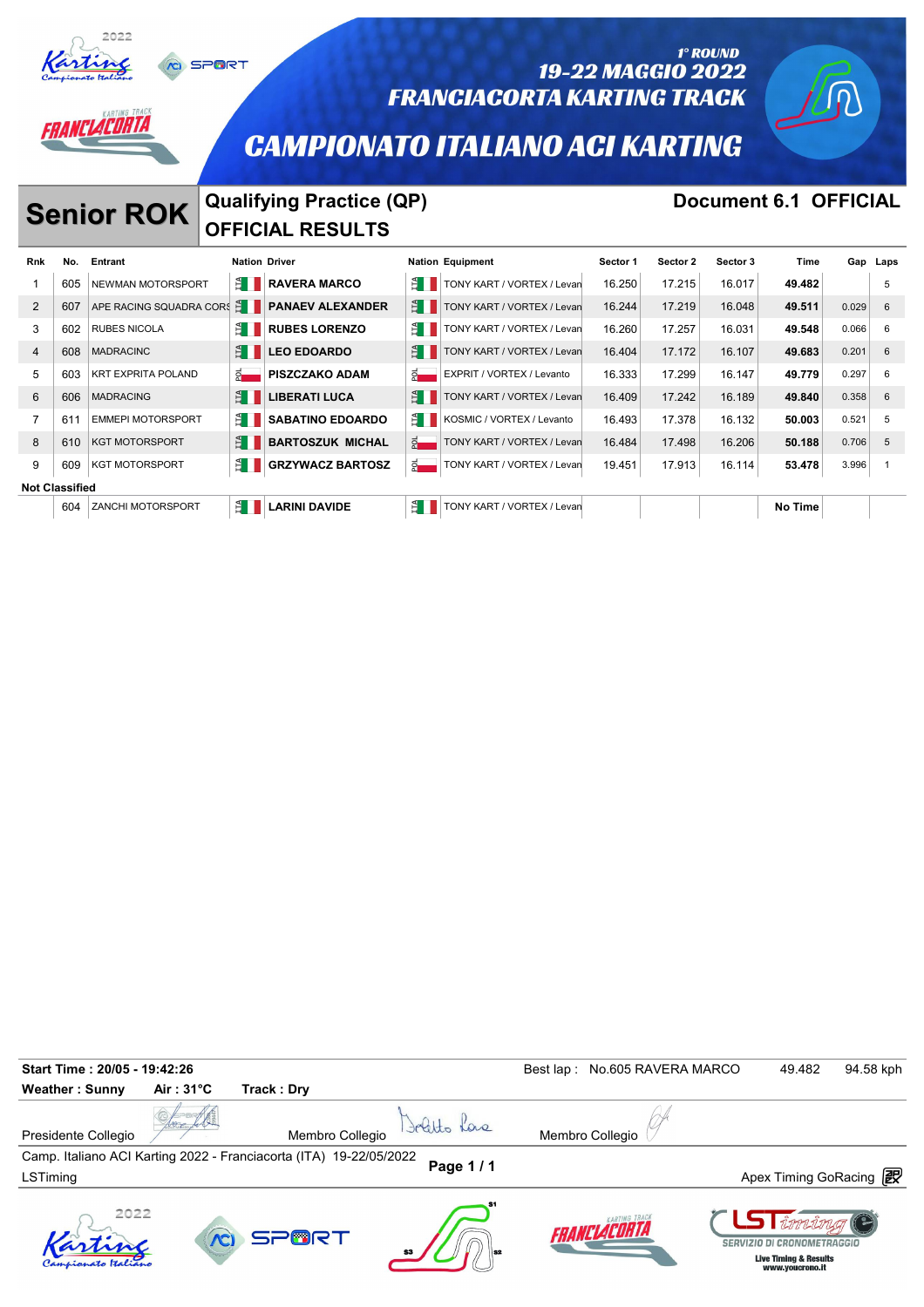1° ROUND
19-22 MAGGIO 2022
FRANCIACORTA KARTING TRACK

# CAMPIONATO ITALIANO ACI KARTING

## Senior ROK

**Qualifying Practice (QP)**
**OFFICIAL RESULTS**

**Document 6.1 OFFICIAL**

| Rnk | No. | Entrant | Nation | Driver | Nation | Equipment | Sector 1 | Sector 2 | Sector 3 | Time | Gap | Laps |
|---|---|---|---|---|---|---|---|---|---|---|---|---|
| 1 | 605 | NEWMAN MOTORSPORT | ITA | **RAVERA MARCO** | ITA | TONY KART / VORTEX / Levan | 16.250 | 17.215 | 16.017 | **49.482** | | 5 |
| 2 | 607 | APE RACING SQUADRA CORS | ITA | **PANAEV ALEXANDER** | ITA | TONY KART / VORTEX / Levan | 16.244 | 17.219 | 16.048 | **49.511** | 0.029 | 6 |
| 3 | 602 | RUBES NICOLA | ITA | **RUBES LORENZO** | ITA | TONY KART / VORTEX / Levan | 16.260 | 17.257 | 16.031 | **49.548** | 0.066 | 6 |
| 4 | 608 | MADRACINC | ITA | **LEO EDOARDO** | ITA | TONY KART / VORTEX / Levan | 16.404 | 17.172 | 16.107 | **49.683** | 0.201 | 6 |
| 5 | 603 | KRT EXPRITA POLAND | POL | **PISZCZAKO ADAM** | POL | EXPRIT / VORTEX / Levanto | 16.333 | 17.299 | 16.147 | **49.779** | 0.297 | 6 |
| 6 | 606 | MADRACING | ITA | **LIBERATI LUCA** | ITA | TONY KART / VORTEX / Levan | 16.409 | 17.242 | 16.189 | **49.840** | 0.358 | 6 |
| 7 | 611 | EMMEPI MOTORSPORT | ITA | **SABATINO EDOARDO** | ITA | KOSMIC / VORTEX / Levanto | 16.493 | 17.378 | 16.132 | **50.003** | 0.521 | 5 |
| 8 | 610 | KGT MOTORSPORT | ITA | **BARTOSZUK MICHAL** | POL | TONY KART / VORTEX / Levan | 16.484 | 17.498 | 16.206 | **50.188** | 0.706 | 5 |
| 9 | 609 | KGT MOTORSPORT | ITA | **GRZYWACZ BARTOSZ** | POL | TONY KART / VORTEX / Levan | 19.451 | 17.913 | 16.114 | **53.478** | 3.996 | 1 |
| **Not Classified** | | | | | | | | | | | | |
| | 604 | ZANCHI MOTORSPORT | ITA | **LARINI DAVIDE** | ITA | TONY KART / VORTEX / Levan | | | | **No Time** | | |

**Start Time : 20/05 - 19:42:26** Best lap : No.605 RAVERA MARCO 49.482 94.58 kph

**Weather : Sunny** **Air : 31°C** **Track : Dry**

Presidente Collegio Membro Collegio Membro Collegio

Camp. Italiano ACI Karting 2022 - Franciacorta (ITA) 19-22/05/2022

LSTiming Apex Timing GoRacing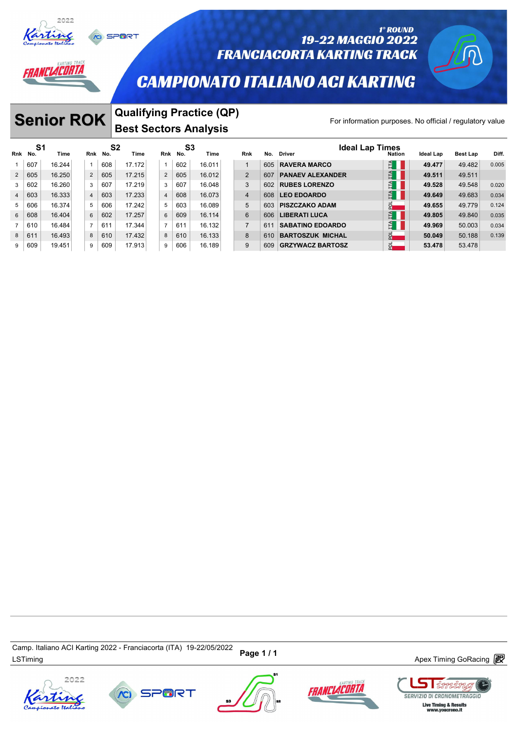1° ROUND
19-22 MAGGIO 2022
FRANCIACORTA KARTING TRACK

# CAMPIONATO ITALIANO ACI KARTING

## Senior ROK

### Qualifying Practice (QP)
### Best Sectors Analysis

For information purposes. No official / regulatory value

| S1 | | | S2 | | | S3 | | | Ideal Lap Times | | | | | | |
|---|---|---|---|---|---|---|---|---|---|---|---|---|---|---|---|
| Rnk | No. | Time | Rnk | No. | Time | Rnk | No. | Time | Rnk | No. | Driver | Nation | Ideal Lap | Best Lap | Diff. |
| 1 | 607 | 16.244 | 1 | 608 | 17.172 | 1 | 602 | 16.011 | 1 | 605 | RAVERA MARCO | ITA | 49.477 | 49.482 | 0.005 |
| 2 | 605 | 16.250 | 2 | 605 | 17.215 | 2 | 605 | 16.012 | 2 | 607 | PANAEV ALEXANDER | ITA | 49.511 | 49.511 | |
| 3 | 602 | 16.260 | 3 | 607 | 17.219 | 3 | 607 | 16.048 | 3 | 602 | RUBES LORENZO | ITA | 49.528 | 49.548 | 0.020 |
| 4 | 603 | 16.333 | 4 | 603 | 17.233 | 4 | 608 | 16.073 | 4 | 608 | LEO EDOARDO | ITA | 49.649 | 49.683 | 0.034 |
| 5 | 606 | 16.374 | 5 | 606 | 17.242 | 5 | 603 | 16.089 | 5 | 603 | PISZCZAKO ADAM | POL | 49.655 | 49.779 | 0.124 |
| 6 | 608 | 16.404 | 6 | 602 | 17.257 | 6 | 609 | 16.114 | 6 | 606 | LIBERATI LUCA | ITA | 49.805 | 49.840 | 0.035 |
| 7 | 610 | 16.484 | 7 | 611 | 17.344 | 7 | 611 | 16.132 | 7 | 611 | SABATINO EDOARDO | ITA | 49.969 | 50.003 | 0.034 |
| 8 | 611 | 16.493 | 8 | 610 | 17.432 | 8 | 610 | 16.133 | 8 | 610 | BARTOSZUK MICHAL | POL | 50.049 | 50.188 | 0.139 |
| 9 | 609 | 19.451 | 9 | 609 | 17.913 | 9 | 606 | 16.189 | 9 | 609 | GRZYWACZ BARTOSZ | POL | 53.478 | 53.478 | |

Camp. Italiano ACI Karting 2022 - Franciacorta (ITA) 19-22/05/2022
LSTiming
Apex Timing GoRacing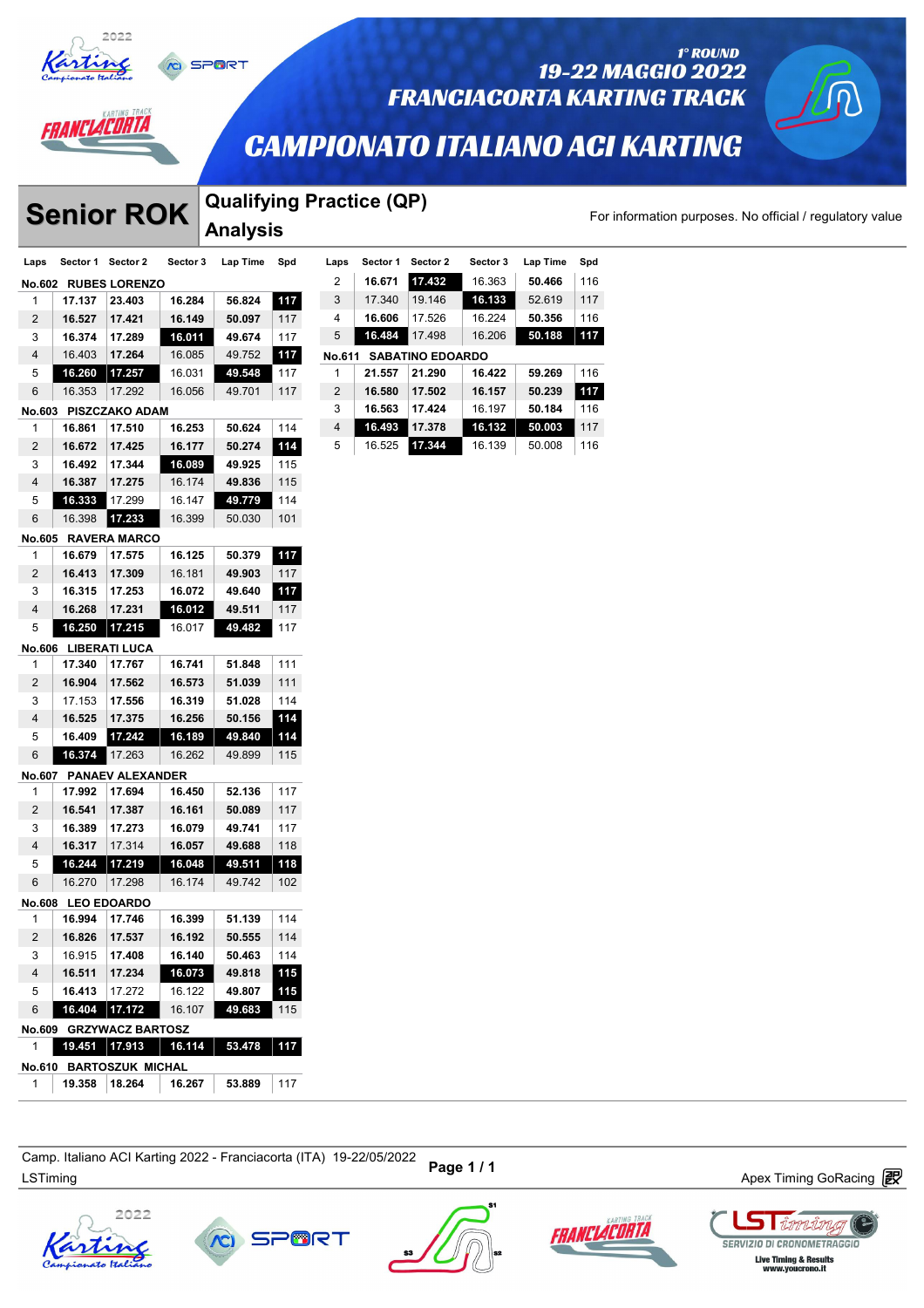# 1° ROUND
## 19-22 MAGGIO 2022
## FRANCIACORTA KARTING TRACK
## CAMPIONATO ITALIANO ACI KARTING

# Senior ROK

## Qualifying Practice (QP) Analysis

For information purposes. No official / regulatory value

| Laps | Sector 1 | Sector 2 | Sector 3 | Lap Time | Spd |
|---|---|---|---|---|---|
| **No.602 RUBES LORENZO** | | | | | |
| 1 | 17.137 | 23.403 | 16.284 | 56.824 | 117 |
| 2 | 16.527 | 17.421 | 16.149 | 50.097 | 117 |
| 3 | 16.374 | 17.289 | 16.011 | 49.674 | 117 |
| 4 | 16.403 | 17.264 | 16.085 | 49.752 | 117 |
| 5 | 16.260 | 17.257 | 16.031 | 49.548 | 117 |
| 6 | 16.353 | 17.292 | 16.056 | 49.701 | 117 |
| **No.603 PISZCZAKO ADAM** | | | | | |
| 1 | 16.861 | 17.510 | 16.253 | 50.624 | 114 |
| 2 | 16.672 | 17.425 | 16.177 | 50.274 | 114 |
| 3 | 16.492 | 17.344 | 16.089 | 49.925 | 115 |
| 4 | 16.387 | 17.275 | 16.174 | 49.836 | 115 |
| 5 | 16.333 | 17.299 | 16.147 | 49.779 | 114 |
| 6 | 16.398 | 17.233 | 16.399 | 50.030 | 101 |
| **No.605 RAVERA MARCO** | | | | | |
| 1 | 16.679 | 17.575 | 16.125 | 50.379 | 117 |
| 2 | 16.413 | 17.309 | 16.181 | 49.903 | 117 |
| 3 | 16.315 | 17.253 | 16.072 | 49.640 | 117 |
| 4 | 16.268 | 17.231 | 16.012 | 49.511 | 117 |
| 5 | 16.250 | 17.215 | 16.017 | 49.482 | 117 |
| **No.606 LIBERATI LUCA** | | | | | |
| 1 | 17.340 | 17.767 | 16.741 | 51.848 | 111 |
| 2 | 16.904 | 17.562 | 16.573 | 51.039 | 111 |
| 3 | 17.153 | 17.556 | 16.319 | 51.028 | 114 |
| 4 | 16.525 | 17.375 | 16.256 | 50.156 | 114 |
| 5 | 16.409 | 17.242 | 16.189 | 49.840 | 114 |
| 6 | 16.374 | 17.263 | 16.262 | 49.899 | 115 |
| **No.607 PANAEV ALEXANDER** | | | | | |
| 1 | 17.992 | 17.694 | 16.450 | 52.136 | 117 |
| 2 | 16.541 | 17.387 | 16.161 | 50.089 | 117 |
| 3 | 16.389 | 17.273 | 16.079 | 49.741 | 117 |
| 4 | 16.317 | 17.314 | 16.057 | 49.688 | 118 |
| 5 | 16.244 | 17.219 | 16.048 | 49.511 | 118 |
| 6 | 16.270 | 17.298 | 16.174 | 49.742 | 102 |
| **No.608 LEO EDOARDO** | | | | | |
| 1 | 16.994 | 17.746 | 16.399 | 51.139 | 114 |
| 2 | 16.826 | 17.537 | 16.192 | 50.555 | 114 |
| 3 | 16.915 | 17.408 | 16.140 | 50.463 | 114 |
| 4 | 16.511 | 17.234 | 16.073 | 49.818 | 115 |
| 5 | 16.413 | 17.272 | 16.122 | 49.807 | 115 |
| 6 | 16.404 | 17.172 | 16.107 | 49.683 | 115 |
| **No.609 GRZYWACZ BARTOSZ** | | | | | |
| 1 | 19.451 | 17.913 | 16.114 | 53.478 | 117 |
| **No.610 BARTOSZUK MICHAL** | | | | | |
| 1 | 19.358 | 18.264 | 16.267 | 53.889 | 117 |
| 2 | 16.671 | 17.432 | 16.363 | 50.466 | 116 |
| 3 | 17.340 | 19.146 | 16.133 | 52.619 | 117 |
| 4 | 16.606 | 17.526 | 16.224 | 50.356 | 116 |
| 5 | 16.484 | 17.498 | 16.206 | 50.188 | 117 |
| **No.611 SABATINO EDOARDO** | | | | | |
| 1 | 21.557 | 21.290 | 16.422 | 59.269 | 116 |
| 2 | 16.580 | 17.502 | 16.157 | 50.239 | 117 |
| 3 | 16.563 | 17.424 | 16.197 | 50.184 | 116 |
| 4 | 16.493 | 17.378 | 16.132 | 50.003 | 117 |
| 5 | 16.525 | 17.344 | 16.139 | 50.008 | 116 |

Camp. Italiano ACI Karting 2022 - Franciacorta (ITA) 19-22/05/2022
LSTiming

Apex Timing GoRacing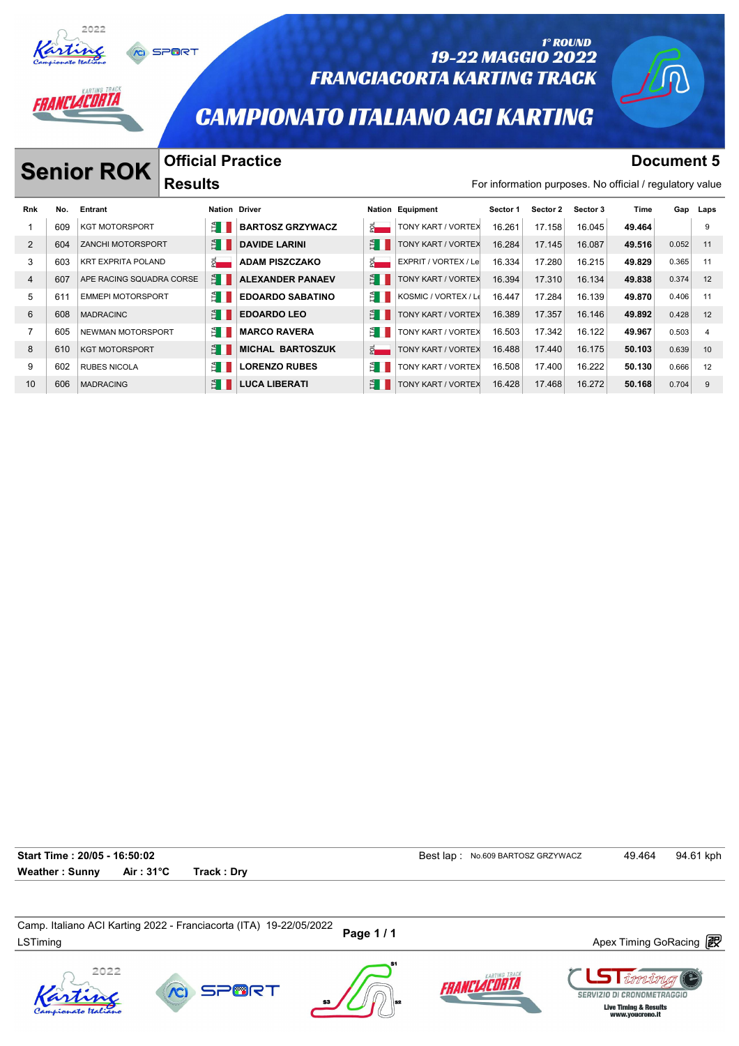1° ROUND
19-22 MAGGIO 2022
FRANCIACORTA KARTING TRACK

# CAMPIONATO ITALIANO ACI KARTING

## Senior ROK

**Official Practice**
**Results**

**Document 5**

For information purposes. No official / regulatory value

| Rnk | No. | Entrant | Nation | Driver | Nation | Equipment | Sector 1 | Sector 2 | Sector 3 | Time | Gap | Laps |
|---|---|---|---|---|---|---|---|---|---|---|---|---|
| 1 | 609 | KGT MOTORSPORT | ITA | **BARTOSZ GRZYWACZ** | POL | TONY KART / VORTEX | 16.261 | 17.158 | 16.045 | **49.464** | | 9 |
| 2 | 604 | ZANCHI MOTORSPORT | ITA | **DAVIDE LARINI** | ITA | TONY KART / VORTEX | 16.284 | 17.145 | 16.087 | **49.516** | 0.052 | 11 |
| 3 | 603 | KRT EXPRITA POLAND | POL | **ADAM PISZCZAKO** | POL | EXPRIT / VORTEX / Le | 16.334 | 17.280 | 16.215 | **49.829** | 0.365 | 11 |
| 4 | 607 | APE RACING SQUADRA CORSE | ITA | **ALEXANDER PANAEV** | ITA | TONY KART / VORTEX | 16.394 | 17.310 | 16.134 | **49.838** | 0.374 | 12 |
| 5 | 611 | EMMEPI MOTORSPORT | ITA | **EDOARDO SABATINO** | ITA | KOSMIC / VORTEX / Le | 16.447 | 17.284 | 16.139 | **49.870** | 0.406 | 11 |
| 6 | 608 | MADRACINC | ITA | **EDOARDO LEO** | ITA | TONY KART / VORTEX | 16.389 | 17.357 | 16.146 | **49.892** | 0.428 | 12 |
| 7 | 605 | NEWMAN MOTORSPORT | ITA | **MARCO RAVERA** | ITA | TONY KART / VORTEX | 16.503 | 17.342 | 16.122 | **49.967** | 0.503 | 4 |
| 8 | 610 | KGT MOTORSPORT | ITA | **MICHAL BARTOSZUK** | POL | TONY KART / VORTEX | 16.488 | 17.440 | 16.175 | **50.103** | 0.639 | 10 |
| 9 | 602 | RUBES NICOLA | ITA | **LORENZO RUBES** | ITA | TONY KART / VORTEX | 16.508 | 17.400 | 16.222 | **50.130** | 0.666 | 12 |
| 10 | 606 | MADRACING | ITA | **LUCA LIBERATI** | ITA | TONY KART / VORTEX | 16.428 | 17.468 | 16.272 | **50.168** | 0.704 | 9 |

**Start Time : 20/05 - 16:50:02** Best lap : No.609 BARTOSZ GRZYWACZ 49.464 94.61 kph

**Weather : Sunny** **Air : 31°C** **Track : Dry**

Camp. Italiano ACI Karting 2022 - Franciacorta (ITA) 19-22/05/2022
LSTiming

Apex Timing GoRacing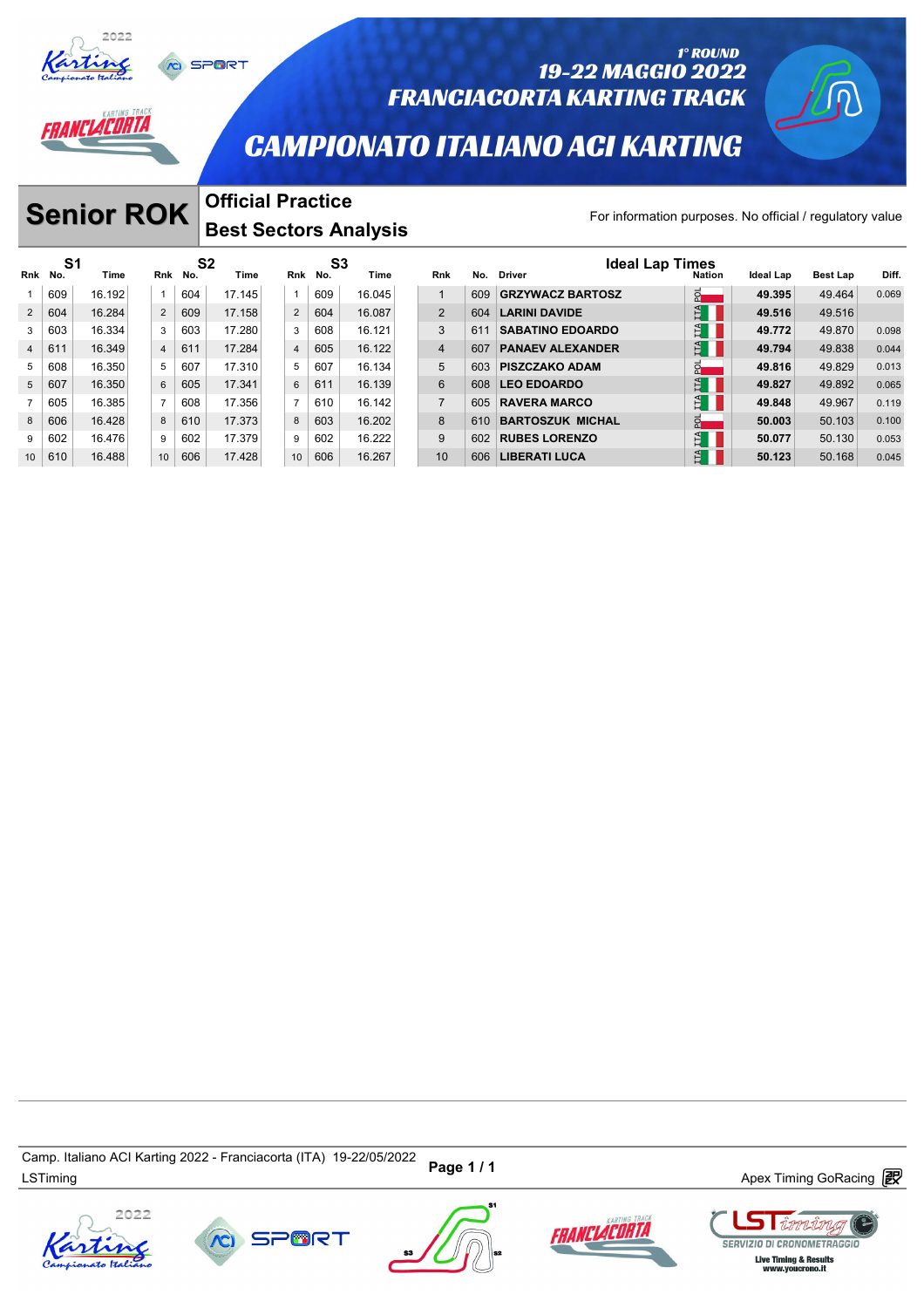# CAMPIONATO ITALIANO ACI KARTING

1° ROUND
19-22 MAGGIO 2022
FRANCIACORTA KARTING TRACK

## Senior ROK

**Official Practice**
**Best Sectors Analysis**

For information purposes. No official / regulatory value

| S1 | | | S2 | | | S3 | | | Ideal Lap Times | | | | | | |
|---|---|---|---|---|---|---|---|---|---|---|---|---|---|---|---|
| Rnk | No. | Time | Rnk | No. | Time | Rnk | No. | Time | Rnk | No. | Driver | Nation | Ideal Lap | Best Lap | Diff. |
| 1 | 609 | 16.192 | 1 | 604 | 17.145 | 1 | 609 | 16.045 | 1 | 609 | GRZYWACZ BARTOSZ | POL | **49.395** | 49.464 | 0.069 |
| 2 | 604 | 16.284 | 2 | 609 | 17.158 | 2 | 604 | 16.087 | 2 | 604 | LARINI DAVIDE | ITA | **49.516** | 49.516 | |
| 3 | 603 | 16.334 | 3 | 603 | 17.280 | 3 | 608 | 16.121 | 3 | 611 | SABATINO EDOARDO | ITA | **49.772** | 49.870 | 0.098 |
| 4 | 611 | 16.349 | 4 | 611 | 17.284 | 4 | 605 | 16.122 | 4 | 607 | PANAEV ALEXANDER | ITA | **49.794** | 49.838 | 0.044 |
| 5 | 608 | 16.350 | 5 | 607 | 17.310 | 5 | 607 | 16.134 | 5 | 603 | PISZCZAKO ADAM | POL | **49.816** | 49.829 | 0.013 |
| 5 | 607 | 16.350 | 6 | 605 | 17.341 | 6 | 611 | 16.139 | 6 | 608 | LEO EDOARDO | ITA | **49.827** | 49.892 | 0.065 |
| 7 | 605 | 16.385 | 7 | 608 | 17.356 | 7 | 610 | 16.142 | 7 | 605 | RAVERA MARCO | ITA | **49.848** | 49.967 | 0.119 |
| 8 | 606 | 16.428 | 8 | 610 | 17.373 | 8 | 603 | 16.202 | 8 | 610 | BARTOSZUK MICHAL | POL | **50.003** | 50.103 | 0.100 |
| 9 | 602 | 16.476 | 9 | 602 | 17.379 | 9 | 602 | 16.222 | 9 | 602 | RUBES LORENZO | ITA | **50.077** | 50.130 | 0.053 |
| 10 | 610 | 16.488 | 10 | 606 | 17.428 | 10 | 606 | 16.267 | 10 | 606 | LIBERATI LUCA | ITA | **50.123** | 50.168 | 0.045 |

Camp. Italiano ACI Karting 2022 - Franciacorta (ITA) 19-22/05/2022
LSTiming

Apex Timing GoRacing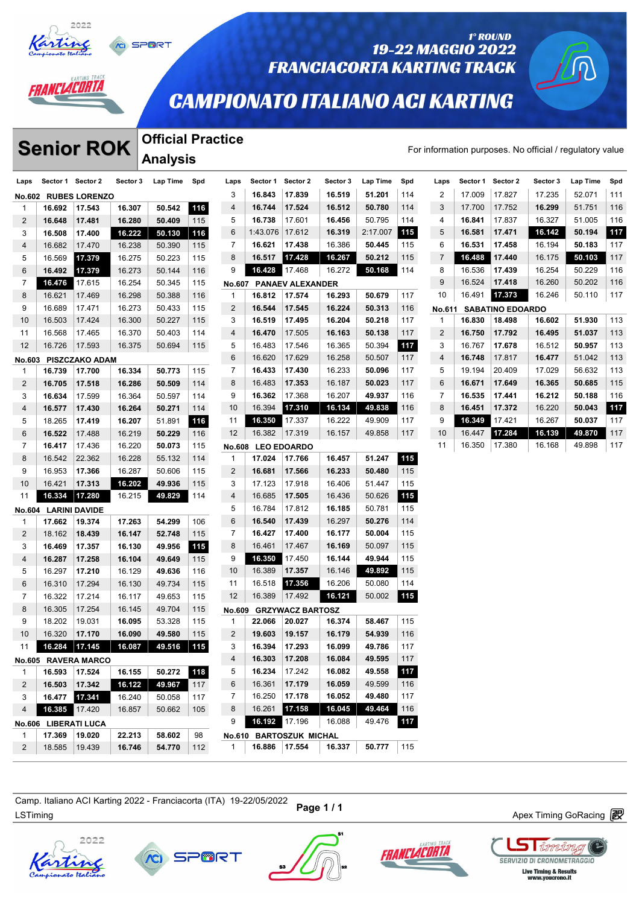# CAMPIONATO ITALIANO ACI KARTING

1° ROUND
19-22 MAGGIO 2022
FRANCIACORTA KARTING TRACK

## Senior ROK

### Official Practice Analysis

For information purposes. No official / regulatory value

**No.602 RUBES LORENZO**

| Laps | Sector 1 | Sector 2 | Sector 3 | Lap Time | Spd |
|---|---|---|---|---|---|
| 1 | 16.692 | 17.543 | 16.307 | 50.542 | 116 |
| 2 | 16.648 | 17.481 | 16.280 | 50.409 | 115 |
| 3 | 16.508 | 17.400 | 16.222 | 50.130 | 116 |
| 4 | 16.682 | 17.470 | 16.238 | 50.390 | 115 |
| 5 | 16.569 | 17.379 | 16.275 | 50.223 | 115 |
| 6 | 16.492 | 17.379 | 16.273 | 50.144 | 116 |
| 7 | 16.476 | 17.615 | 16.254 | 50.345 | 115 |
| 8 | 16.621 | 17.469 | 16.298 | 50.388 | 116 |
| 9 | 16.689 | 17.471 | 16.273 | 50.433 | 115 |
| 10 | 16.503 | 17.424 | 16.300 | 50.227 | 115 |
| 11 | 16.568 | 17.465 | 16.370 | 50.403 | 114 |
| 12 | 16.726 | 17.593 | 16.375 | 50.694 | 115 |

**No.603 PISZCZAKO ADAM**

| Laps | Sector 1 | Sector 2 | Sector 3 | Lap Time | Spd |
|---|---|---|---|---|---|
| 1 | 16.739 | 17.700 | 16.334 | 50.773 | 115 |
| 2 | 16.705 | 17.518 | 16.286 | 50.509 | 114 |
| 3 | 16.634 | 17.599 | 16.364 | 50.597 | 114 |
| 4 | 16.577 | 17.430 | 16.264 | 50.271 | 114 |
| 5 | 18.265 | 17.419 | 16.207 | 51.891 | 116 |
| 6 | 16.522 | 17.488 | 16.219 | 50.229 | 116 |
| 7 | 16.417 | 17.436 | 16.220 | 50.073 | 115 |
| 8 | 16.542 | 22.362 | 16.228 | 55.132 | 114 |
| 9 | 16.953 | 17.366 | 16.287 | 50.606 | 115 |
| 10 | 16.421 | 17.313 | 16.202 | 49.936 | 115 |
| 11 | 16.334 | 17.280 | 16.215 | 49.829 | 114 |

**No.604 LARINI DAVIDE**

| Laps | Sector 1 | Sector 2 | Sector 3 | Lap Time | Spd |
|---|---|---|---|---|---|
| 1 | 17.662 | 19.374 | 17.263 | 54.299 | 106 |
| 2 | 18.162 | 18.439 | 16.147 | 52.748 | 115 |
| 3 | 16.469 | 17.357 | 16.130 | 49.956 | 115 |
| 4 | 16.287 | 17.258 | 16.104 | 49.649 | 115 |
| 5 | 16.297 | 17.210 | 16.129 | 49.636 | 116 |
| 6 | 16.310 | 17.294 | 16.130 | 49.734 | 115 |
| 7 | 16.322 | 17.214 | 16.117 | 49.653 | 115 |
| 8 | 16.305 | 17.254 | 16.145 | 49.704 | 115 |
| 9 | 18.202 | 19.031 | 16.095 | 53.328 | 115 |
| 10 | 16.320 | 17.170 | 16.090 | 49.580 | 115 |
| 11 | 16.284 | 17.145 | 16.087 | 49.516 | 115 |

**No.605 RAVERA MARCO**

| Laps | Sector 1 | Sector 2 | Sector 3 | Lap Time | Spd |
|---|---|---|---|---|---|
| 1 | 16.593 | 17.524 | 16.155 | 50.272 | 118 |
| 2 | 16.503 | 17.342 | 16.122 | 49.967 | 117 |
| 3 | 16.477 | 17.341 | 16.240 | 50.058 | 117 |
| 4 | 16.385 | 17.420 | 16.857 | 50.662 | 105 |

**No.606 LIBERATI LUCA**

| Laps | Sector 1 | Sector 2 | Sector 3 | Lap Time | Spd |
|---|---|---|---|---|---|
| 1 | 17.369 | 19.020 | 22.213 | 58.602 | 98 |
| 2 | 18.585 | 19.439 | 16.746 | 54.770 | 112 |
| 3 | 16.843 | 17.839 | 16.519 | 51.201 | 114 |
| 4 | 16.744 | 17.524 | 16.512 | 50.780 | 114 |
| 5 | 16.738 | 17.601 | 16.456 | 50.795 | 114 |
| 6 | 1:43.076 | 17.612 | 16.319 | 2:17.007 | 115 |
| 7 | 16.621 | 17.438 | 16.386 | 50.445 | 115 |
| 8 | 16.517 | 17.428 | 16.267 | 50.212 | 115 |
| 9 | 16.428 | 17.468 | 16.272 | 50.168 | 114 |

**No.607 PANAEV ALEXANDER**

| Laps | Sector 1 | Sector 2 | Sector 3 | Lap Time | Spd |
|---|---|---|---|---|---|
| 1 | 16.812 | 17.574 | 16.293 | 50.679 | 117 |
| 2 | 16.544 | 17.545 | 16.224 | 50.313 | 116 |
| 3 | 16.519 | 17.495 | 16.204 | 50.218 | 117 |
| 4 | 16.470 | 17.505 | 16.163 | 50.138 | 117 |
| 5 | 16.483 | 17.546 | 16.365 | 50.394 | 117 |
| 6 | 16.620 | 17.629 | 16.258 | 50.507 | 117 |
| 7 | 16.433 | 17.430 | 16.233 | 50.096 | 117 |
| 8 | 16.483 | 17.353 | 16.187 | 50.023 | 117 |
| 9 | 16.362 | 17.368 | 16.207 | 49.937 | 116 |
| 10 | 16.394 | 17.310 | 16.134 | 49.838 | 116 |
| 11 | 16.350 | 17.337 | 16.222 | 49.909 | 117 |
| 12 | 16.382 | 17.319 | 16.157 | 49.858 | 117 |

**No.608 LEO EDOARDO**

| Laps | Sector 1 | Sector 2 | Sector 3 | Lap Time | Spd |
|---|---|---|---|---|---|
| 1 | 17.024 | 17.766 | 16.457 | 51.247 | 115 |
| 2 | 16.681 | 17.566 | 16.233 | 50.480 | 115 |
| 3 | 17.123 | 17.918 | 16.406 | 51.447 | 115 |
| 4 | 16.685 | 17.505 | 16.436 | 50.626 | 115 |
| 5 | 16.784 | 17.812 | 16.185 | 50.781 | 115 |
| 6 | 16.540 | 17.439 | 16.297 | 50.276 | 114 |
| 7 | 16.427 | 17.400 | 16.177 | 50.004 | 115 |
| 8 | 16.461 | 17.467 | 16.169 | 50.097 | 115 |
| 9 | 16.350 | 17.450 | 16.144 | 49.944 | 115 |
| 10 | 16.389 | 17.357 | 16.146 | 49.892 | 115 |
| 11 | 16.518 | 17.356 | 16.206 | 50.080 | 114 |
| 12 | 16.389 | 17.492 | 16.121 | 50.002 | 115 |

**No.609 GRZYWACZ BARTOSZ**

| Laps | Sector 1 | Sector 2 | Sector 3 | Lap Time | Spd |
|---|---|---|---|---|---|
| 1 | 22.066 | 20.027 | 16.374 | 58.467 | 115 |
| 2 | 19.603 | 19.157 | 16.179 | 54.939 | 116 |
| 3 | 16.394 | 17.293 | 16.099 | 49.786 | 117 |
| 4 | 16.303 | 17.208 | 16.084 | 49.595 | 117 |
| 5 | 16.234 | 17.242 | 16.082 | 49.558 | 117 |
| 6 | 16.361 | 17.179 | 16.059 | 49.599 | 116 |
| 7 | 16.250 | 17.178 | 16.052 | 49.480 | 117 |
| 8 | 16.261 | 17.158 | 16.045 | 49.464 | 116 |
| 9 | 16.192 | 17.196 | 16.088 | 49.476 | 117 |

**No.610 BARTOSZUK MICHAL**

| Laps | Sector 1 | Sector 2 | Sector 3 | Lap Time | Spd |
|---|---|---|---|---|---|
| 1 | 16.886 | 17.554 | 16.337 | 50.777 | 115 |
| 2 | 17.009 | 17.827 | 17.235 | 52.071 | 111 |
| 3 | 17.700 | 17.752 | 16.299 | 51.751 | 116 |
| 4 | 16.841 | 17.837 | 16.327 | 51.005 | 116 |
| 5 | 16.581 | 17.471 | 16.142 | 50.194 | 117 |
| 6 | 16.531 | 17.458 | 16.194 | 50.183 | 117 |
| 7 | 16.488 | 17.440 | 16.175 | 50.103 | 117 |
| 8 | 16.536 | 17.439 | 16.254 | 50.229 | 116 |
| 9 | 16.524 | 17.418 | 16.260 | 50.202 | 116 |
| 10 | 16.491 | 17.373 | 16.246 | 50.110 | 117 |

**No.611 SABATINO EDOARDO**

| Laps | Sector 1 | Sector 2 | Sector 3 | Lap Time | Spd |
|---|---|---|---|---|---|
| 1 | 16.830 | 18.498 | 16.602 | 51.930 | 113 |
| 2 | 16.750 | 17.792 | 16.495 | 51.037 | 113 |
| 3 | 16.767 | 17.678 | 16.512 | 50.957 | 113 |
| 4 | 16.748 | 17.817 | 16.477 | 51.042 | 113 |
| 5 | 19.194 | 20.409 | 17.029 | 56.632 | 113 |
| 6 | 16.671 | 17.649 | 16.365 | 50.685 | 115 |
| 7 | 16.535 | 17.441 | 16.212 | 50.188 | 116 |
| 8 | 16.451 | 17.372 | 16.220 | 50.043 | 117 |
| 9 | 16.349 | 17.421 | 16.267 | 50.037 | 117 |
| 10 | 16.447 | 17.284 | 16.139 | 49.870 | 117 |
| 11 | 16.350 | 17.380 | 16.168 | 49.898 | 117 |

Camp. Italiano ACI Karting 2022 - Franciacorta (ITA) 19-22/05/2022
LSTiming

Apex Timing GoRacing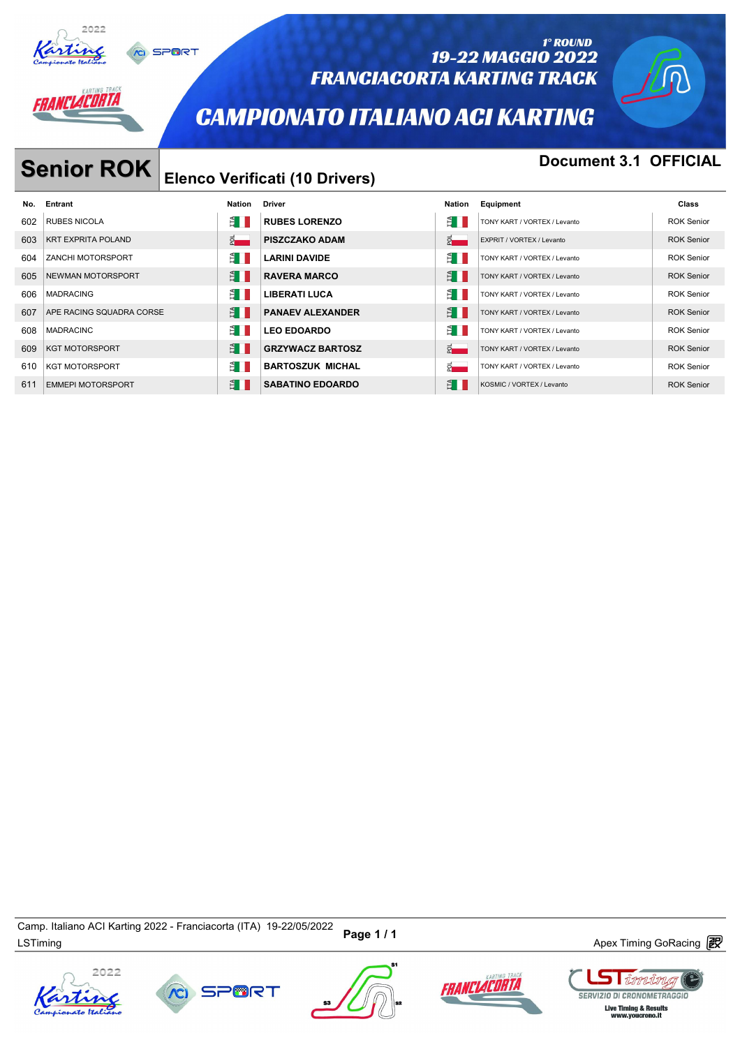1° ROUND
19-22 MAGGIO 2022
FRANCIACORTA KARTING TRACK

# CAMPIONATO ITALIANO ACI KARTING

## Senior ROK

**Elenco Verificati (10 Drivers)**

**Document 3.1 OFFICIAL**

| No. | Entrant | Nation | Driver | Nation | Equipment | Class |
|---|---|---|---|---|---|---|
| 602 | RUBES NICOLA | ITA | **RUBES LORENZO** | ITA | TONY KART / VORTEX / Levanto | ROK Senior |
| 603 | KRT EXPRITA POLAND | POL | **PISZCZAKO ADAM** | POL | EXPRIT / VORTEX / Levanto | ROK Senior |
| 604 | ZANCHI MOTORSPORT | ITA | **LARINI DAVIDE** | ITA | TONY KART / VORTEX / Levanto | ROK Senior |
| 605 | NEWMAN MOTORSPORT | ITA | **RAVERA MARCO** | ITA | TONY KART / VORTEX / Levanto | ROK Senior |
| 606 | MADRACING | ITA | **LIBERATI LUCA** | ITA | TONY KART / VORTEX / Levanto | ROK Senior |
| 607 | APE RACING SQUADRA CORSE | ITA | **PANAEV ALEXANDER** | ITA | TONY KART / VORTEX / Levanto | ROK Senior |
| 608 | MADRACINC | ITA | **LEO EDOARDO** | ITA | TONY KART / VORTEX / Levanto | ROK Senior |
| 609 | KGT MOTORSPORT | ITA | **GRZYWACZ BARTOSZ** | POL | TONY KART / VORTEX / Levanto | ROK Senior |
| 610 | KGT MOTORSPORT | ITA | **BARTOSZUK MICHAL** | POL | TONY KART / VORTEX / Levanto | ROK Senior |
| 611 | EMMEPI MOTORSPORT | ITA | **SABATINO EDOARDO** | ITA | KOSMIC / VORTEX / Levanto | ROK Senior |

Camp. Italiano ACI Karting 2022 - Franciacorta (ITA) 19-22/05/2022
LSTiming
Apex Timing GoRacing